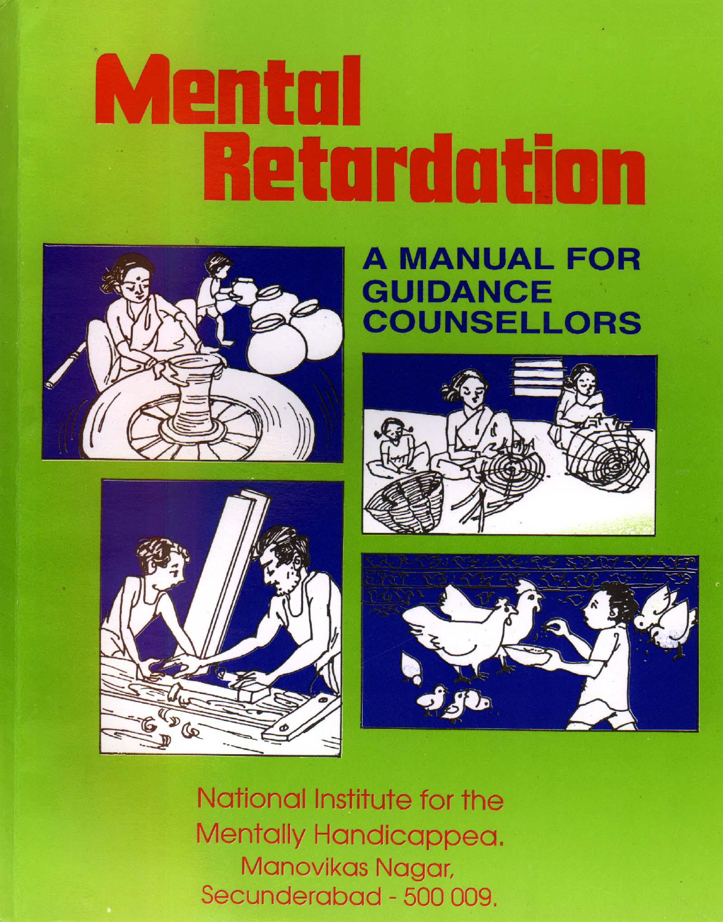# Mental Retardation

## A MANUAL FOR GUIDANCE COUNSELLORS

National Institute for the Mentally Handicappea.
Manovikas Nagar,
Secunderabad - 500 009.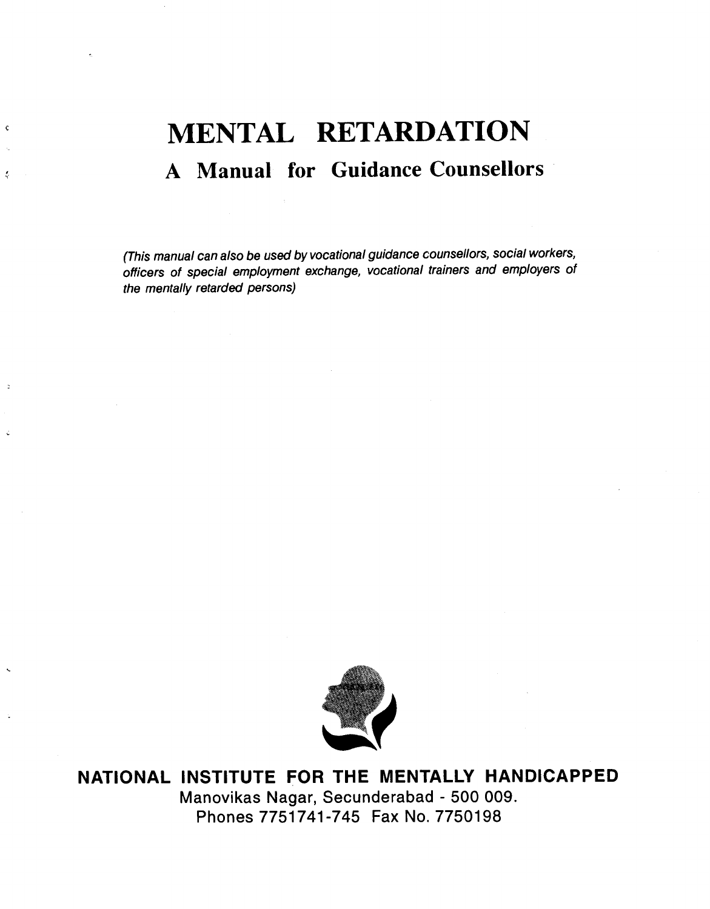# MENTAL RETARDATION

## A Manual for Guidance Counsellors

*(This manual can also be used by vocational guidance counsellors, social workers, officers of special employment exchange, vocational trainers and employers of the mentally retarded persons)*

**NATIONAL INSTITUTE FOR THE MENTALLY HANDICAPPED**

Manovikas Nagar, Secunderabad - 500 009.

Phones 7751741-745 Fax No. 7750198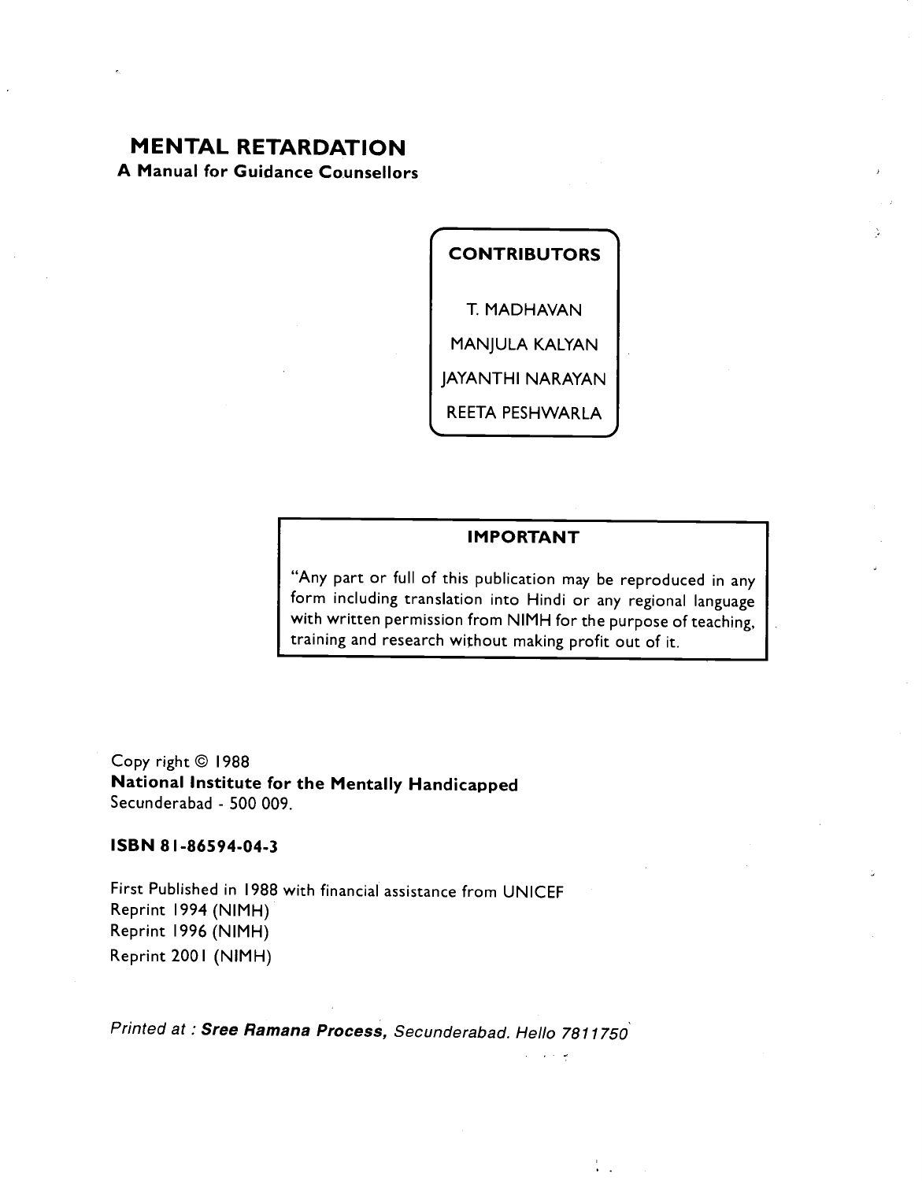# MENTAL RETARDATION

**A Manual for Guidance Counsellors**

**CONTRIBUTORS**

T. MADHAVAN

MANJULA KALYAN

JAYANTHI NARAYAN

REETA PESHWARLA

**IMPORTANT**

"Any part or full of this publication may be reproduced in any form including translation into Hindi or any regional language with written permission from NIMH for the purpose of teaching, training and research without making profit out of it.

Copy right © 1988
**National Institute for the Mentally Handicapped**
Secunderabad - 500 009.

**ISBN 81-86594-04-3**

First Published in 1988 with financial assistance from UNICEF
Reprint 1994 (NIMH)
Reprint 1996 (NIMH)
Reprint 2001 (NIMH)

*Printed at : **Sree Ramana Process,** Secunderabad. Hello 7811750*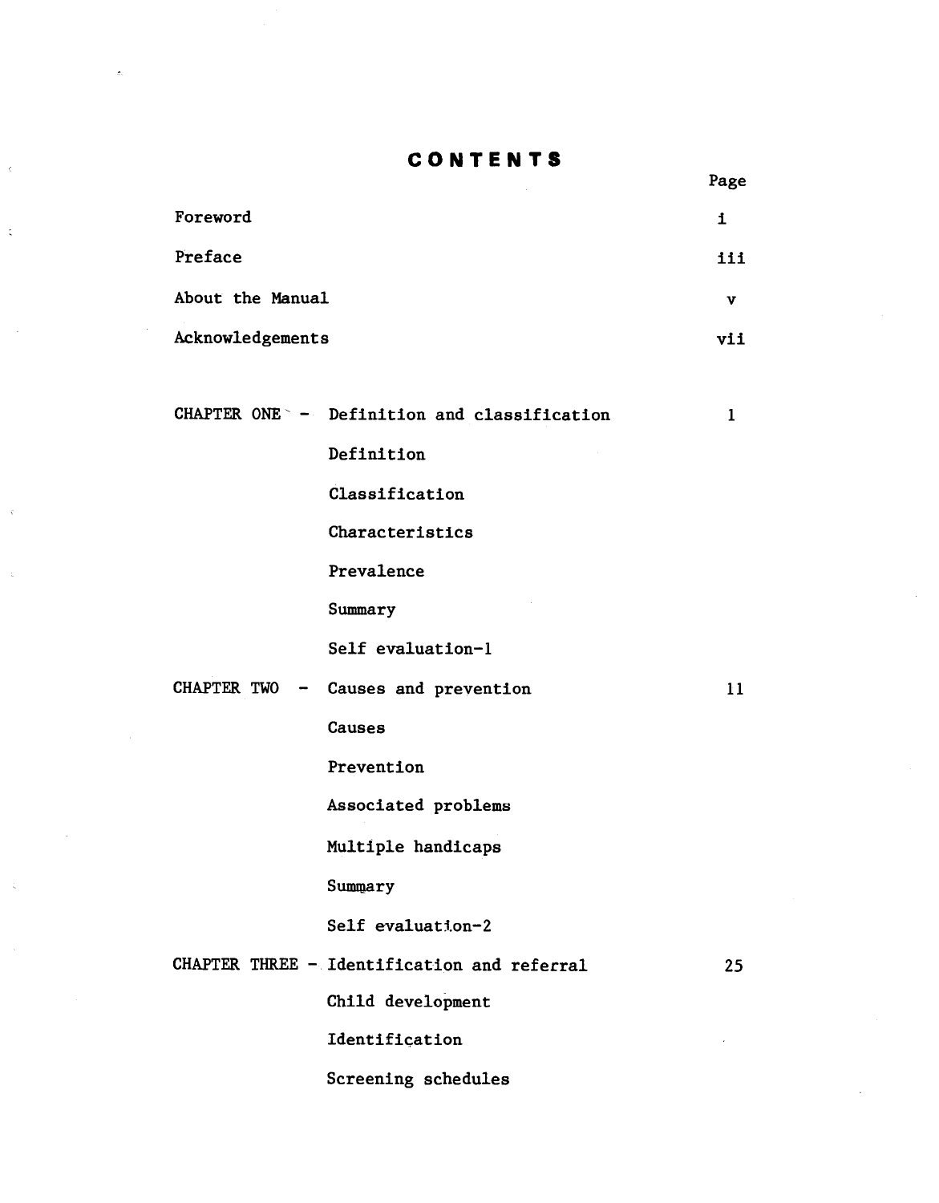# CONTENTS

| | | Page |
|---|---|---|
| Foreword | | i |
| Preface | | iii |
| About the Manual | | v |
| Acknowledgements | | vii |
| | | |
| CHAPTER ONE - | Definition and classification | 1 |
| | Definition | |
| | Classification | |
| | Characteristics | |
| | Prevalence | |
| | Summary | |
| | Self evaluation-1 | |
| CHAPTER TWO - | Causes and prevention | 11 |
| | Causes | |
| | Prevention | |
| | Associated problems | |
| | Multiple handicaps | |
| | Summary | |
| | Self evaluation-2 | |
| CHAPTER THREE - | Identification and referral | 25 |
| | Child development | |
| | Identification | |
| | Screening schedules | |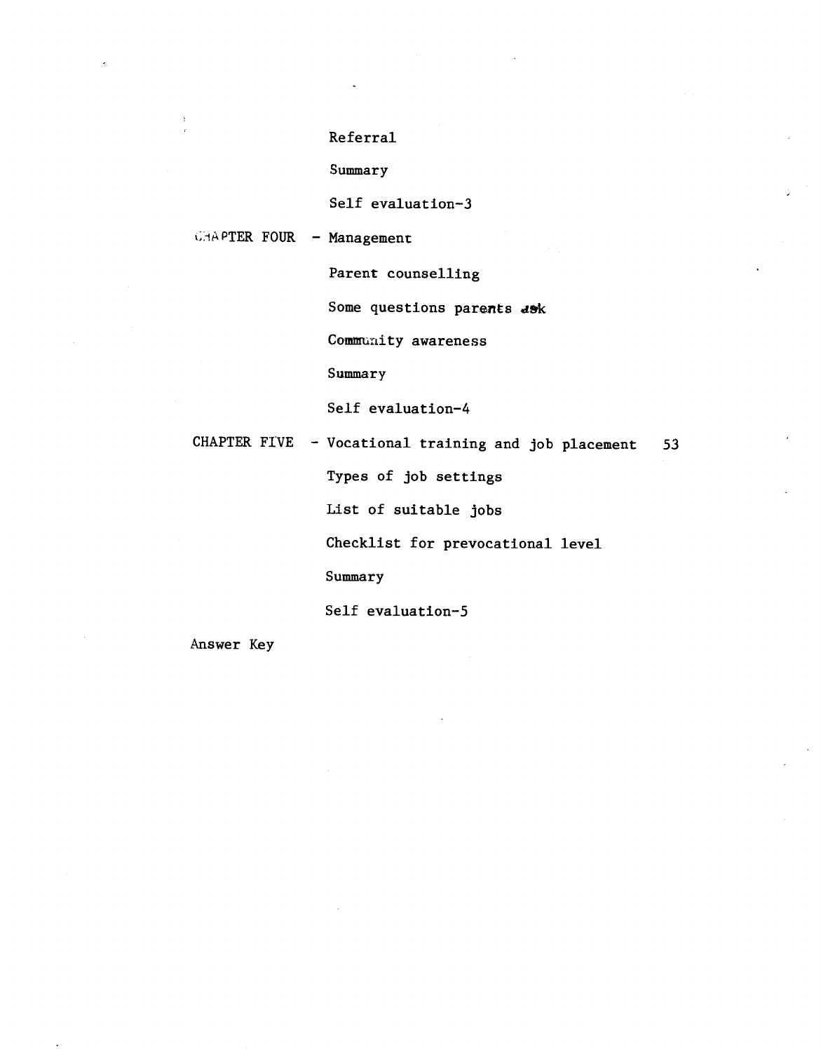Referral

Summary

Self evaluation-3

CHAPTER FOUR - Management

Parent counselling

Some questions parents ask

Community awareness

Summary

Self evaluation-4

CHAPTER FIVE - Vocational training and job placement 53

Types of job settings

List of suitable jobs

Checklist for prevocational level

Summary

Self evaluation-5

Answer Key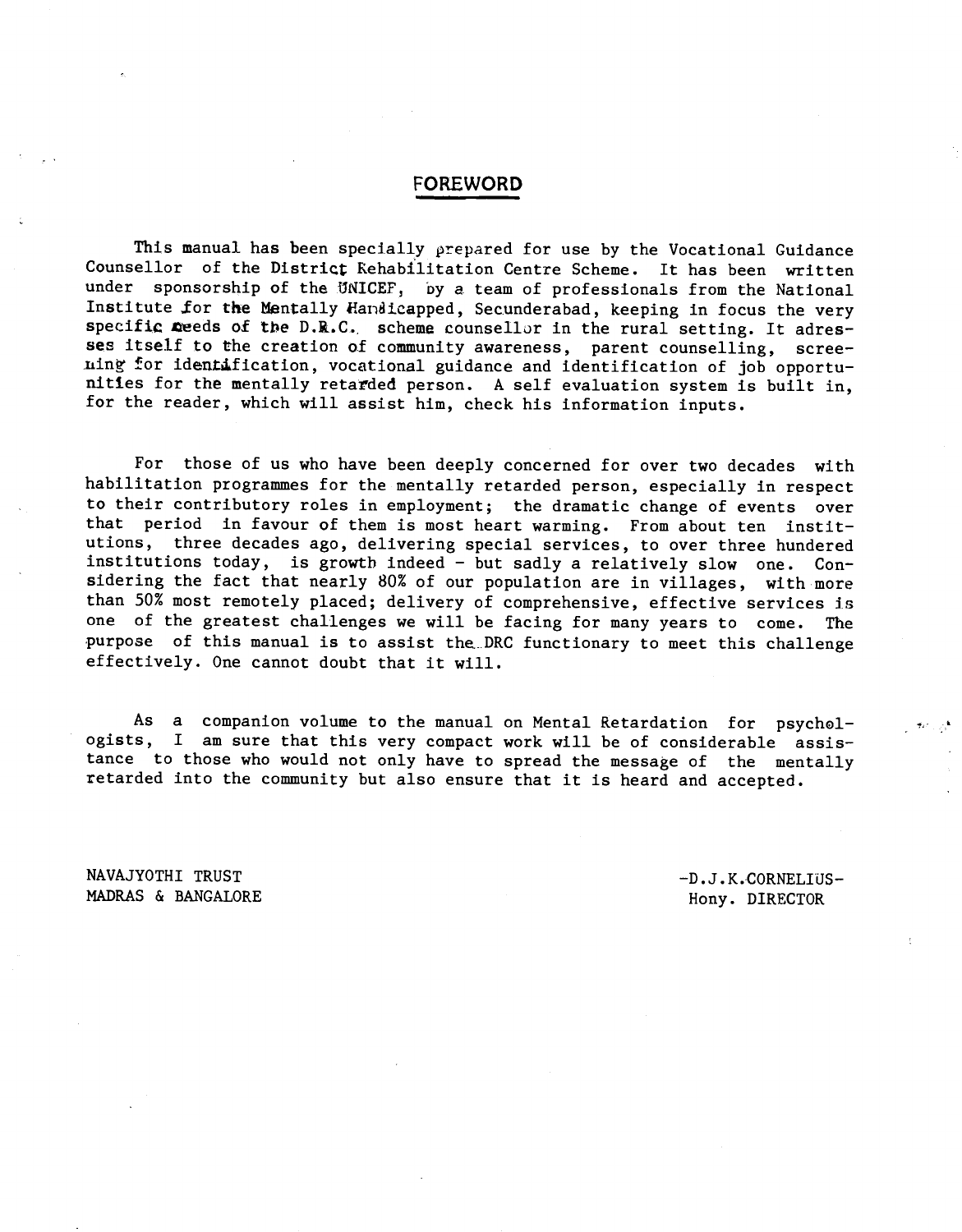## FOREWORD

This manual has been specially prepared for use by the Vocational Guidance Counsellor of the District Rehabilitation Centre Scheme. It has been written under sponsorship of the UNICEF, by a team of professionals from the National Institute for the Mentally Handicapped, Secunderabad, keeping in focus the very specific needs of the D.R.C. scheme counsellor in the rural setting. It adresses itself to the creation of community awareness, parent counselling, screening for identification, vocational guidance and identification of job opportunities for the mentally retarded person. A self evaluation system is built in, for the reader, which will assist him, check his information inputs.

For those of us who have been deeply concerned for over two decades with habilitation programmes for the mentally retarded person, especially in respect to their contributory roles in employment; the dramatic change of events over that period in favour of them is most heart warming. From about ten institutions, three decades ago, delivering special services, to over three hundered institutions today, is growth indeed - but sadly a relatively slow one. Considering the fact that nearly 80% of our population are in villages, with more than 50% most remotely placed; delivery of comprehensive, effective services is one of the greatest challenges we will be facing for many years to come. The purpose of this manual is to assist the DRC functionary to meet this challenge effectively. One cannot doubt that it will.

As a companion volume to the manual on Mental Retardation for psychologists, I am sure that this very compact work will be of considerable assistance to those who would not only have to spread the message of the mentally retarded into the community but also ensure that it is heard and accepted.

NAVAJYOTHI TRUST
MADRAS & BANGALORE

-D.J.K.CORNELIUS-
Hony. DIRECTOR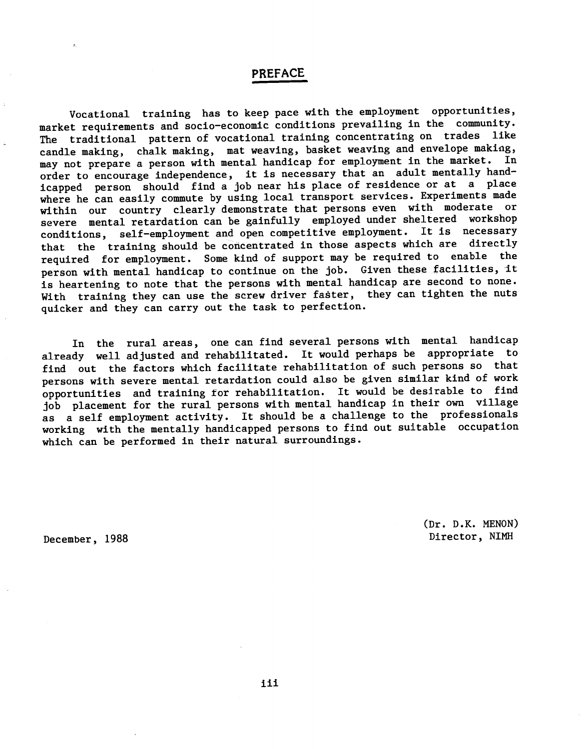## PREFACE

Vocational training has to keep pace with the employment opportunities, market requirements and socio-economic conditions prevailing in the community. The traditional pattern of vocational training concentrating on trades like candle making, chalk making, mat weaving, basket weaving and envelope making, may not prepare a person with mental handicap for employment in the market. In order to encourage independence, it is necessary that an adult mentally handicapped person should find a job near his place of residence or at a place where he can easily commute by using local transport services. Experiments made within our country clearly demonstrate that persons even with moderate or severe mental retardation can be gainfully employed under sheltered workshop conditions, self-employment and open competitive employment. It is necessary that the training should be concentrated in those aspects which are directly required for employment. Some kind of support may be required to enable the person with mental handicap to continue on the job. Given these facilities, it is heartening to note that the persons with mental handicap are second to none. With training they can use the screw driver faster, they can tighten the nuts quicker and they can carry out the task to perfection.

In the rural areas, one can find several persons with mental handicap already well adjusted and rehabilitated. It would perhaps be appropriate to find out the factors which facilitate rehabilitation of such persons so that persons with severe mental retardation could also be given similar kind of work opportunities and training for rehabilitation. It would be desirable to find job placement for the rural persons with mental handicap in their own village as a self employment activity. It should be a challenge to the professionals working with the mentally handicapped persons to find out suitable occupation which can be performed in their natural surroundings.

December, 1988

(Dr. D.K. MENON)
Director, NIMH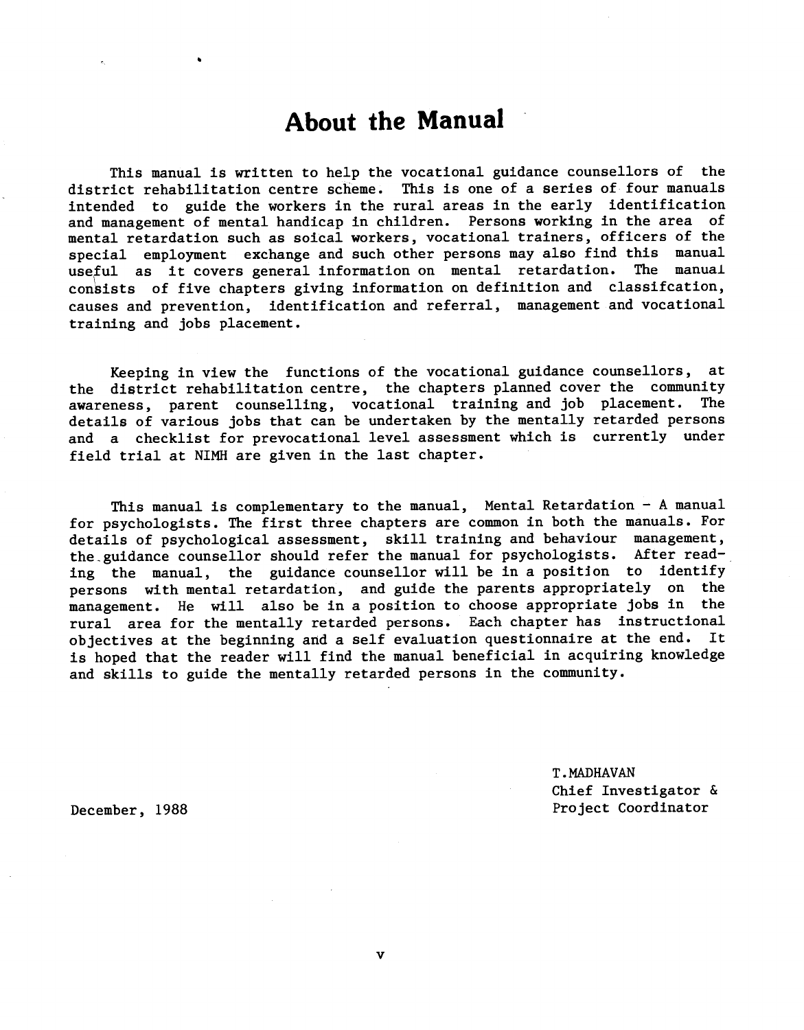# About the Manual

This manual is written to help the vocational guidance counsellors of the district rehabilitation centre scheme. This is one of a series of four manuals intended to guide the workers in the rural areas in the early identification and management of mental handicap in children. Persons working in the area of mental retardation such as soical workers, vocational trainers, officers of the special employment exchange and such other persons may also find this manual useful as it covers general information on mental retardation. The manual consists of five chapters giving information on definition and classifcation, causes and prevention, identification and referral, management and vocational training and jobs placement.

Keeping in view the functions of the vocational guidance counsellors, at the district rehabilitation centre, the chapters planned cover the community awareness, parent counselling, vocational training and job placement. The details of various jobs that can be undertaken by the mentally retarded persons and a checklist for prevocational level assessment which is currently under field trial at NIMH are given in the last chapter.

This manual is complementary to the manual, Mental Retardation - A manual for psychologists. The first three chapters are common in both the manuals. For details of psychological assessment, skill training and behaviour management, the guidance counsellor should refer the manual for psychologists. After reading the manual, the guidance counsellor will be in a position to identify persons with mental retardation, and guide the parents appropriately on the management. He will also be in a position to choose appropriate jobs in the rural area for the mentally retarded persons. Each chapter has instructional objectives at the beginning and a self evaluation questionnaire at the end. It is hoped that the reader will find the manual beneficial in acquiring knowledge and skills to guide the mentally retarded persons in the community.

December, 1988

T.MADHAVAN
Chief Investigator &
Project Coordinator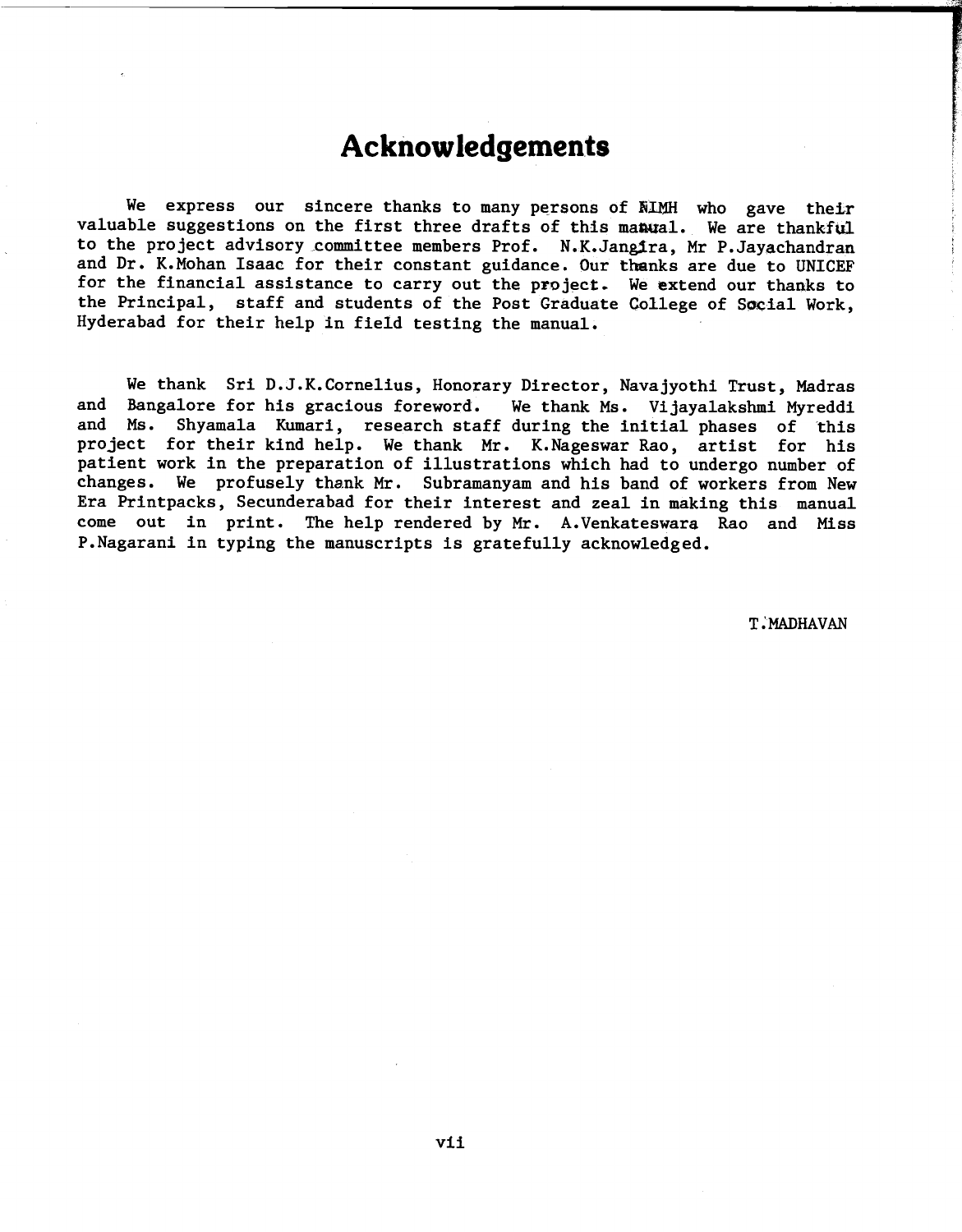# Acknowledgements

We express our sincere thanks to many persons of NIMH who gave their valuable suggestions on the first three drafts of this manual. We are thankful to the project advisory committee members Prof. N.K.Jangira, Mr P.Jayachandran and Dr. K.Mohan Isaac for their constant guidance. Our thanks are due to UNICEF for the financial assistance to carry out the project. We extend our thanks to the Principal, staff and students of the Post Graduate College of Social Work, Hyderabad for their help in field testing the manual.

We thank Sri D.J.K.Cornelius, Honorary Director, Navajyothi Trust, Madras and Bangalore for his gracious foreword. We thank Ms. Vijayalakshmi Myreddi and Ms. Shyamala Kumari, research staff during the initial phases of this project for their kind help. We thank Mr. K.Nageswar Rao, artist for his patient work in the preparation of illustrations which had to undergo number of changes. We profusely thank Mr. Subramanyam and his band of workers from New Era Printpacks, Secunderabad for their interest and zeal in making this manual come out in print. The help rendered by Mr. A.Venkateswara Rao and Miss P.Nagarani in typing the manuscripts is gratefully acknowledged.

T.MADHAVAN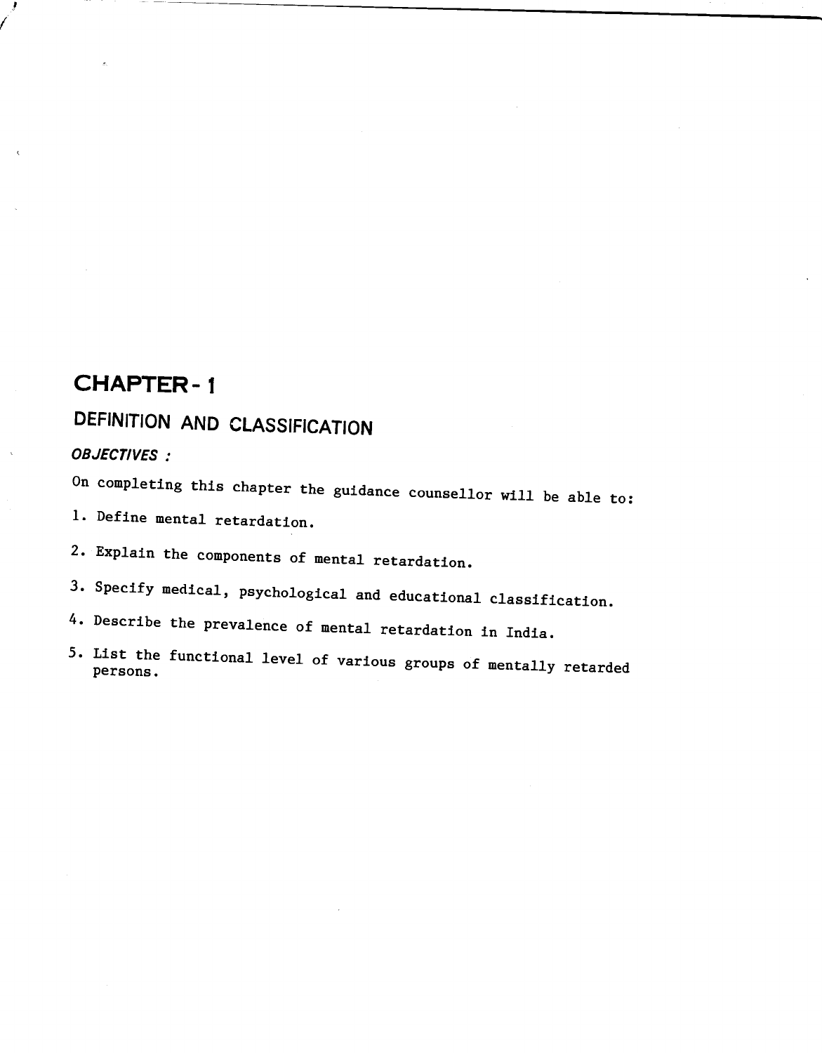# CHAPTER - 1

## DEFINITION AND CLASSIFICATION

***OBJECTIVES :***

On completing this chapter the guidance counsellor will be able to:

1. Define mental retardation.
2. Explain the components of mental retardation.
3. Specify medical, psychological and educational classification.
4. Describe the prevalence of mental retardation in India.
5. List the functional level of various groups of mentally retarded persons.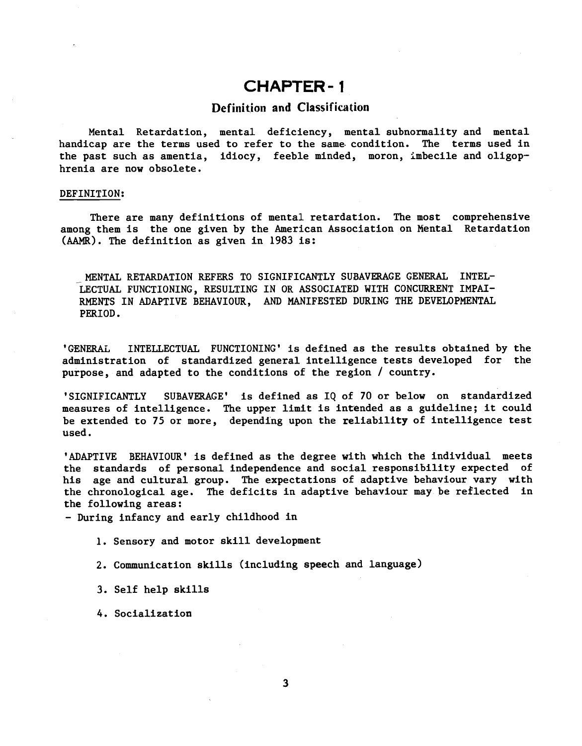# CHAPTER - 1

## Definition and Classification

Mental Retardation, mental deficiency, mental subnormality and mental handicap are the terms used to refer to the same condition. The terms used in the past such as amentia, idiocy, feeble minded, moron, imbecile and oligophrenia are now obsolete.

DEFINITION:

There are many definitions of mental retardation. The most comprehensive among them is the one given by the American Association on Mental Retardation (AAMR). The definition as given in 1983 is:

MENTAL RETARDATION REFERS TO SIGNIFICANTLY SUBAVERAGE GENERAL INTELLECTUAL FUNCTIONING, RESULTING IN OR ASSOCIATED WITH CONCURRENT IMPAIRMENTS IN ADAPTIVE BEHAVIOUR, AND MANIFESTED DURING THE DEVELOPMENTAL PERIOD.

'GENERAL INTELLECTUAL FUNCTIONING' is defined as the results obtained by the administration of standardized general intelligence tests developed for the purpose, and adapted to the conditions of the region / country.

'SIGNIFICANTLY SUBAVERAGE' is defined as IQ of 70 or below on standardized measures of intelligence. The upper limit is intended as a guideline; it could be extended to 75 or more, depending upon the reliability of intelligence test used.

'ADAPTIVE BEHAVIOUR' is defined as the degree with which the individual meets the standards of personal independence and social responsibility expected of his age and cultural group. The expectations of adaptive behaviour vary with the chronological age. The deficits in adaptive behaviour may be reflected in the following areas:

- During infancy and early childhood in

1. Sensory and motor skill development
2. Communication skills (including speech and language)
3. Self help skills
4. Socialization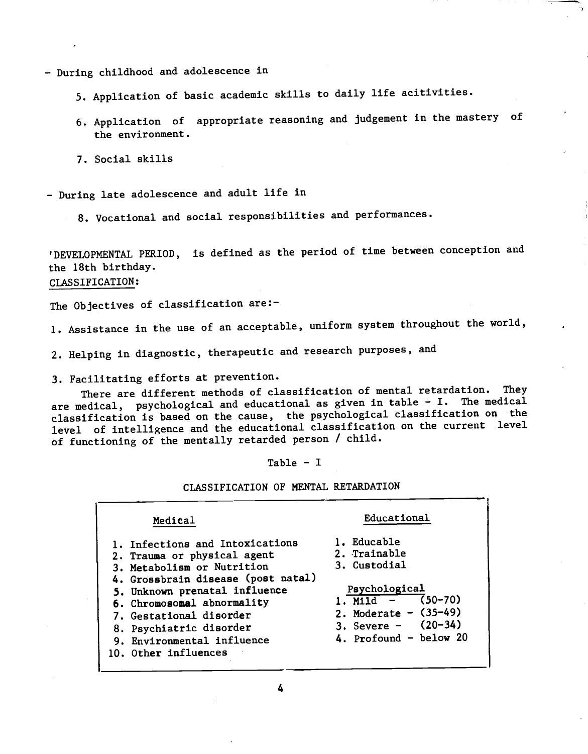- During childhood and adolescence in

   5. Application of basic academic skills to daily life acitivities.

   6. Application of appropriate reasoning and judgement in the mastery of the environment.

   7. Social skills

- During late adolescence and adult life in

   8. Vocational and social responsibilities and performances.

'DEVELOPMENTAL PERIOD, is defined as the period of time between conception and the 18th birthday.

CLASSIFICATION:

The Objectives of classification are:-

1. Assistance in the use of an acceptable, uniform system throughout the world,

2. Helping in diagnostic, therapeutic and research purposes, and

3. Facilitating efforts at prevention.

There are different methods of classification of mental retardation. They are medical, psychological and educational as given in table - I. The medical classification is based on the cause, the psychological classification on the level of intelligence and the educational classification on the current level of functioning of the mentally retarded person / child.

Table - I

CLASSIFICATION OF MENTAL RETARDATION

| Medical | Educational |
|---|---|
| 1. Infections and Intoxications | 1. Educable |
| 2. Trauma or physical agent | 2. Trainable |
| 3. Metabolism or Nutrition | 3. Custodial |
| 4. Grossbrain disease (post natal) | |
| 5. Unknown prenatal influence | **Psychological** |
| 6. Chromosomal abnormality | 1. Mild - (50-70) |
| 7. Gestational disorder | 2. Moderate - (35-49) |
| 8. Psychiatric disorder | 3. Severe - (20-34) |
| 9. Environmental influence | 4. Profound - below 20 |
| 10. Other influences | |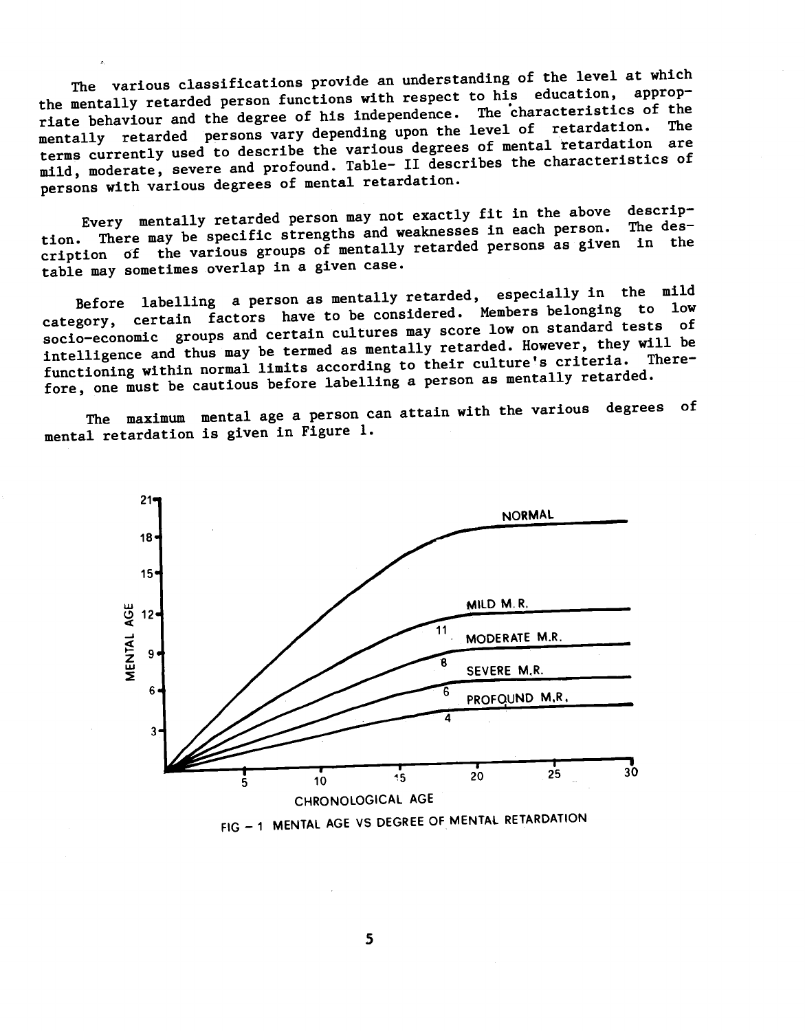The various classifications provide an understanding of the level at which the mentally retarded person functions with respect to his education, appropriate behaviour and the degree of his independence. The characteristics of the mentally retarded persons vary depending upon the level of retardation. The terms currently used to describe the various degrees of mental retardation are mild, moderate, severe and profound. Table- II describes the characteristics of persons with various degrees of mental retardation.

Every mentally retarded person may not exactly fit in the above description. There may be specific strengths and weaknesses in each person. The description of the various groups of mentally retarded persons as given in the table may sometimes overlap in a given case.

Before labelling a person as mentally retarded, especially in the mild category, certain factors have to be considered. Members belonging to low socio-economic groups and certain cultures may score low on standard tests of intelligence and thus may be termed as mentally retarded. However, they will be functioning within normal limits according to their culture's criteria. Therefore, one must be cautious before labelling a person as mentally retarded.

The maximum mental age a person can attain with the various degrees of mental retardation is given in Figure 1.

FIG – 1 MENTAL AGE VS DEGREE OF MENTAL RETARDATION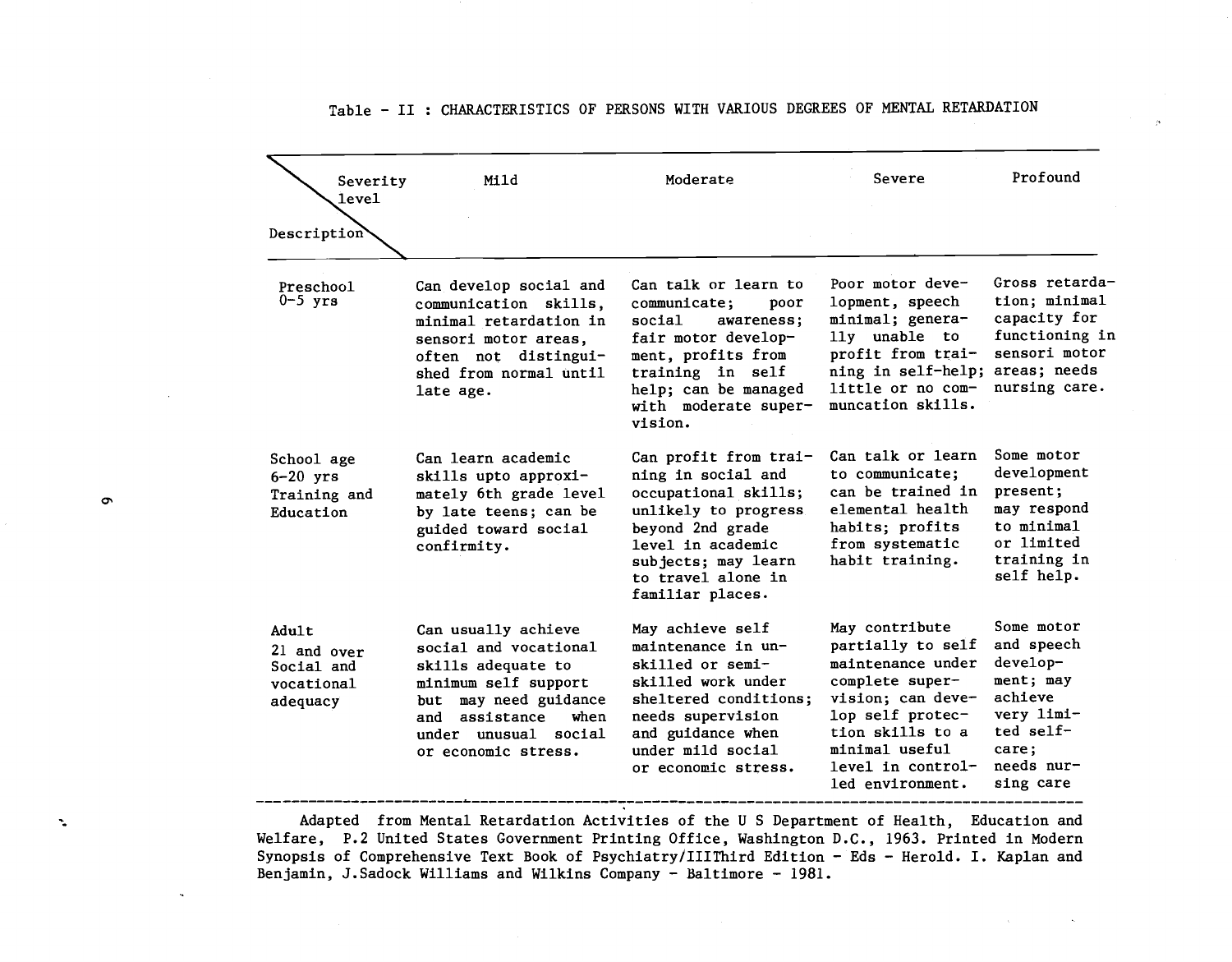Table - II : CHARACTERISTICS OF PERSONS WITH VARIOUS DEGREES OF MENTAL RETARDATION

| Description / Severity level | Mild | Moderate | Severe | Profound |
|---|---|---|---|---|
| Preschool 0-5 yrs | Can develop social and communication skills, minimal retardation in sensori motor areas, often not distinguished from normal until late age. | Can talk or learn to communicate; poor social awareness; fair motor development, profits from training in self help; can be managed with moderate supervision. | Poor motor development, speech minimal; generally unable to profit from training in self-help; little or no communcation skills. | Gross retardation; minimal capacity for functioning in sensori motor areas; needs nursing care. |
| School age 6-20 yrs Training and Education | Can learn academic skills upto approximately 6th grade level by late teens; can be guided toward social confirmity. | Can profit from training in social and occupational skills; unlikely to progress beyond 2nd grade level in academic subjects; may learn to travel alone in familiar places. | Can talk or learn to communicate; can be trained in elemental health habits; profits from systematic habit training. | Some motor development present; may respond to minimal or limited training in self help. |
| Adult 21 and over Social and vocational adequacy | Can usually achieve social and vocational skills adequate to minimum self support but may need guidance and assistance when under unusual social or economic stress. | May achieve self maintenance in unskilled or semi-skilled work under sheltered conditions; needs supervision and guidance when under mild social or economic stress. | May contribute partially to self maintenance under complete supervision; can develop self protection skills to a minimal useful level in controlled environment. | Some motor and speech development; may achieve very limited self-care; needs nursing care |

Adapted from Mental Retardation Activities of the U S Department of Health, Education and Welfare, P.2 United States Government Printing Office, Washington D.C., 1963. Printed in Modern Synopsis of Comprehensive Text Book of Psychiatry/IIIThird Edition - Eds - Herold. I. Kaplan and Benjamin, J.Sadock Williams and Wilkins Company - Baltimore - 1981.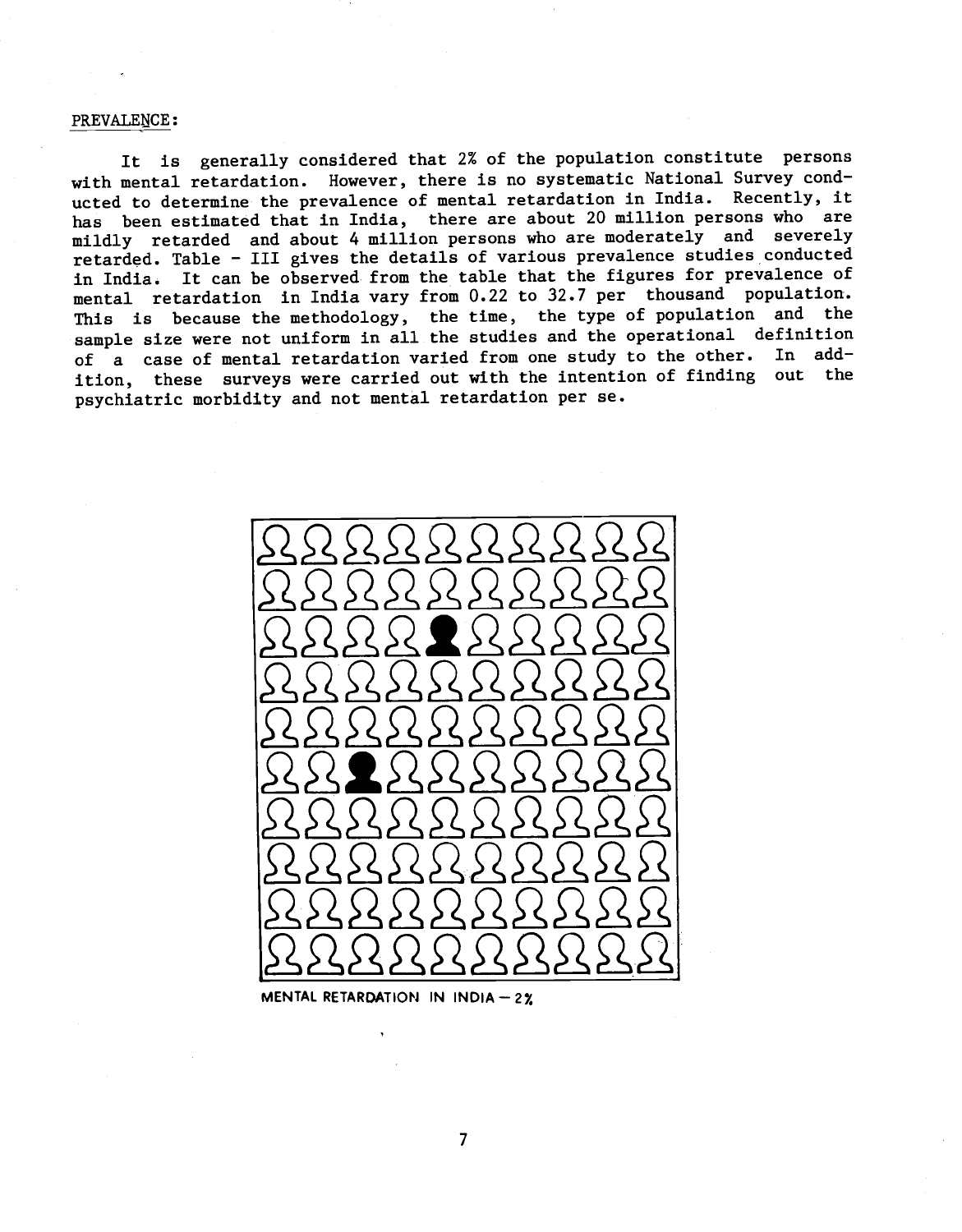PREVALENCE:

It is generally considered that 2% of the population constitute persons with mental retardation. However, there is no systematic National Survey conducted to determine the prevalence of mental retardation in India. Recently, it has been estimated that in India, there are about 20 million persons who are mildly retarded and about 4 million persons who are moderately and severely retarded. Table - III gives the details of various prevalence studies conducted in India. It can be observed from the table that the figures for prevalence of mental retardation in India vary from 0.22 to 32.7 per thousand population. This is because the methodology, the time, the type of population and the sample size were not uniform in all the studies and the operational definition of a case of mental retardation varied from one study to the other. In addition, these surveys were carried out with the intention of finding out the psychiatric morbidity and not mental retardation per se.

MENTAL RETARDATION IN INDIA — 2%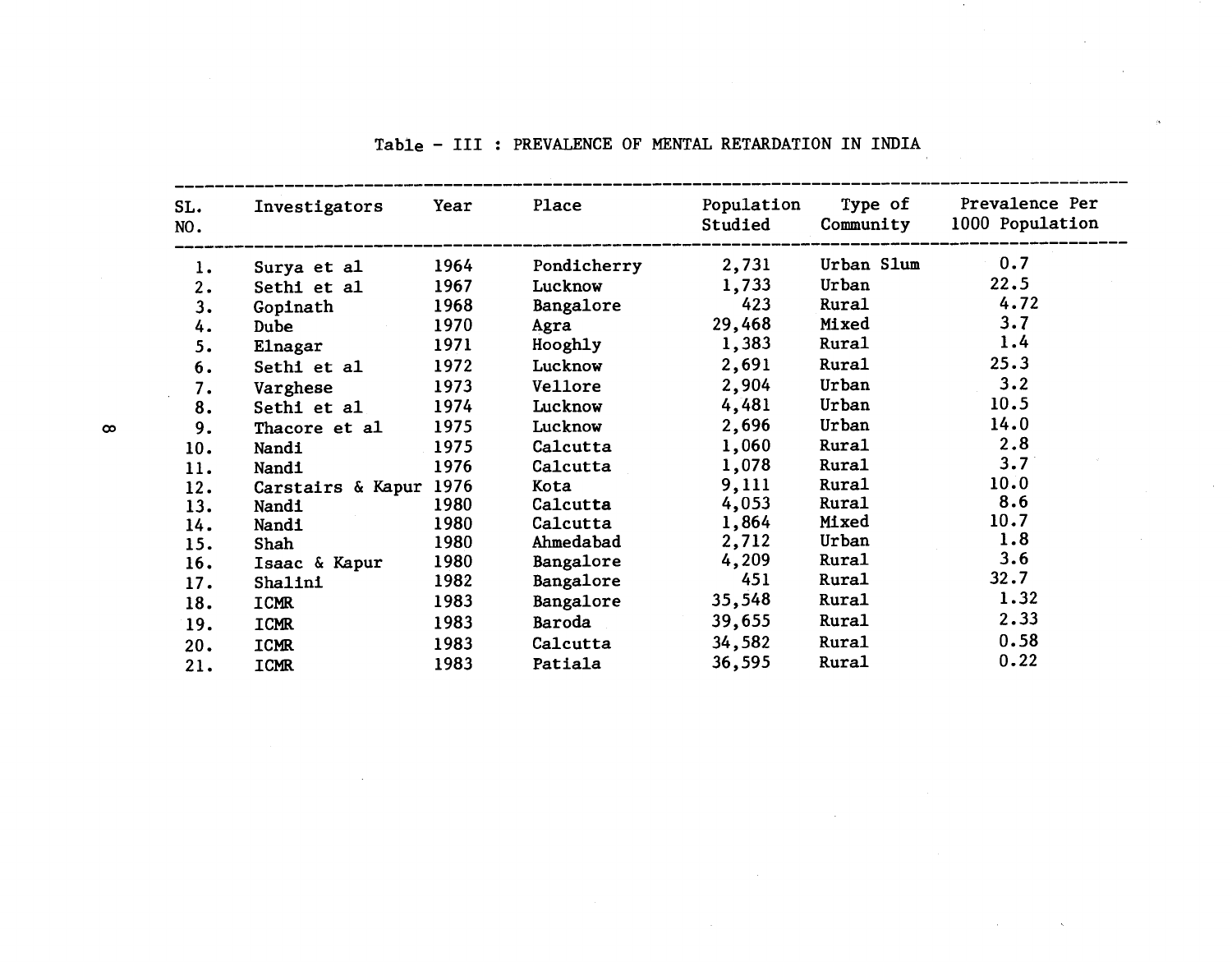Table - III : PREVALENCE OF MENTAL RETARDATION IN INDIA

| SL. NO. | Investigators | Year | Place | Population Studied | Type of Community | Prevalence Per 1000 Population |
|---|---|---|---|---|---|---|
| 1. | Surya et al | 1964 | Pondicherry | 2,731 | Urban Slum | 0.7 |
| 2. | Sethi et al | 1967 | Lucknow | 1,733 | Urban | 22.5 |
| 3. | Gopinath | 1968 | Bangalore | 423 | Rural | 4.72 |
| 4. | Dube | 1970 | Agra | 29,468 | Mixed | 3.7 |
| 5. | Elnagar | 1971 | Hooghly | 1,383 | Rural | 1.4 |
| 6. | Sethi et al | 1972 | Lucknow | 2,691 | Rural | 25.3 |
| 7. | Varghese | 1973 | Vellore | 2,904 | Urban | 3.2 |
| 8. | Sethi et al | 1974 | Lucknow | 4,481 | Urban | 10.5 |
| 9. | Thacore et al | 1975 | Lucknow | 2,696 | Urban | 14.0 |
| 10. | Nandi | 1975 | Calcutta | 1,060 | Rural | 2.8 |
| 11. | Nandi | 1976 | Calcutta | 1,078 | Rural | 3.7 |
| 12. | Carstairs & Kapur | 1976 | Kota | 9,111 | Rural | 10.0 |
| 13. | Nandi | 1980 | Calcutta | 4,053 | Rural | 8.6 |
| 14. | Nandi | 1980 | Calcutta | 1,864 | Mixed | 10.7 |
| 15. | Shah | 1980 | Ahmedabad | 2,712 | Urban | 1.8 |
| 16. | Isaac & Kapur | 1980 | Bangalore | 4,209 | Rural | 3.6 |
| 17. | Shalini | 1982 | Bangalore | 451 | Rural | 32.7 |
| 18. | ICMR | 1983 | Bangalore | 35,548 | Rural | 1.32 |
| 19. | ICMR | 1983 | Baroda | 39,655 | Rural | 2.33 |
| 20. | ICMR | 1983 | Calcutta | 34,582 | Rural | 0.58 |
| 21. | ICMR | 1983 | Patiala | 36,595 | Rural | 0.22 |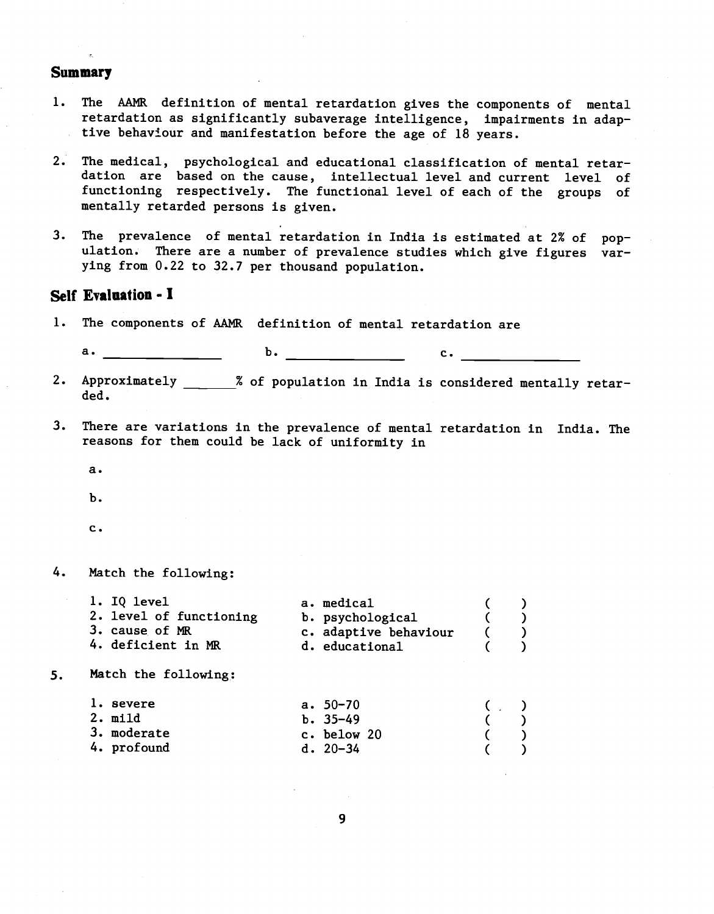## Summary

1. The AAMR definition of mental retardation gives the components of mental retardation as significantly subaverage intelligence, impairments in adaptive behaviour and manifestation before the age of 18 years.

2. The medical, psychological and educational classification of mental retardation are based on the cause, intellectual level and current level of functioning respectively. The functional level of each of the groups of mentally retarded persons is given.

3. The prevalence of mental retardation in India is estimated at 2% of population. There are a number of prevalence studies which give figures varying from 0.22 to 32.7 per thousand population.

## Self Evaluation - I

1. The components of AAMR definition of mental retardation are

   a. ______________ b. ______________ c. ______________

2. Approximately ______% of population in India is considered mentally retarded.

3. There are variations in the prevalence of mental retardation in India. The reasons for them could be lack of uniformity in

   a.

   b.

   c.

4. Match the following:

| | | |
|---|---|---|
| 1. IQ level | a. medical | ( ) |
| 2. level of functioning | b. psychological | ( ) |
| 3. cause of MR | c. adaptive behaviour | ( ) |
| 4. deficient in MR | d. educational | ( ) |

5. Match the following:

| | | |
|---|---|---|
| 1. severe | a. 50-70 | ( ) |
| 2. mild | b. 35-49 | ( ) |
| 3. moderate | c. below 20 | ( ) |
| 4. profound | d. 20-34 | ( ) |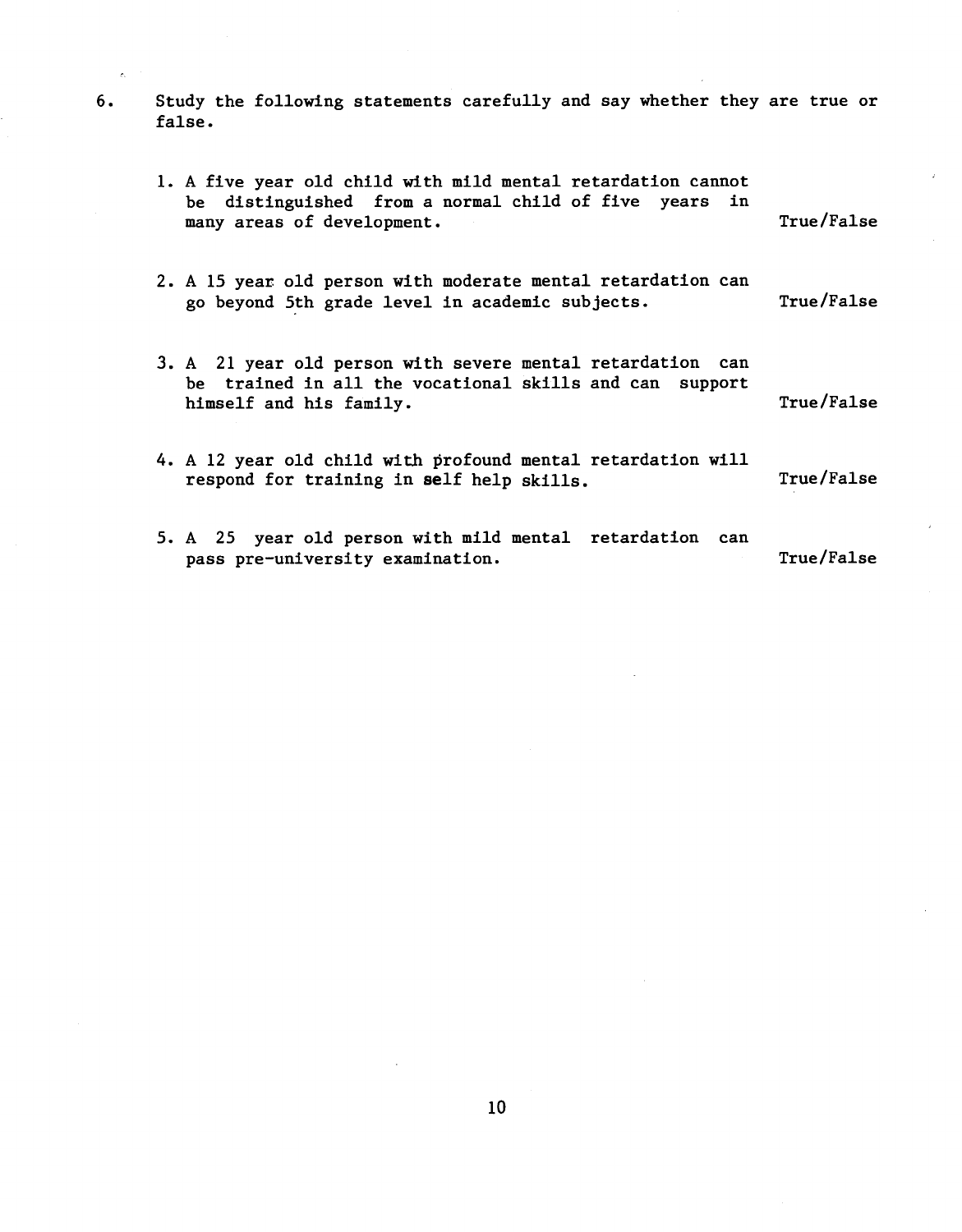6. Study the following statements carefully and say whether they are true or false.

   1. A five year old child with mild mental retardation cannot be distinguished from a normal child of five years in many areas of development. True/False

   2. A 15 year old person with moderate mental retardation can go beyond 5th grade level in academic subjects. True/False

   3. A 21 year old person with severe mental retardation can be trained in all the vocational skills and can support himself and his family. True/False

   4. A 12 year old child with profound mental retardation will respond for training in self help skills. True/False

   5. A 25 year old person with mild mental retardation can pass pre-university examination. True/False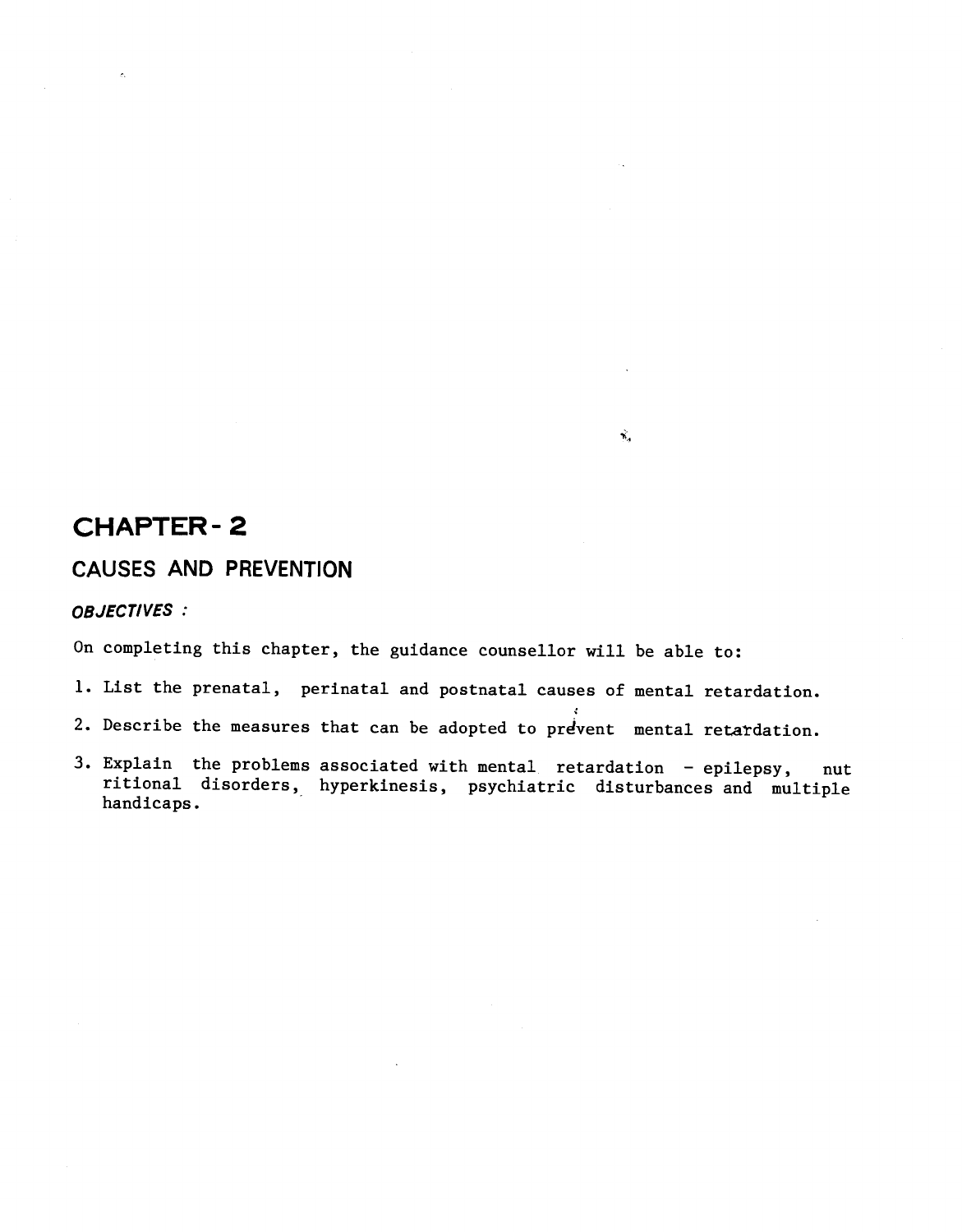# CHAPTER - 2

## CAUSES AND PREVENTION

***OBJECTIVES :***

On completing this chapter, the guidance counsellor will be able to:

1. List the prenatal, perinatal and postnatal causes of mental retardation.
2. Describe the measures that can be adopted to prevent mental retardation.
3. Explain the problems associated with mental retardation - epilepsy, nutritional disorders, hyperkinesis, psychiatric disturbances and multiple handicaps.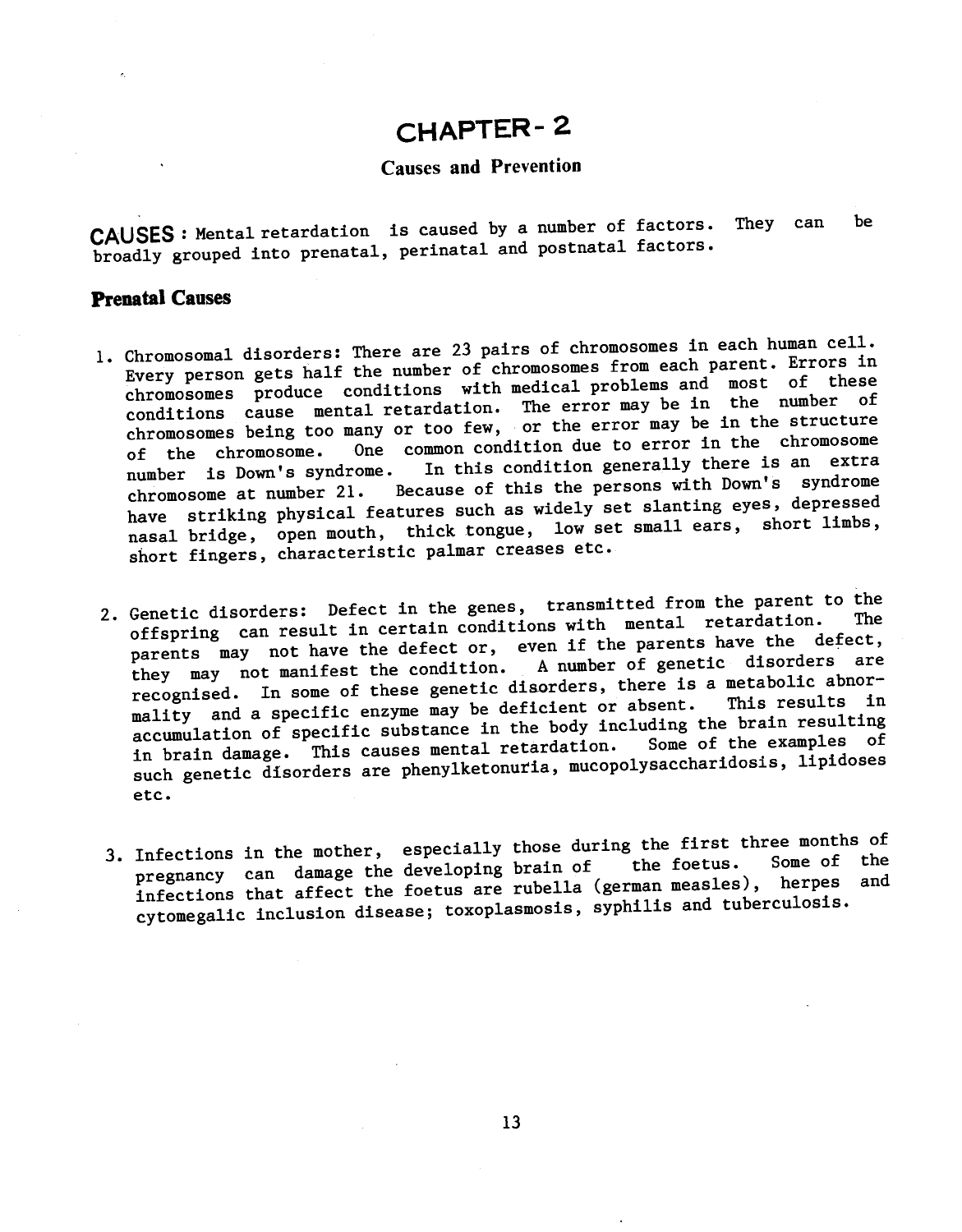# CHAPTER- 2

## Causes and Prevention

**CAUSES** : Mental retardation is caused by a number of factors. They can be broadly grouped into prenatal, perinatal and postnatal factors.

### Prenatal Causes

1. Chromosomal disorders: There are 23 pairs of chromosomes in each human cell. Every person gets half the number of chromosomes from each parent. Errors in chromosomes produce conditions with medical problems and most of these conditions cause mental retardation. The error may be in the number of chromosomes being too many or too few, or the error may be in the structure of the chromosome. One common condition due to error in the chromosome number is Down's syndrome. In this condition generally there is an extra chromosome at number 21. Because of this the persons with Down's syndrome have striking physical features such as widely set slanting eyes, depressed nasal bridge, open mouth, thick tongue, low set small ears, short limbs, short fingers, characteristic palmar creases etc.

2. Genetic disorders: Defect in the genes, transmitted from the parent to the offspring can result in certain conditions with mental retardation. The parents may not have the defect or, even if the parents have the defect, they may not manifest the condition. A number of genetic disorders are recognised. In some of these genetic disorders, there is a metabolic abnormality and a specific enzyme may be deficient or absent. This results in accumulation of specific substance in the body including the brain resulting in brain damage. This causes mental retardation. Some of the examples of such genetic disorders are phenylketonuria, mucopolysaccharidosis, lipidoses etc.

3. Infections in the mother, especially those during the first three months of pregnancy can damage the developing brain of the foetus. Some of the infections that affect the foetus are rubella (german measles), herpes and cytomegalic inclusion disease; toxoplasmosis, syphilis and tuberculosis.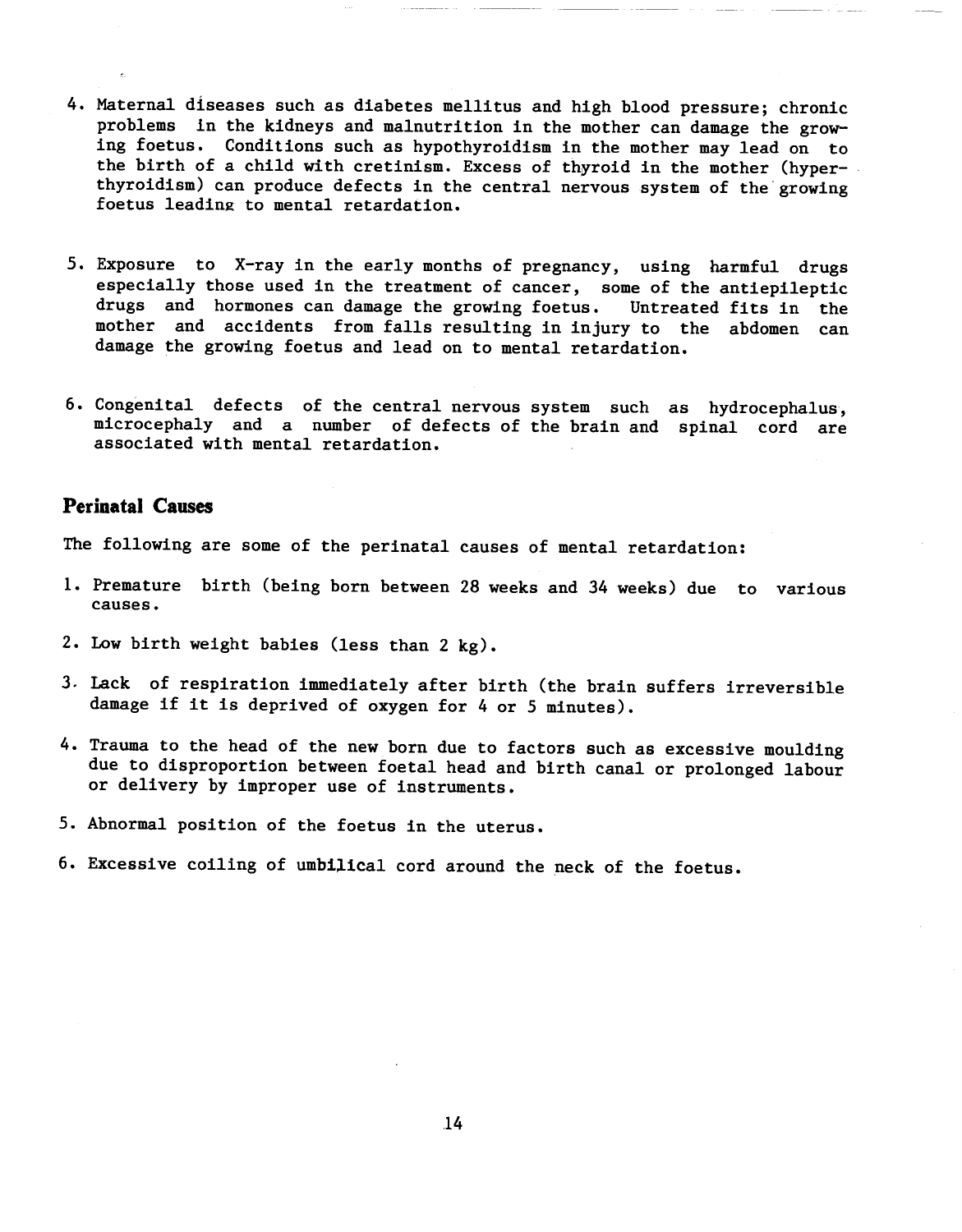4. Maternal diseases such as diabetes mellitus and high blood pressure; chronic problems in the kidneys and malnutrition in the mother can damage the growing foetus. Conditions such as hypothyroidism in the mother may lead on to the birth of a child with cretinism. Excess of thyroid in the mother (hyperthyroidism) can produce defects in the central nervous system of the growing foetus leading to mental retardation.

5. Exposure to X-ray in the early months of pregnancy, using harmful drugs especially those used in the treatment of cancer, some of the antiepileptic drugs and hormones can damage the growing foetus. Untreated fits in the mother and accidents from falls resulting in injury to the abdomen can damage the growing foetus and lead on to mental retardation.

6. Congenital defects of the central nervous system such as hydrocephalus, microcephaly and a number of defects of the brain and spinal cord are associated with mental retardation.

## Perinatal Causes

The following are some of the perinatal causes of mental retardation:

1. Premature birth (being born between 28 weeks and 34 weeks) due to various causes.

2. Low birth weight babies (less than 2 kg).

3. Lack of respiration immediately after birth (the brain suffers irreversible damage if it is deprived of oxygen for 4 or 5 minutes).

4. Trauma to the head of the new born due to factors such as excessive moulding due to disproportion between foetal head and birth canal or prolonged labour or delivery by improper use of instruments.

5. Abnormal position of the foetus in the uterus.

6. Excessive coiling of umbilical cord around the neck of the foetus.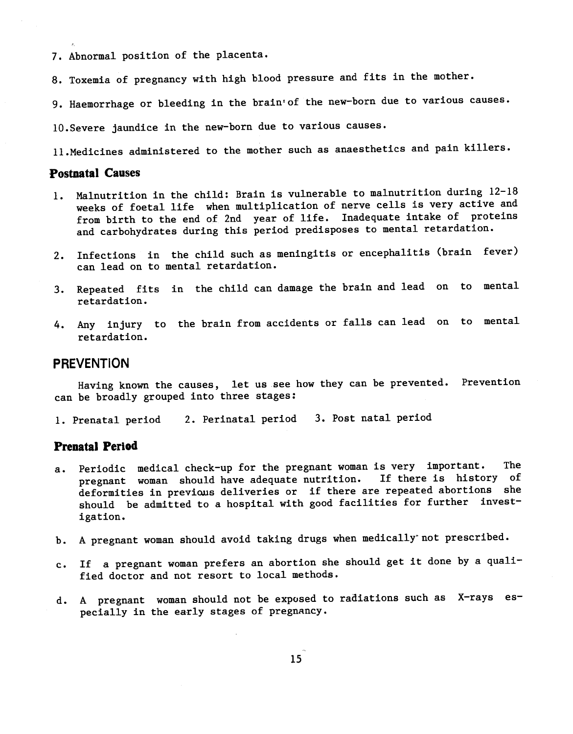7. Abnormal position of the placenta.

8. Toxemia of pregnancy with high blood pressure and fits in the mother.

9. Haemorrhage or bleeding in the brain of the new-born due to various causes.

10. Severe jaundice in the new-born due to various causes.

11. Medicines administered to the mother such as anaesthetics and pain killers.

### Postnatal Causes

1. Malnutrition in the child: Brain is vulnerable to malnutrition during 12-18 weeks of foetal life when multiplication of nerve cells is very active and from birth to the end of 2nd year of life. Inadequate intake of proteins and carbohydrates during this period predisposes to mental retardation.

2. Infections in the child such as meningitis or encephalitis (brain fever) can lead on to mental retardation.

3. Repeated fits in the child can damage the brain and lead on to mental retardation.

4. Any injury to the brain from accidents or falls can lead on to mental retardation.

## PREVENTION

Having known the causes, let us see how they can be prevented. Prevention can be broadly grouped into three stages:

1. Prenatal period 2. Perinatal period 3. Post natal period

### Prenatal Period

a. Periodic medical check-up for the pregnant woman is very important. The pregnant woman should have adequate nutrition. If there is history of deformities in previous deliveries or if there are repeated abortions she should be admitted to a hospital with good facilities for further investigation.

b. A pregnant woman should avoid taking drugs when medically not prescribed.

c. If a pregnant woman prefers an abortion she should get it done by a qualified doctor and not resort to local methods.

d. A pregnant woman should not be exposed to radiations such as X-rays especially in the early stages of pregnancy.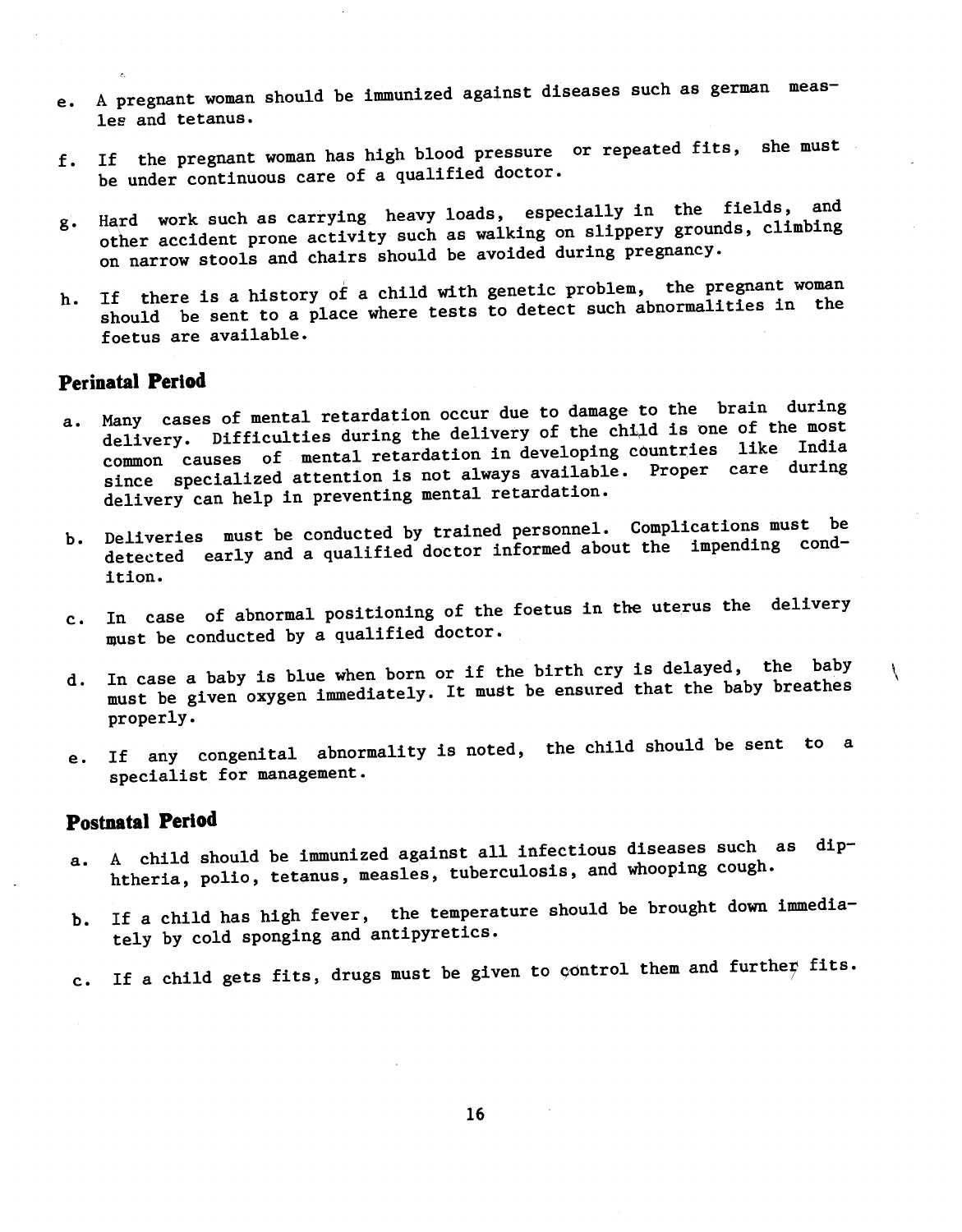e. A pregnant woman should be immunized against diseases such as german measles and tetanus.

f. If the pregnant woman has high blood pressure or repeated fits, she must be under continuous care of a qualified doctor.

g. Hard work such as carrying heavy loads, especially in the fields, and other accident prone activity such as walking on slippery grounds, climbing on narrow stools and chairs should be avoided during pregnancy.

h. If there is a history of a child with genetic problem, the pregnant woman should be sent to a place where tests to detect such abnormalities in the foetus are available.

## Perinatal Period

a. Many cases of mental retardation occur due to damage to the brain during delivery. Difficulties during the delivery of the child is one of the most common causes of mental retardation in developing countries like India since specialized attention is not always available. Proper care during delivery can help in preventing mental retardation.

b. Deliveries must be conducted by trained personnel. Complications must be detected early and a qualified doctor informed about the impending condition.

c. In case of abnormal positioning of the foetus in the uterus the delivery must be conducted by a qualified doctor.

d. In case a baby is blue when born or if the birth cry is delayed, the baby must be given oxygen immediately. It must be ensured that the baby breathes properly.

e. If any congenital abnormality is noted, the child should be sent to a specialist for management.

## Postnatal Period

a. A child should be immunized against all infectious diseases such as diphtheria, polio, tetanus, measles, tuberculosis, and whooping cough.

b. If a child has high fever, the temperature should be brought down immediately by cold sponging and antipyretics.

c. If a child gets fits, drugs must be given to control them and further fits.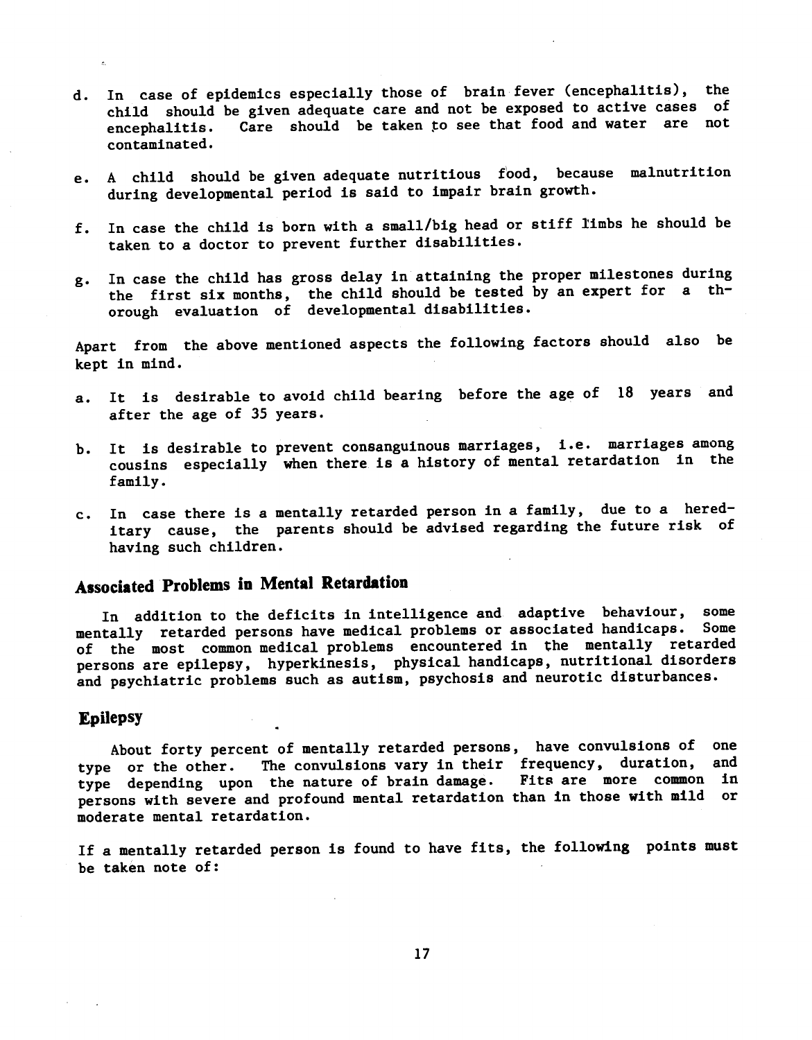d. In case of epidemics especially those of brain fever (encephalitis), the child should be given adequate care and not be exposed to active cases of encephalitis. Care should be taken to see that food and water are not contaminated.

e. A child should be given adequate nutritious food, because malnutrition during developmental period is said to impair brain growth.

f. In case the child is born with a small/big head or stiff limbs he should be taken to a doctor to prevent further disabilities.

g. In case the child has gross delay in attaining the proper milestones during the first six months, the child should be tested by an expert for a thorough evaluation of developmental disabilities.

Apart from the above mentioned aspects the following factors should also be kept in mind.

a. It is desirable to avoid child bearing before the age of 18 years and after the age of 35 years.

b. It is desirable to prevent consanguinous marriages, i.e. marriages among cousins especially when there is a history of mental retardation in the family.

c. In case there is a mentally retarded person in a family, due to a hereditary cause, the parents should be advised regarding the future risk of having such children.

## Associated Problems in Mental Retardation

In addition to the deficits in intelligence and adaptive behaviour, some mentally retarded persons have medical problems or associated handicaps. Some of the most common medical problems encountered in the mentally retarded persons are epilepsy, hyperkinesis, physical handicaps, nutritional disorders and psychiatric problems such as autism, psychosis and neurotic disturbances.

## Epilepsy

About forty percent of mentally retarded persons, have convulsions of one type or the other. The convulsions vary in their frequency, duration, and type depending upon the nature of brain damage. Fits are more common in persons with severe and profound mental retardation than in those with mild or moderate mental retardation.

If a mentally retarded person is found to have fits, the following points must be taken note of: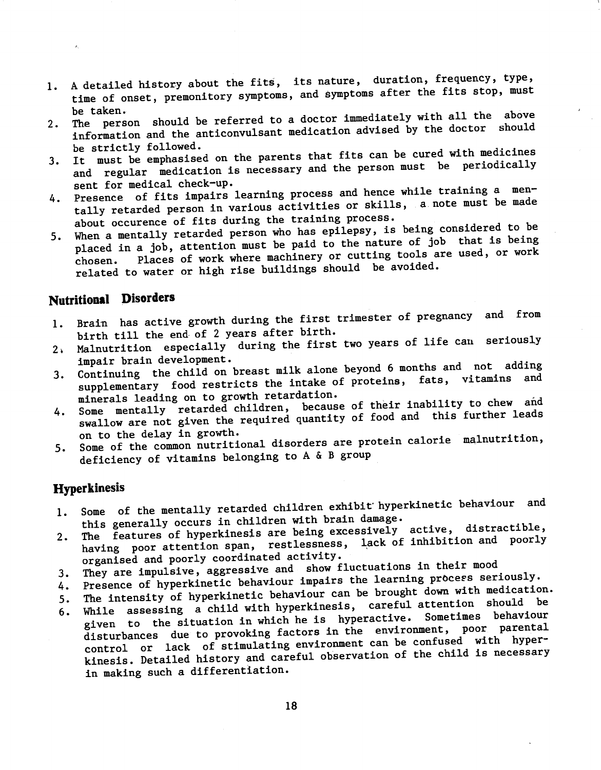1. A detailed history about the fits, its nature, duration, frequency, type, time of onset, premonitory symptoms, and symptoms after the fits stop, must be taken.
2. The person should be referred to a doctor immediately with all the above information and the anticonvulsant medication advised by the doctor should be strictly followed.
3. It must be emphasised on the parents that fits can be cured with medicines and regular medication is necessary and the person must be periodically sent for medical check-up.
4. Presence of fits impairs learning process and hence while training a mentally retarded person in various activities or skills, a note must be made about occurence of fits during the training process.
5. When a mentally retarded person who has epilepsy, is being considered to be placed in a job, attention must be paid to the nature of job that is being chosen. Places of work where machinery or cutting tools are used, or work related to water or high rise buildings should be avoided.

## Nutritional Disorders

1. Brain has active growth during the first trimester of pregnancy and from birth till the end of 2 years after birth.
2. Malnutrition especially during the first two years of life can seriously impair brain development.
3. Continuing the child on breast milk alone beyond 6 months and not adding supplementary food restricts the intake of proteins, fats, vitamins and minerals leading on to growth retardation.
4. Some mentally retarded children, because of their inability to chew and swallow are not given the required quantity of food and this further leads on to the delay in growth.
5. Some of the common nutritional disorders are protein calorie malnutrition, deficiency of vitamins belonging to A & B group

## Hyperkinesis

1. Some of the mentally retarded children exhibit hyperkinetic behaviour and this generally occurs in children with brain damage.
2. The features of hyperkinesis are being excessively active, distractible, having poor attention span, restlessness, lack of inhibition and poorly organised and poorly coordinated activity.
3. They are impulsive, aggressive and show fluctuations in their mood
4. Presence of hyperkinetic behaviour impairs the learning process seriously.
5. The intensity of hyperkinetic behaviour can be brought down with medication.
6. While assessing a child with hyperkinesis, careful attention should be given to the situation in which he is hyperactive. Sometimes behaviour disturbances due to provoking factors in the environment, poor parental control or lack of stimulating environment can be confused with hyperkinesis. Detailed history and careful observation of the child is necessary in making such a differentiation.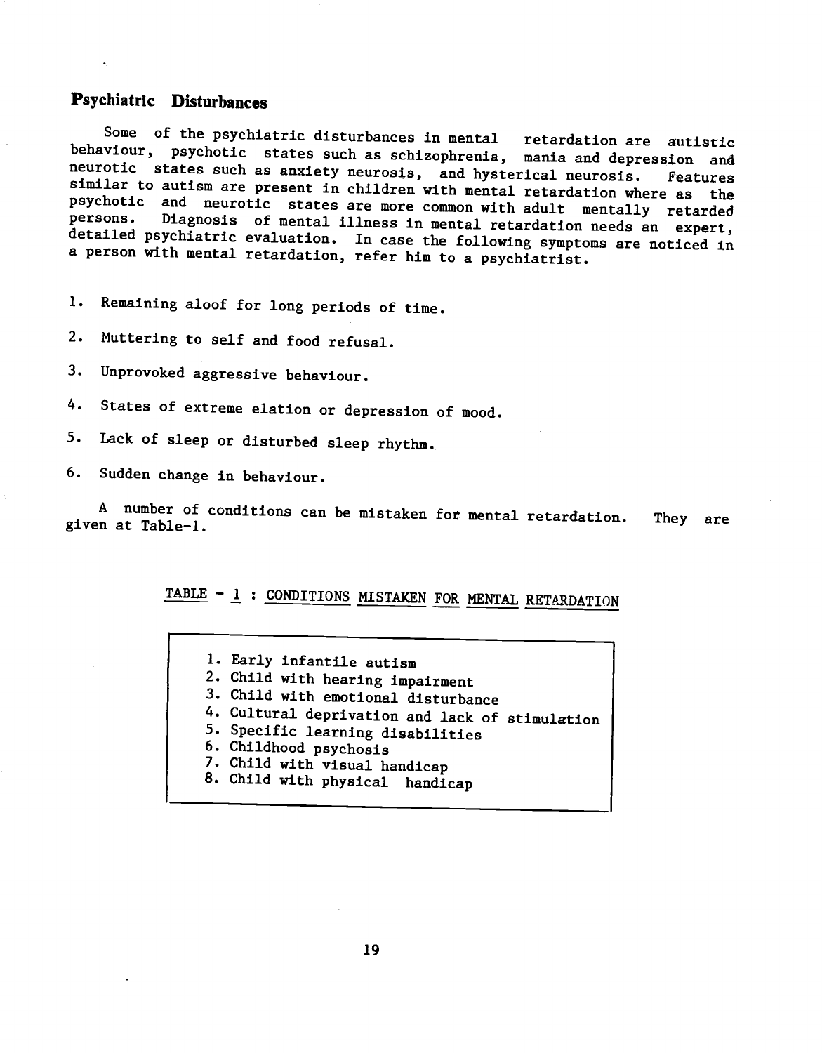## Psychiatric Disturbances

Some of the psychiatric disturbances in mental retardation are autistic behaviour, psychotic states such as schizophrenia, mania and depression and neurotic states such as anxiety neurosis, and hysterical neurosis. Features similar to autism are present in children with mental retardation where as the psychotic and neurotic states are more common with adult mentally retarded persons. Diagnosis of mental illness in mental retardation needs an expert, detailed psychiatric evaluation. In case the following symptoms are noticed in a person with mental retardation, refer him to a psychiatrist.

1. Remaining aloof for long periods of time.
2. Muttering to self and food refusal.
3. Unprovoked aggressive behaviour.
4. States of extreme elation or depression of mood.
5. Lack of sleep or disturbed sleep rhythm.
6. Sudden change in behaviour.

A number of conditions can be mistaken for mental retardation. They are given at Table-1.

TABLE - 1 : CONDITIONS MISTAKEN FOR MENTAL RETARDATION

1. Early infantile autism
2. Child with hearing impairment
3. Child with emotional disturbance
4. Cultural deprivation and lack of stimulation
5. Specific learning disabilities
6. Childhood psychosis
7. Child with visual handicap
8. Child with physical handicap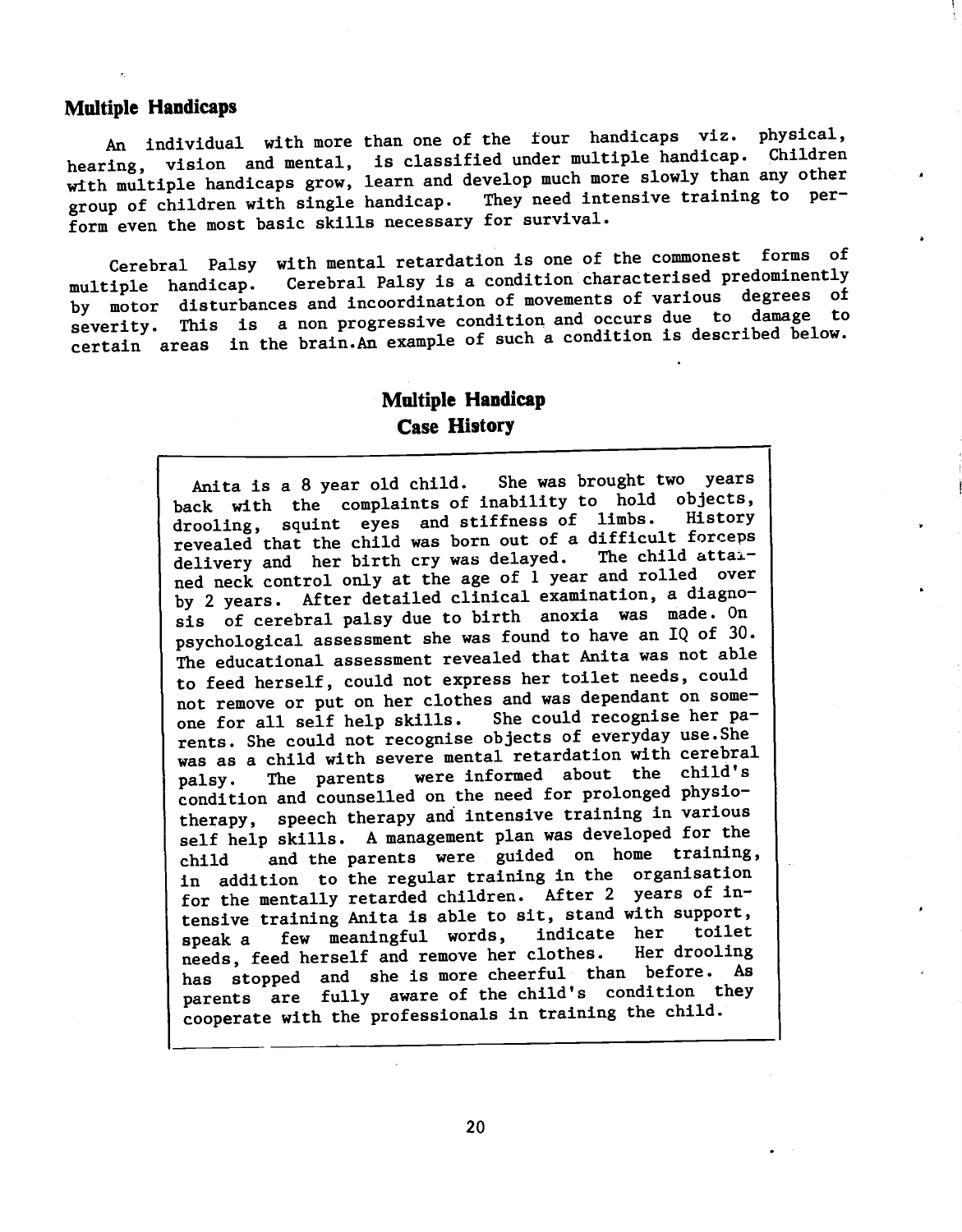## Multiple Handicaps

An individual with more than one of the four handicaps viz. physical, hearing, vision and mental, is classified under multiple handicap. Children with multiple handicaps grow, learn and develop much more slowly than any other group of children with single handicap. They need intensive training to perform even the most basic skills necessary for survival.

Cerebral Palsy with mental retardation is one of the commonest forms of multiple handicap. Cerebral Palsy is a condition characterised predominently by motor disturbances and incoordination of movements of various degrees of severity. This is a non progressive condition and occurs due to damage to certain areas in the brain.An example of such a condition is described below.

### Multiple Handicap
### Case History

Anita is a 8 year old child. She was brought two years back with the complaints of inability to hold objects, drooling, squint eyes and stiffness of limbs. History revealed that the child was born out of a difficult forceps delivery and her birth cry was delayed. The child attained neck control only at the age of 1 year and rolled over by 2 years. After detailed clinical examination, a diagnosis of cerebral palsy due to birth anoxia was made. On psychological assessment she was found to have an IQ of 30. The educational assessment revealed that Anita was not able to feed herself, could not express her toilet needs, could not remove or put on her clothes and was dependant on someone for all self help skills. She could recognise her parents. She could not recognise objects of everyday use.She was as a child with severe mental retardation with cerebral palsy. The parents were informed about the child's condition and counselled on the need for prolonged physiotherapy, speech therapy and intensive training in various self help skills. A management plan was developed for the child and the parents were guided on home training, in addition to the regular training in the organisation for the mentally retarded children. After 2 years of intensive training Anita is able to sit, stand with support, speak a few meaningful words, indicate her toilet needs, feed herself and remove her clothes. Her drooling has stopped and she is more cheerful than before. As parents are fully aware of the child's condition they cooperate with the professionals in training the child.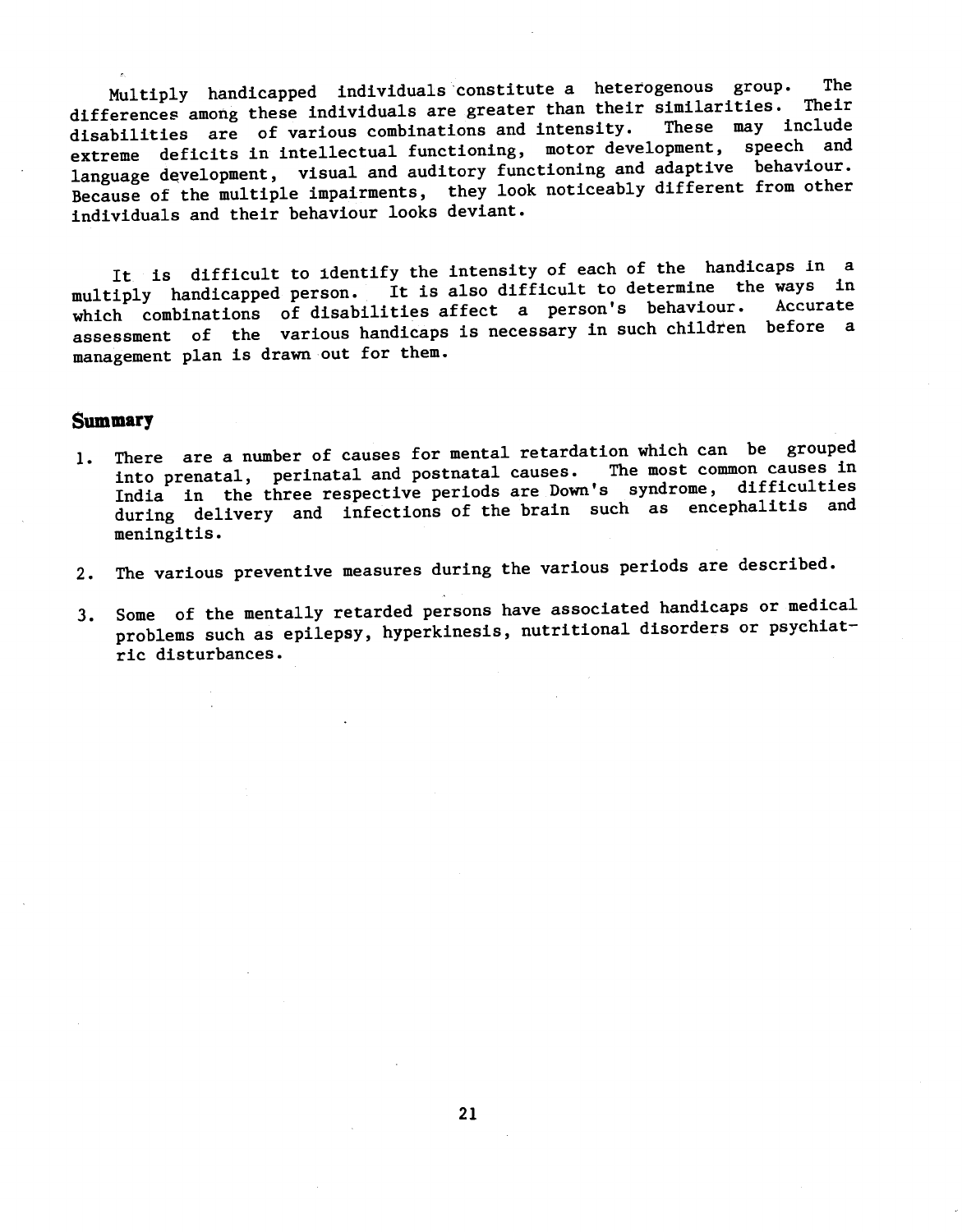Multiply handicapped individuals constitute a heterogenous group. The differences among these individuals are greater than their similarities. Their disabilities are of various combinations and intensity. These may include extreme deficits in intellectual functioning, motor development, speech and language development, visual and auditory functioning and adaptive behaviour. Because of the multiple impairments, they look noticeably different from other individuals and their behaviour looks deviant.

It is difficult to identify the intensity of each of the handicaps in a multiply handicapped person. It is also difficult to determine the ways in which combinations of disabilities affect a person's behaviour. Accurate assessment of the various handicaps is necessary in such children before a management plan is drawn out for them.

## Summary

1. There are a number of causes for mental retardation which can be grouped into prenatal, perinatal and postnatal causes. The most common causes in India in the three respective periods are Down's syndrome, difficulties during delivery and infections of the brain such as encephalitis and meningitis.

2. The various preventive measures during the various periods are described.

3. Some of the mentally retarded persons have associated handicaps or medical problems such as epilepsy, hyperkinesis, nutritional disorders or psychiatric disturbances.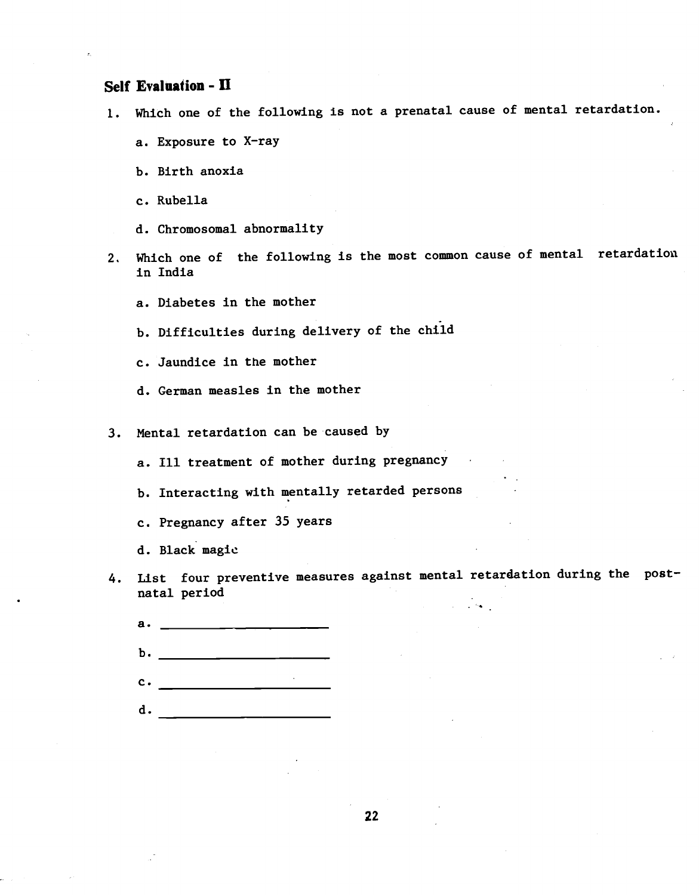## Self Evaluation - II

1. Which one of the following is not a prenatal cause of mental retardation.

   a. Exposure to X-ray

   b. Birth anoxia

   c. Rubella

   d. Chromosomal abnormality

2. Which one of the following is the most common cause of mental retardation in India

   a. Diabetes in the mother

   b. Difficulties during delivery of the child

   c. Jaundice in the mother

   d. German measles in the mother

3. Mental retardation can be caused by

   a. Ill treatment of mother during pregnancy

   b. Interacting with mentally retarded persons

   c. Pregnancy after 35 years

   d. Black magic

4. List four preventive measures against mental retardation during the post-natal period

   a. ______________________

   b. ______________________

   c. ______________________

   d. ______________________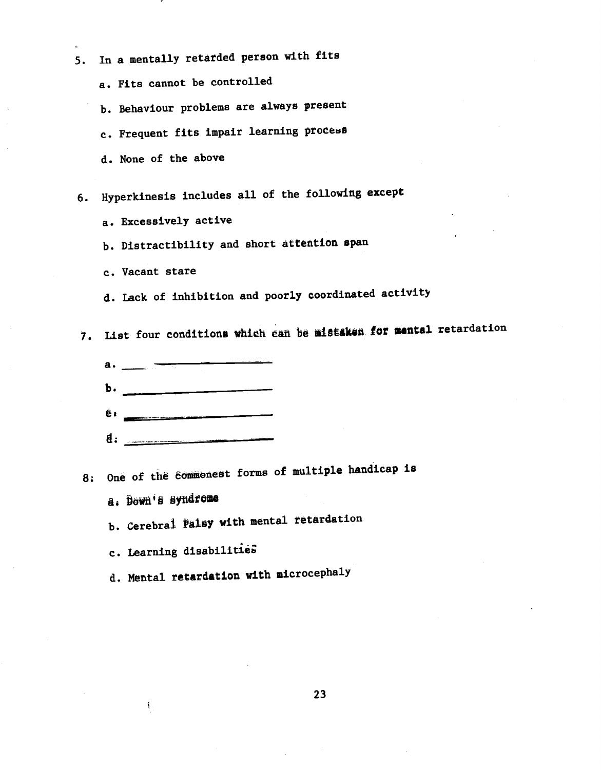5. In a mentally retarded person with fits

    a. Fits cannot be controlled

    b. Behaviour problems are always present

    c. Frequent fits impair learning process

    d. None of the above

6. Hyperkinesis includes all of the following except

    a. Excessively active

    b. Distractibility and short attention span

    c. Vacant stare

    d. Lack of inhibition and poorly coordinated activity

7. List four conditions which can be mistaken for mental retardation

    a. ______________________

    b. ______________________

    c. ______________________

    d. ______________________

8. One of the commonest forms of multiple handicap is

    a. Down's syndrome

    b. Cerebral Palsy with mental retardation

    c. Learning disabilities

    d. Mental retardation with microcephaly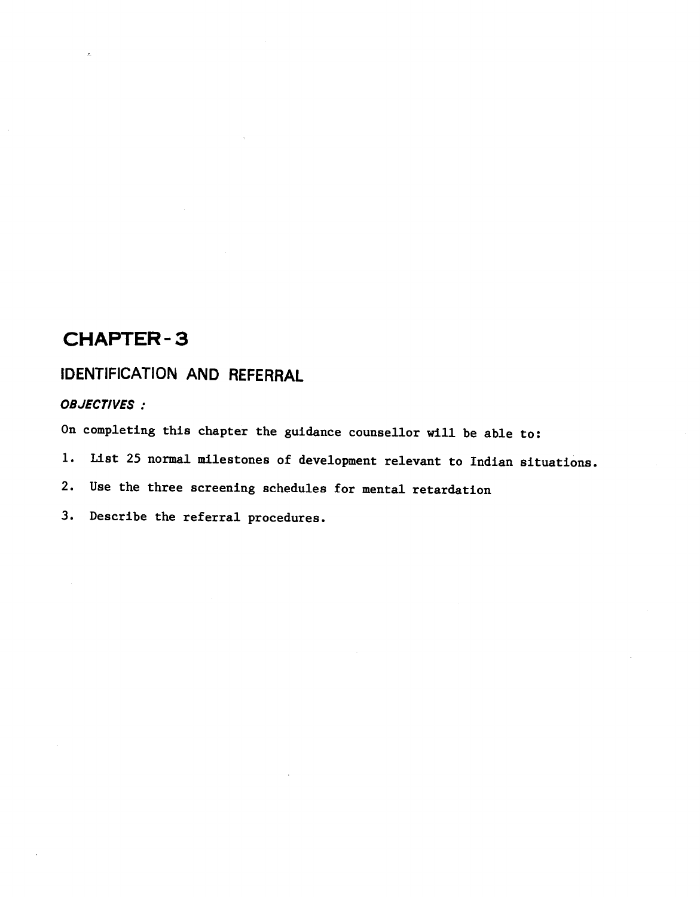# CHAPTER-3

## IDENTIFICATION AND REFERRAL

***OBJECTIVES :***

On completing this chapter the guidance counsellor will be able to:

1. List 25 normal milestones of development relevant to Indian situations.
2. Use the three screening schedules for mental retardation
3. Describe the referral procedures.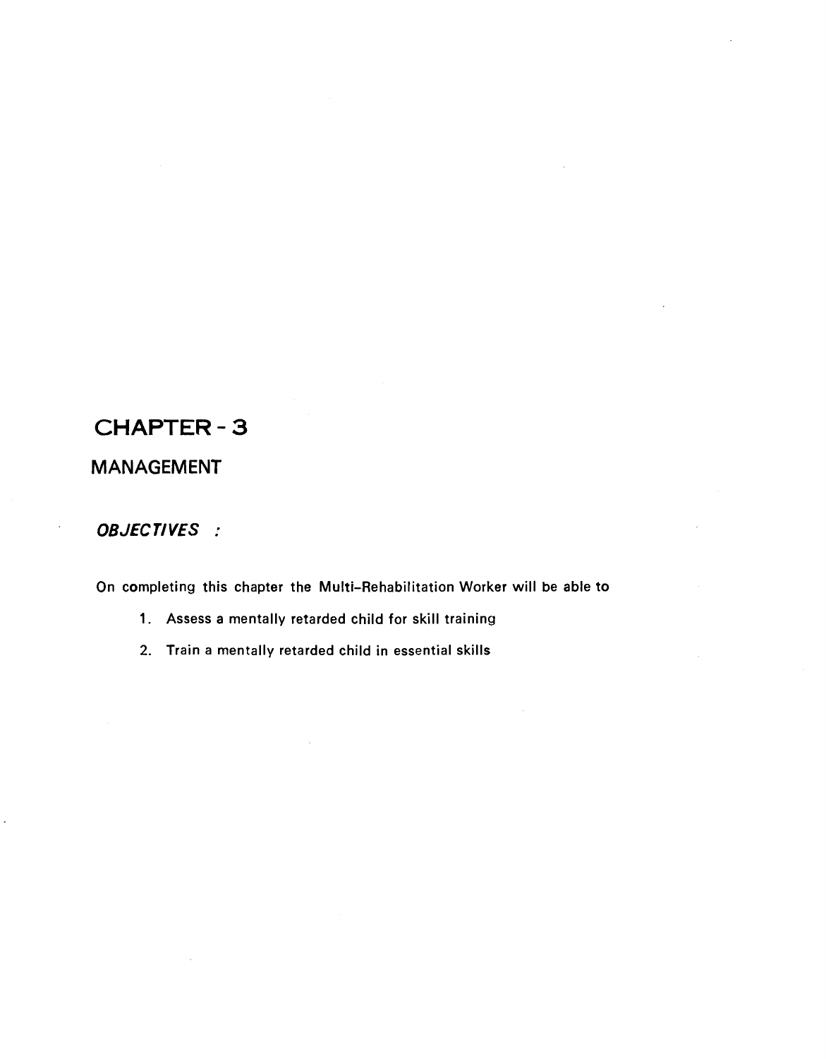# CHAPTER - 3

## MANAGEMENT

***OBJECTIVES :***

On completing this chapter the Multi-Rehabilitation Worker will be able to

1. Assess a mentally retarded child for skill training
2. Train a mentally retarded child in essential skills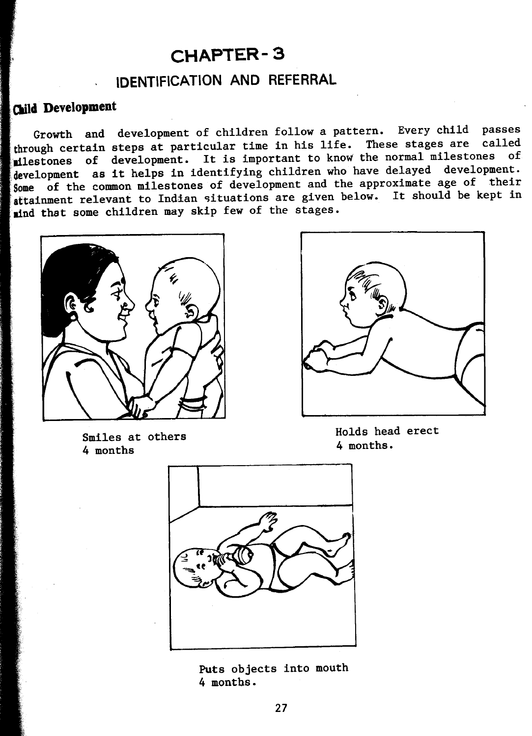# CHAPTER - 3

## IDENTIFICATION AND REFERRAL

### Child Development

Growth and development of children follow a pattern. Every child passes through certain steps at particular time in his life. These stages are called milestones of development. It is important to know the normal milestones of development as it helps in identifying children who have delayed development. Some of the common milestones of development and the approximate age of their attainment relevant to Indian situations are given below. It should be kept in mind that some children may skip few of the stages.

Smiles at others
4 months

Holds head erect
4 months.

Puts objects into mouth
4 months.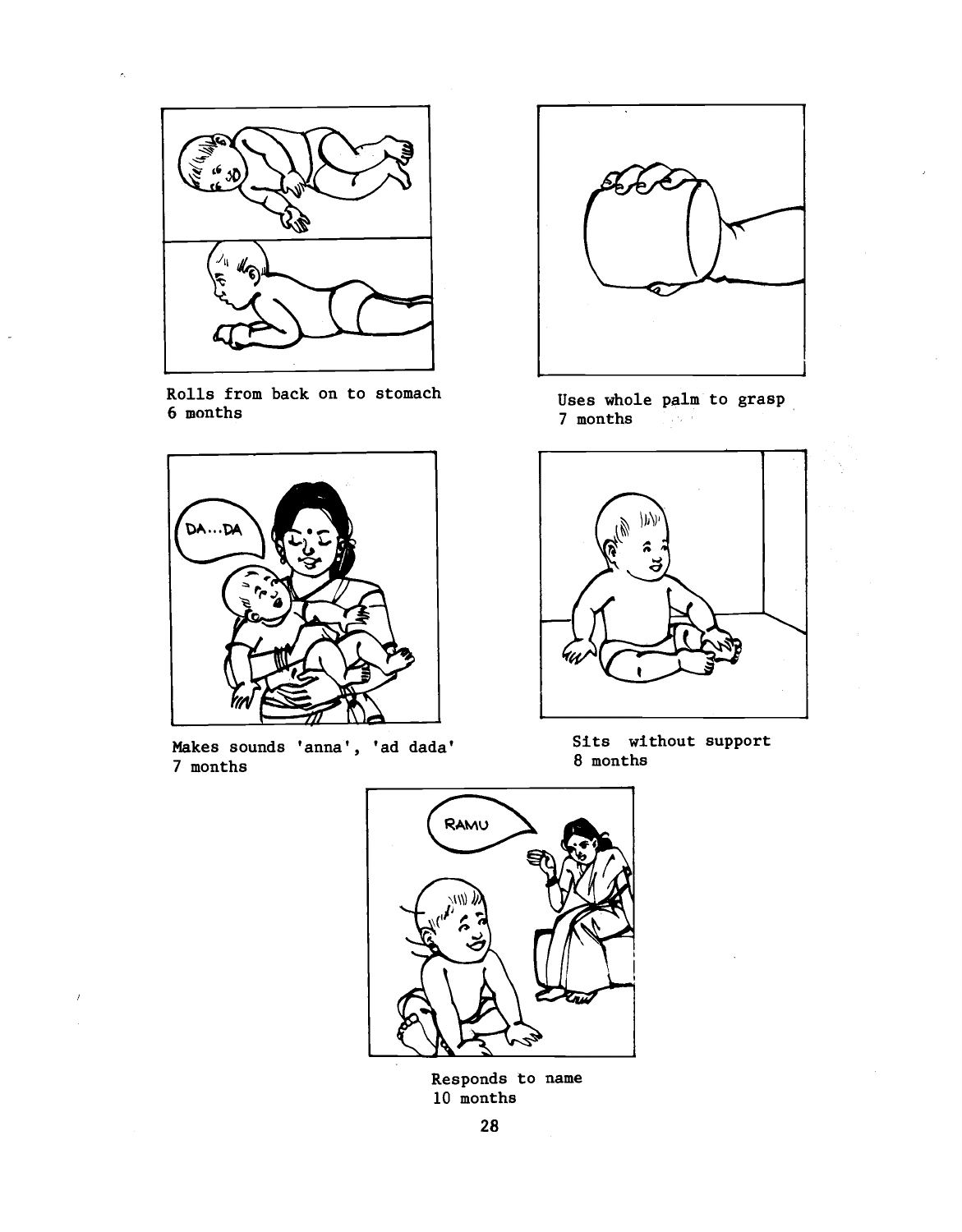Rolls from back on to stomach
6 months

Uses whole palm to grasp
7 months

Makes sounds 'anna', 'ad dada'
7 months

Sits without support
8 months

Responds to name
10 months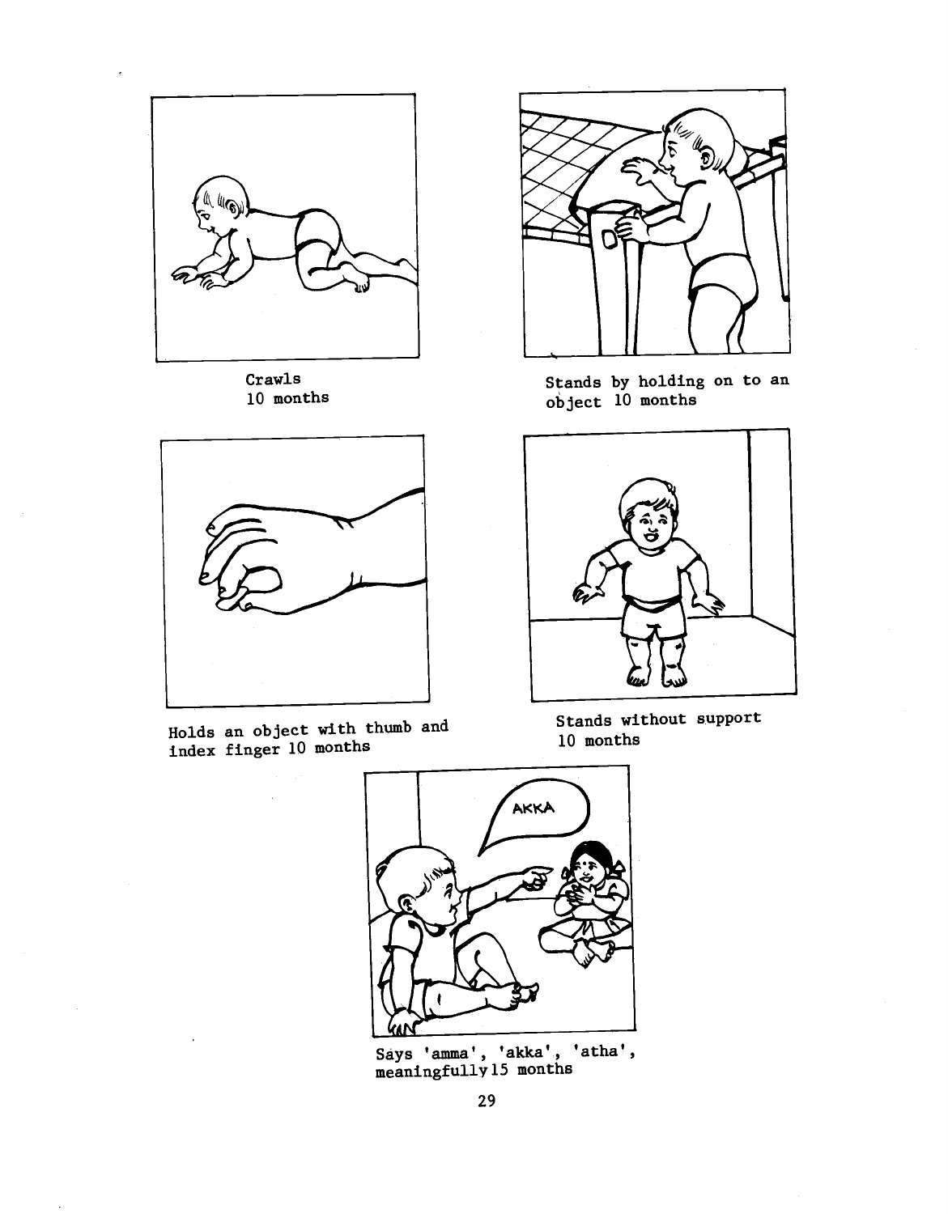Crawls
10 months

Stands by holding on to an object 10 months

Holds an object with thumb and index finger 10 months

Stands without support
10 months

Says 'amma', 'akka', 'atha', meaningfully 15 months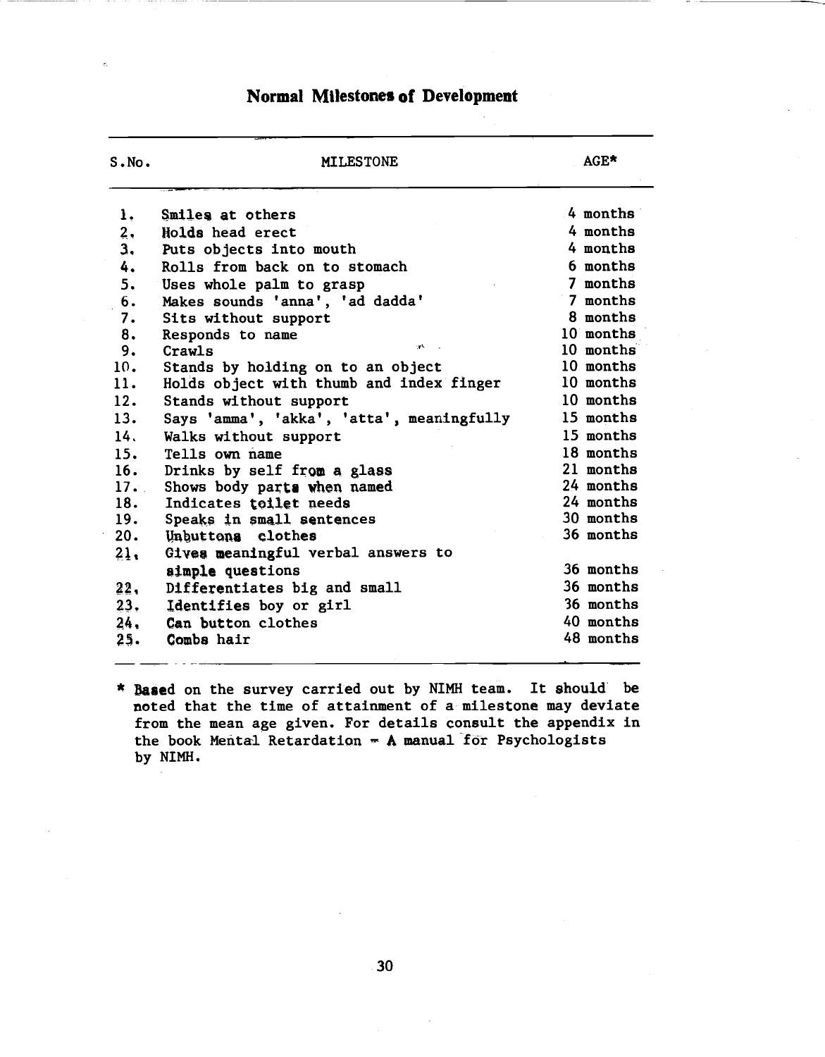## Normal Milestones of Development

| S.No. | MILESTONE | AGE* |
|---|---|---|
| 1. | Smiles at others | 4 months |
| 2. | Holds head erect | 4 months |
| 3. | Puts objects into mouth | 4 months |
| 4. | Rolls from back on to stomach | 6 months |
| 5. | Uses whole palm to grasp | 7 months |
| 6. | Makes sounds 'anna', 'ad dadda' | 7 months |
| 7. | Sits without support | 8 months |
| 8. | Responds to name | 10 months |
| 9. | Crawls | 10 months |
| 10. | Stands by holding on to an object | 10 months |
| 11. | Holds object with thumb and index finger | 10 months |
| 12. | Stands without support | 10 months |
| 13. | Says 'amma', 'akka', 'atta', meaningfully | 15 months |
| 14. | Walks without support | 15 months |
| 15. | Tells own name | 18 months |
| 16. | Drinks by self from a glass | 21 months |
| 17. | Shows body parts when named | 24 months |
| 18. | Indicates toilet needs | 24 months |
| 19. | Speaks in small sentences | 30 months |
| 20. | Unbuttons clothes | 36 months |
| 21. | Gives meaningful verbal answers to simple questions | 36 months |
| 22. | Differentiates big and small | 36 months |
| 23. | Identifies boy or girl | 36 months |
| 24. | Can button clothes | 40 months |
| 25. | Combs hair | 48 months |

\* Based on the survey carried out by NIMH team. It should be noted that the time of attainment of a milestone may deviate from the mean age given. For details consult the appendix in the book Mental Retardation - A manual for Psychologists by NIMH.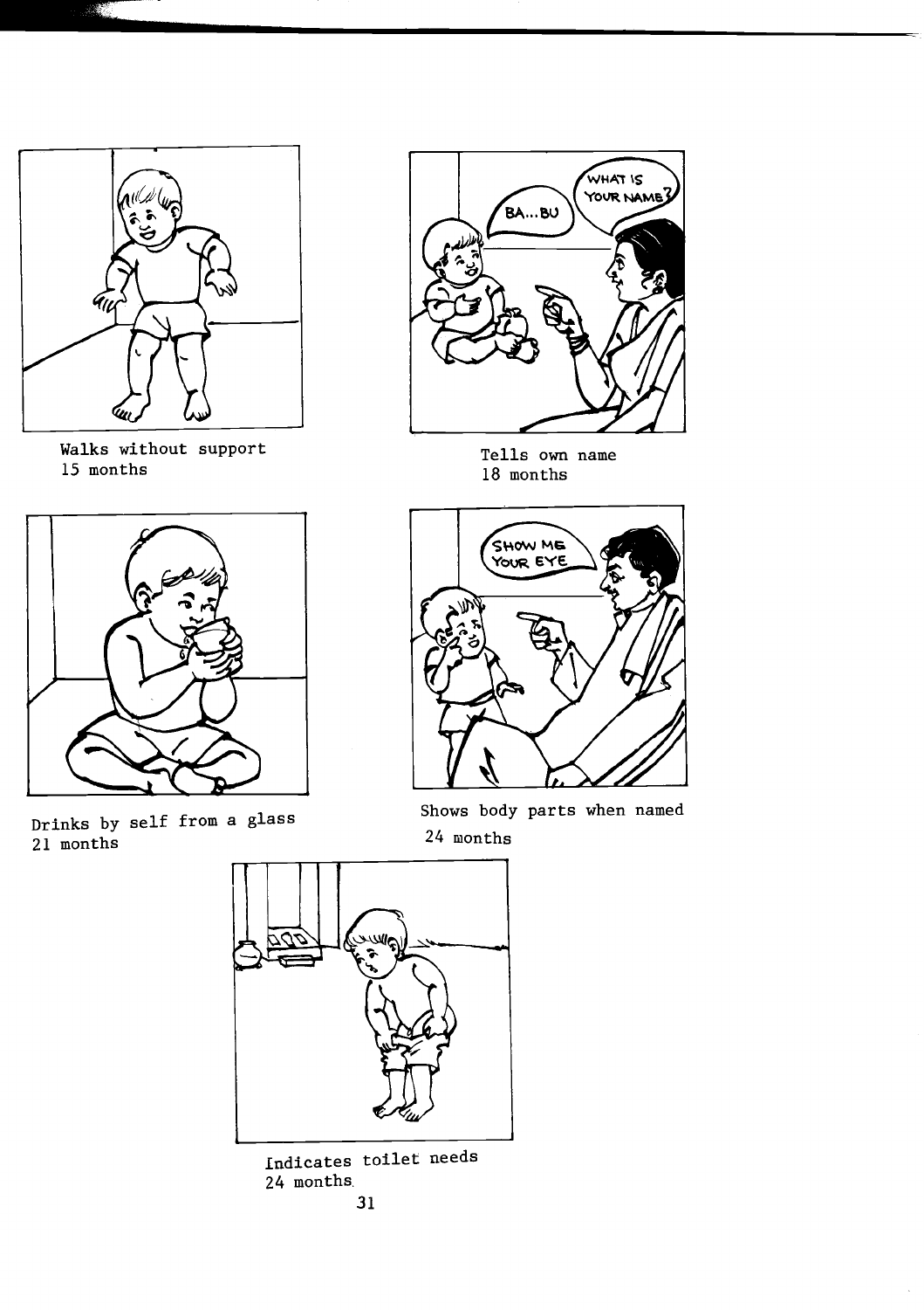Walks without support
15 months

Tells own name
18 months

Drinks by self from a glass
21 months

Shows body parts when named
24 months

Indicates toilet needs
24 months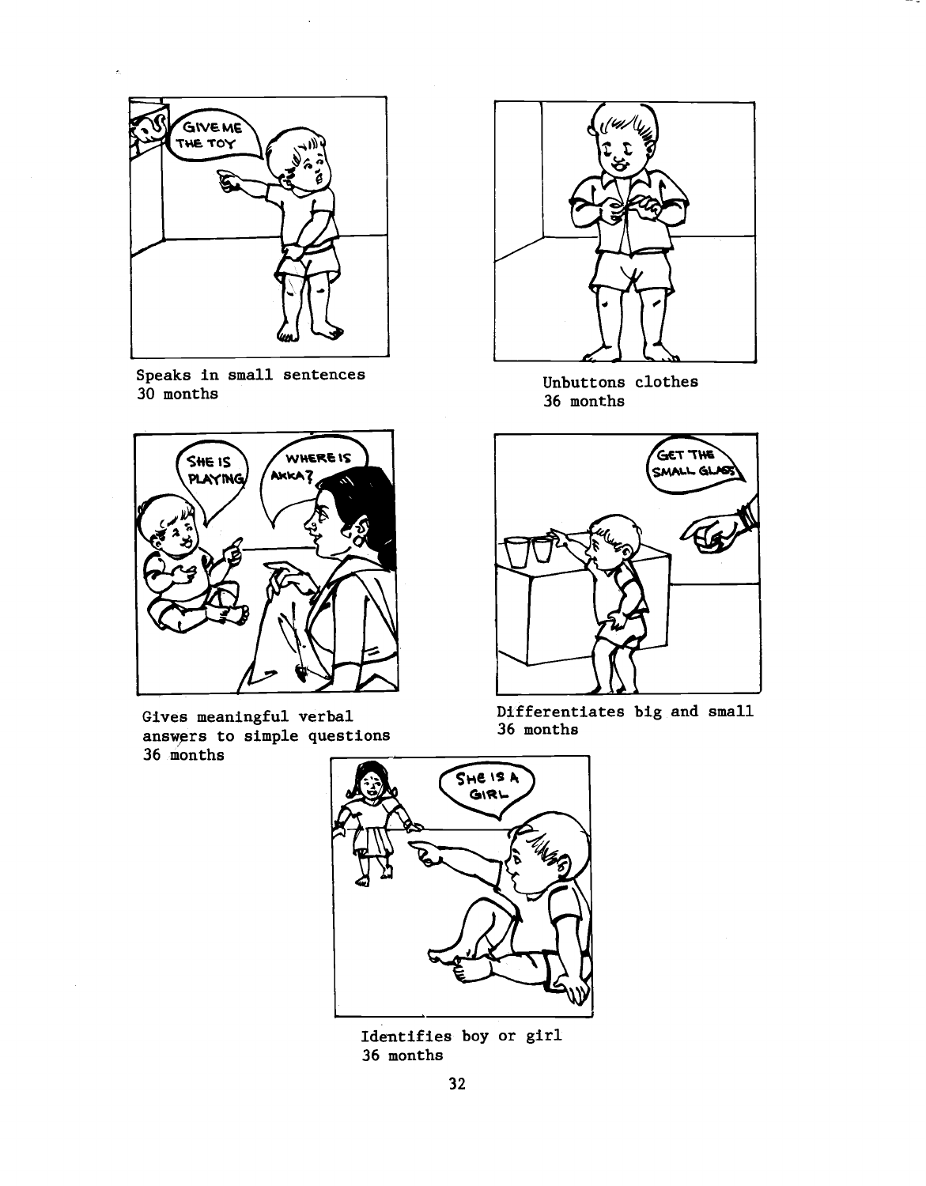Speaks in small sentences
30 months

Unbuttons clothes
36 months

Gives meaningful verbal answers to simple questions
36 months

Differentiates big and small
36 months

Identifies boy or girl
36 months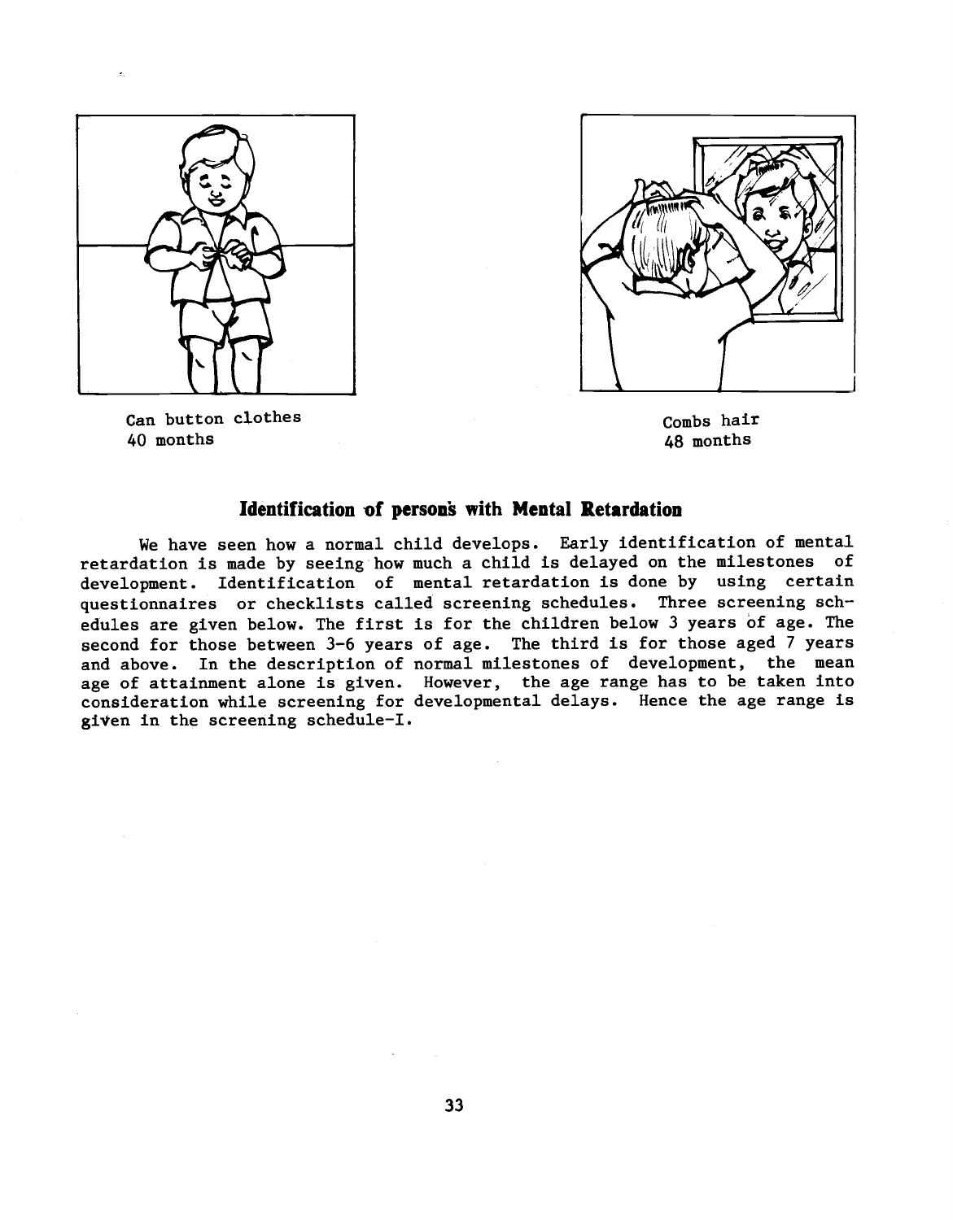Can button clothes
40 months

Combs hair
48 months

## Identification of persons with Mental Retardation

We have seen how a normal child develops. Early identification of mental retardation is made by seeing how much a child is delayed on the milestones of development. Identification of mental retardation is done by using certain questionnaires or checklists called screening schedules. Three screening schedules are given below. The first is for the children below 3 years of age. The second for those between 3-6 years of age. The third is for those aged 7 years and above. In the description of normal milestones of development, the mean age of attainment alone is given. However, the age range has to be taken into consideration while screening for developmental delays. Hence the age range is given in the screening schedule-I.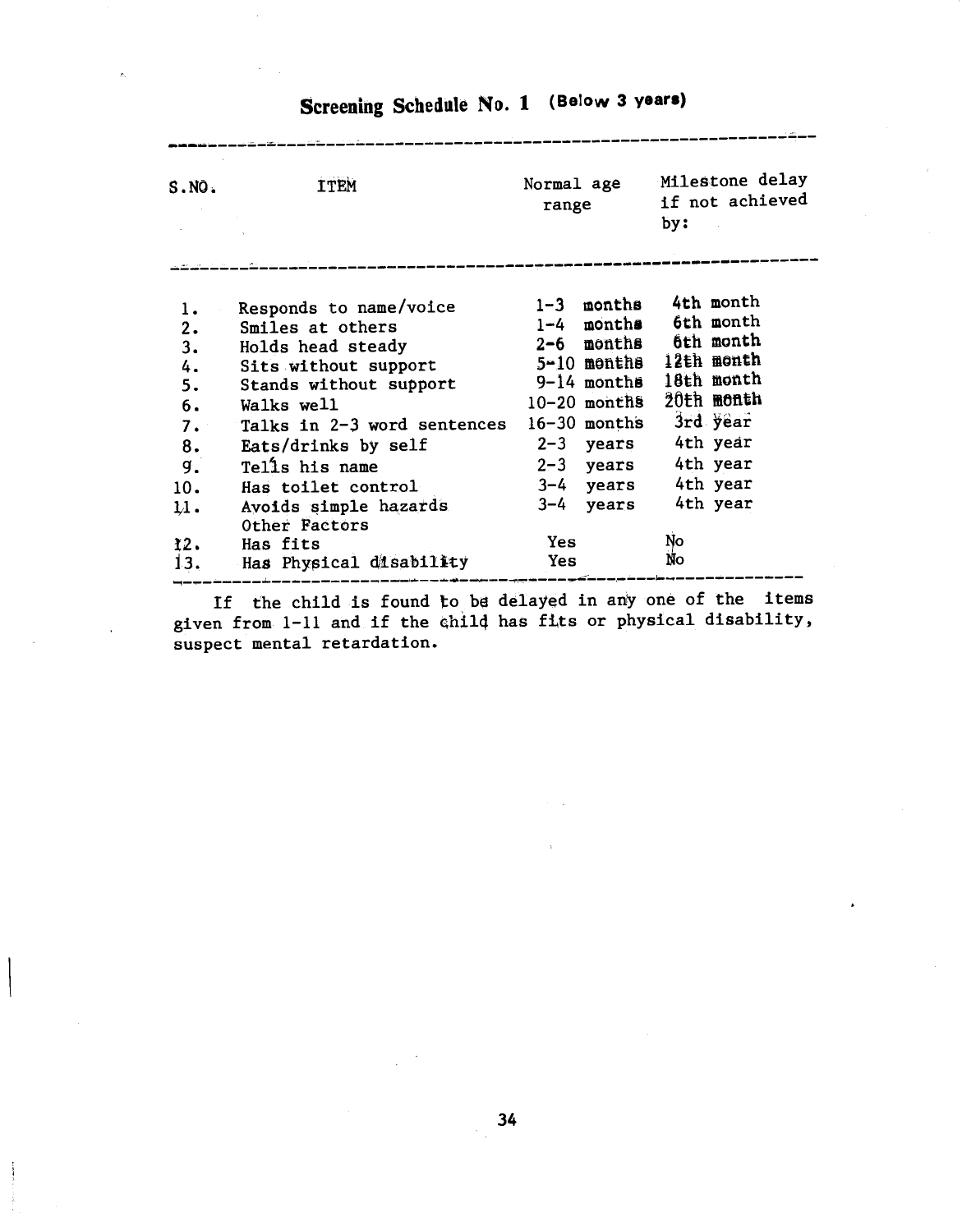## Screening Schedule No. 1 (Below 3 years)

| S.NO. | ITEM | Normal age range | Milestone delay if not achieved by: |
|---|---|---|---|
| 1. | Responds to name/voice | 1-3 months | 4th month |
| 2. | Smiles at others | 1-4 months | 6th month |
| 3. | Holds head steady | 2-6 months | 6th month |
| 4. | Sits without support | 5-10 months | 12th month |
| 5. | Stands without support | 9-14 months | 18th month |
| 6. | Walks well | 10-20 months | 20th month |
| 7. | Talks in 2-3 word sentences | 16-30 months | 3rd year |
| 8. | Eats/drinks by self | 2-3 years | 4th year |
| 9. | Tells his name | 2-3 years | 4th year |
| 10. | Has toilet control | 3-4 years | 4th year |
| 11. | Avoids simple hazards | 3-4 years | 4th year |
| | Other Factors | | |
| 12. | Has fits | Yes | No |
| 13. | Has Physical disability | Yes | No |

If the child is found to be delayed in any one of the items given from 1-11 and if the child has fits or physical disability, suspect mental retardation.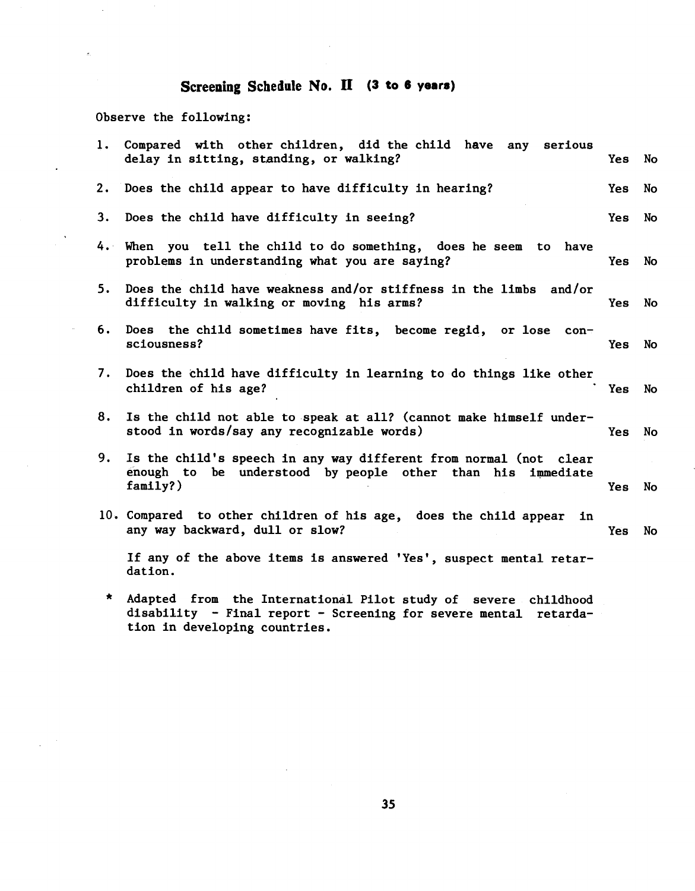## Screening Schedule No. II (3 to 6 years)

Observe the following:

1. Compared with other children, did the child have any serious delay in sitting, standing, or walking? Yes No

2. Does the child appear to have difficulty in hearing? Yes No

3. Does the child have difficulty in seeing? Yes No

4. When you tell the child to do something, does he seem to have problems in understanding what you are saying? Yes No

5. Does the child have weakness and/or stiffness in the limbs and/or difficulty in walking or moving his arms? Yes No

6. Does the child sometimes have fits, become regid, or lose consciousness? Yes No

7. Does the child have difficulty in learning to do things like other children of his age? Yes No

8. Is the child not able to speak at all? (cannot make himself understood in words/say any recognizable words) Yes No

9. Is the child's speech in any way different from normal (not clear enough to be understood by people other than his immediate family?) Yes No

10. Compared to other children of his age, does the child appear in any way backward, dull or slow? Yes No

If any of the above items is answered 'Yes', suspect mental retardation.

\* Adapted from the International Pilot study of severe childhood disability - Final report - Screening for severe mental retardation in developing countries.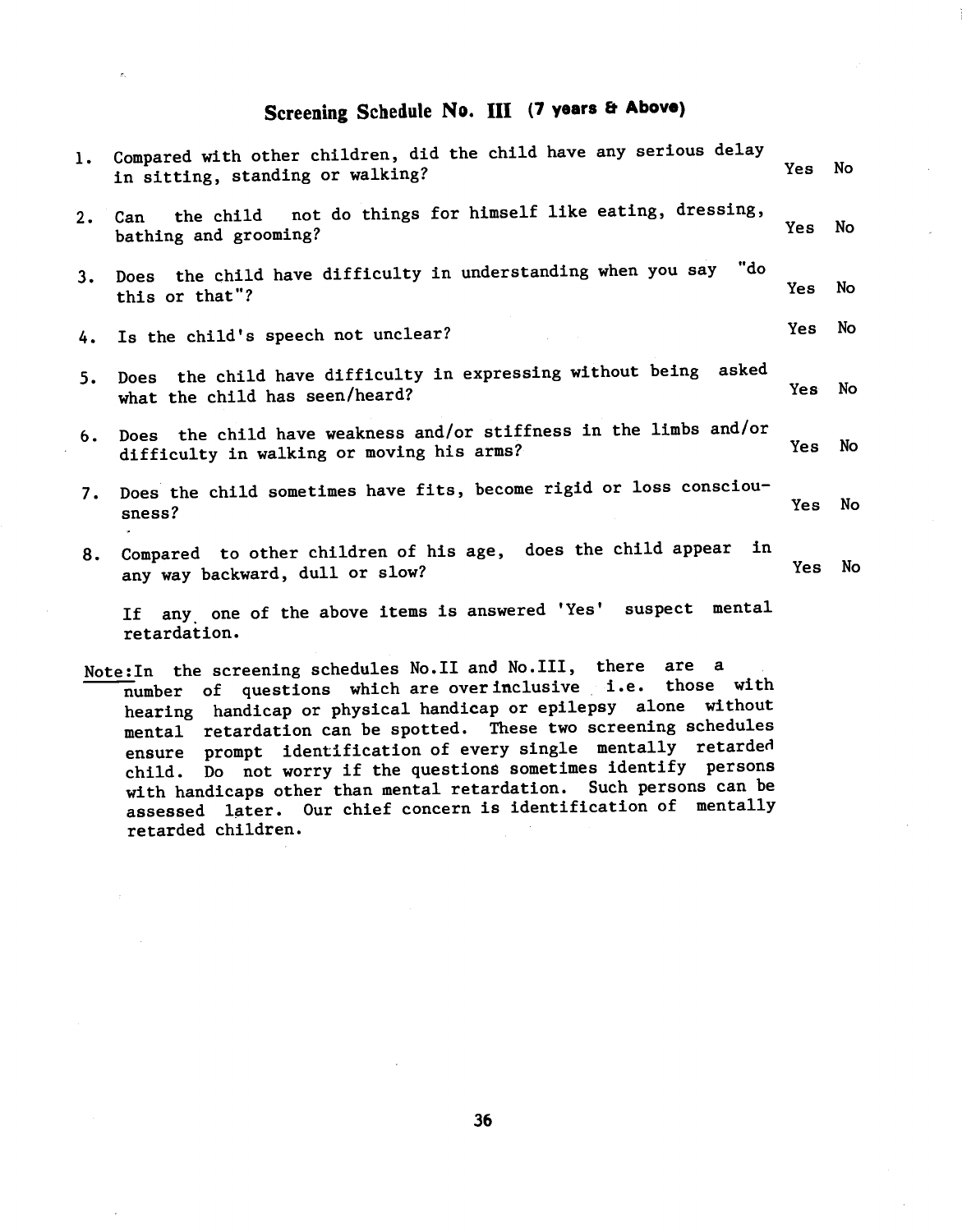## Screening Schedule No. III (7 years & Above)

1. Compared with other children, did the child have any serious delay in sitting, standing or walking? Yes No

2. Can the child not do things for himself like eating, dressing, bathing and grooming? Yes No

3. Does the child have difficulty in understanding when you say "do this or that"? Yes No

4. Is the child's speech not unclear? Yes No

5. Does the child have difficulty in expressing without being asked what the child has seen/heard? Yes No

6. Does the child have weakness and/or stiffness in the limbs and/or difficulty in walking or moving his arms? Yes No

7. Does the child sometimes have fits, become rigid or loss consciousness? Yes No

8. Compared to other children of his age, does the child appear in any way backward, dull or slow? Yes No

If any one of the above items is answered 'Yes' suspect mental retardation.

Note: In the screening schedules No.II and No.III, there are a number of questions which are over inclusive i.e. those with hearing handicap or physical handicap or epilepsy alone without mental retardation can be spotted. These two screening schedules ensure prompt identification of every single mentally retarded child. Do not worry if the questions sometimes identify persons with handicaps other than mental retardation. Such persons can be assessed later. Our chief concern is identification of mentally retarded children.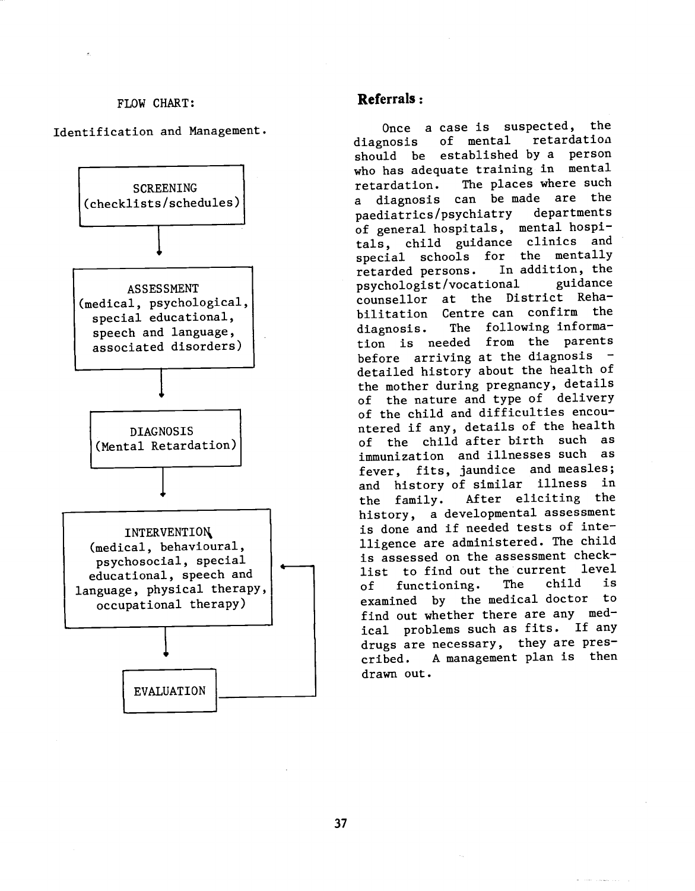FLOW CHART:

Identification and Management.

SCREENING
(checklists/schedules)

↓

ASSESSMENT
(medical, psychological, special educational, speech and language, associated disorders)

↓

DIAGNOSIS
(Mental Retardation)

↓

INTERVENTION
(medical, behavioural, psychosocial, special educational, speech and language, physical therapy, occupational therapy)

↓

EVALUATION

(EVALUATION → back to INTERVENTION)

## Referrals:

Once a case is suspected, the diagnosis of mental retardation should be established by a person who has adequate training in mental retardation. The places where such a diagnosis can be made are the paediatrics/psychiatry departments of general hospitals, mental hospitals, child guidance clinics and special schools for the mentally retarded persons. In addition, the psychologist/vocational guidance counsellor at the District Rehabilitation Centre can confirm the diagnosis. The following information is needed from the parents before arriving at the diagnosis - detailed history about the health of the mother during pregnancy, details of the nature and type of delivery of the child and difficulties encountered if any, details of the health of the child after birth such as immunization and illnesses such as fever, fits, jaundice and measles; and history of similar illness in the family. After eliciting the history, a developmental assessment is done and if needed tests of intelligence are administered. The child is assessed on the assessment checklist to find out the current level of functioning. The child is examined by the medical doctor to find out whether there are any medical problems such as fits. If any drugs are necessary, they are prescribed. A management plan is then drawn out.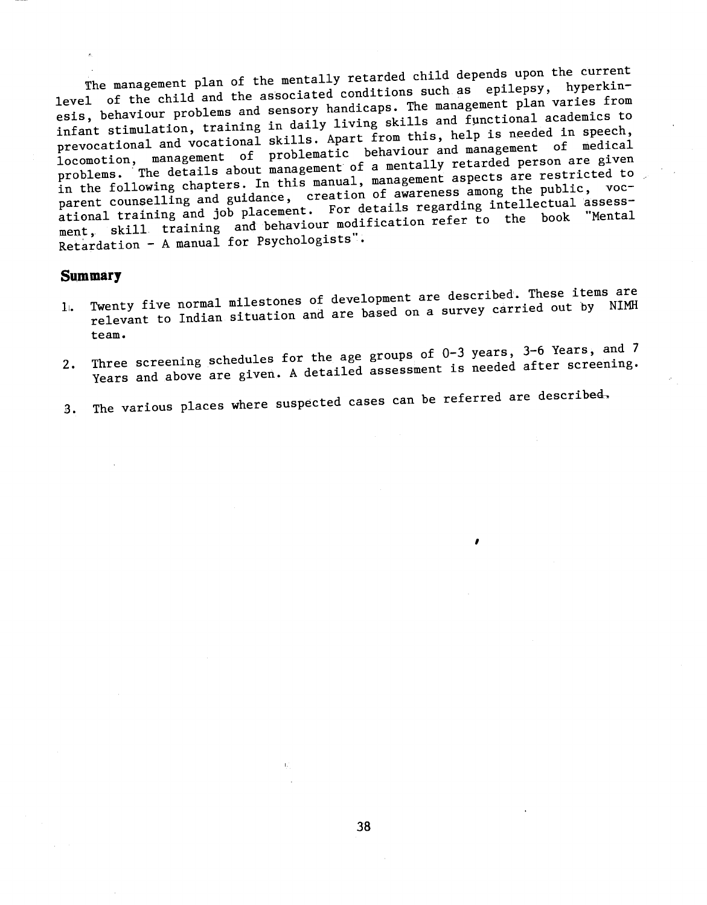The management plan of the mentally retarded child depends upon the current level of the child and the associated conditions such as epilepsy, hyperkinesis, behaviour problems and sensory handicaps. The management plan varies from infant stimulation, training in daily living skills and functional academics to prevocational and vocational skills. Apart from this, help is needed in speech, locomotion, management of problematic behaviour and management of medical problems. The details about management of a mentally retarded person are given in the following chapters. In this manual, management aspects are restricted to parent counselling and guidance, creation of awareness among the public, vocational training and job placement. For details regarding intellectual assessment, skill training and behaviour modification refer to the book "Mental Retardation - A manual for Psychologists".

## Summary

1. Twenty five normal milestones of development are described. These items are relevant to Indian situation and are based on a survey carried out by NIMH team.

2. Three screening schedules for the age groups of 0-3 years, 3-6 Years, and 7 Years and above are given. A detailed assessment is needed after screening.

3. The various places where suspected cases can be referred are described.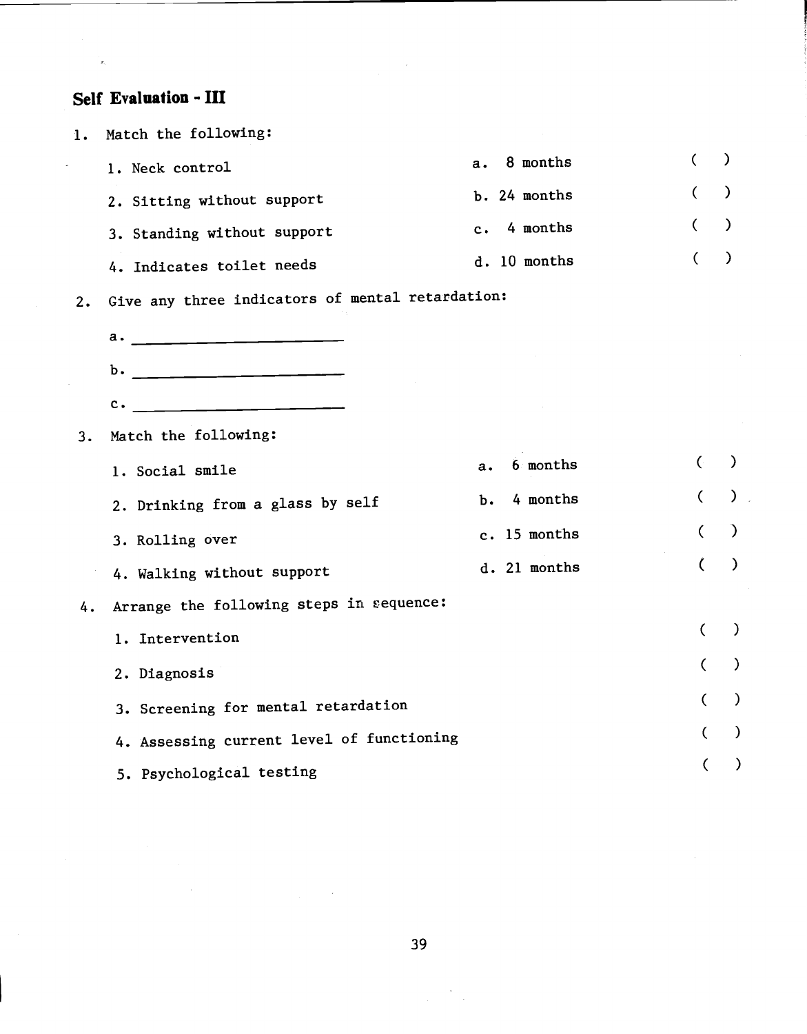## Self Evaluation - III

1. Match the following:

| | | |
|---|---|---|
| 1. Neck control | a. 8 months | ( ) |
| 2. Sitting without support | b. 24 months | ( ) |
| 3. Standing without support | c. 4 months | ( ) |
| 4. Indicates toilet needs | d. 10 months | ( ) |

2. Give any three indicators of mental retardation:

   a. ________________________

   b. ________________________

   c. ________________________

3. Match the following:

| | | |
|---|---|---|
| 1. Social smile | a. 6 months | ( ) |
| 2. Drinking from a glass by self | b. 4 months | ( ) |
| 3. Rolling over | c. 15 months | ( ) |
| 4. Walking without support | d. 21 months | ( ) |

4. Arrange the following steps in sequence:

| | |
|---|---|
| 1. Intervention | ( ) |
| 2. Diagnosis | ( ) |
| 3. Screening for mental retardation | ( ) |
| 4. Assessing current level of functioning | ( ) |
| 5. Psychological testing | ( ) |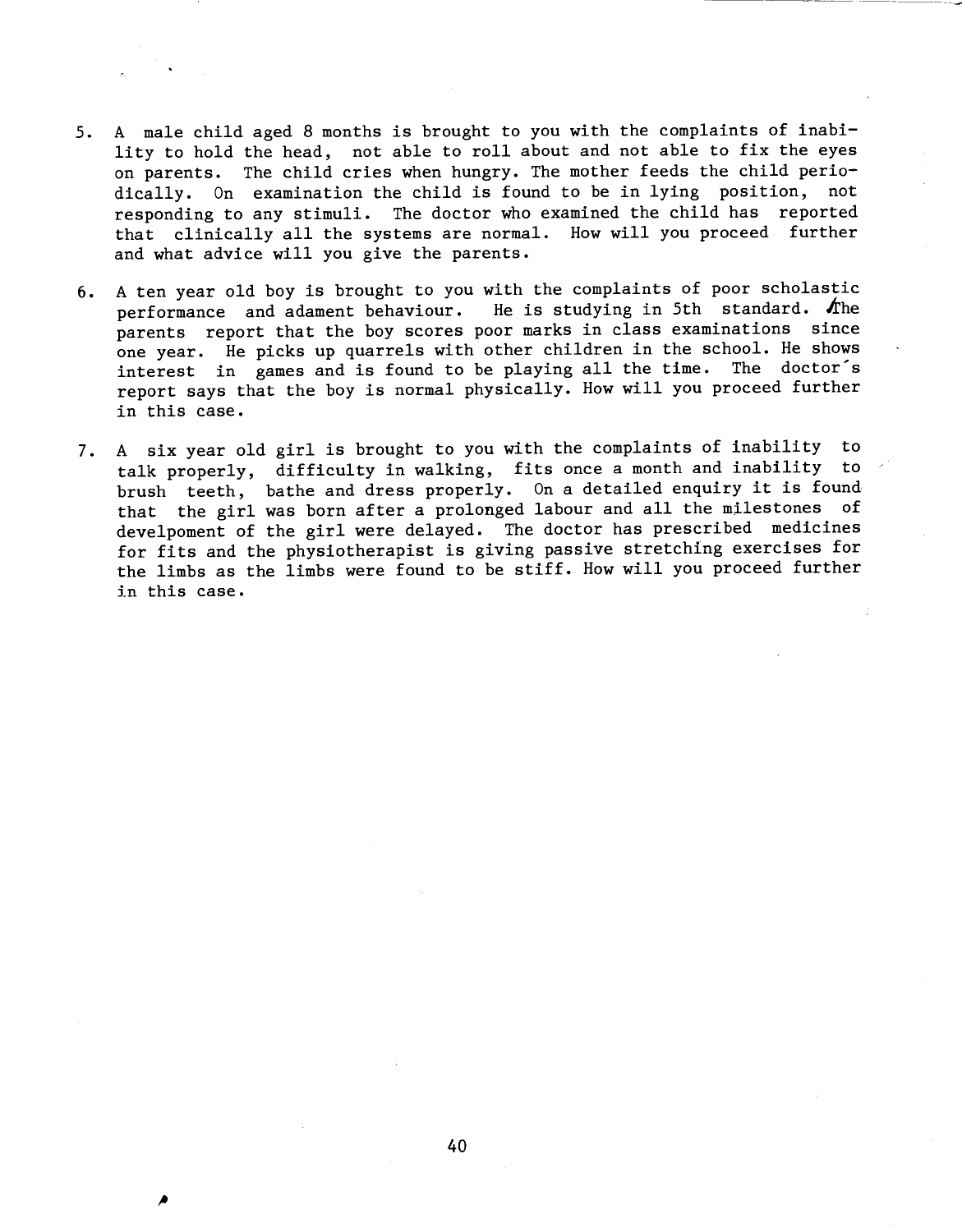5. A male child aged 8 months is brought to you with the complaints of inability to hold the head, not able to roll about and not able to fix the eyes on parents. The child cries when hungry. The mother feeds the child periodically. On examination the child is found to be in lying position, not responding to any stimuli. The doctor who examined the child has reported that clinically all the systems are normal. How will you proceed further and what advice will you give the parents.

6. A ten year old boy is brought to you with the complaints of poor scholastic performance and adament behaviour. He is studying in 5th standard. The parents report that the boy scores poor marks in class examinations since one year. He picks up quarrels with other children in the school. He shows interest in games and is found to be playing all the time. The doctor's report says that the boy is normal physically. How will you proceed further in this case.

7. A six year old girl is brought to you with the complaints of inability to talk properly, difficulty in walking, fits once a month and inability to brush teeth, bathe and dress properly. On a detailed enquiry it is found that the girl was born after a prolonged labour and all the milestones of develpoment of the girl were delayed. The doctor has prescribed medicines for fits and the physiotherapist is giving passive stretching exercises for the limbs as the limbs were found to be stiff. How will you proceed further in this case.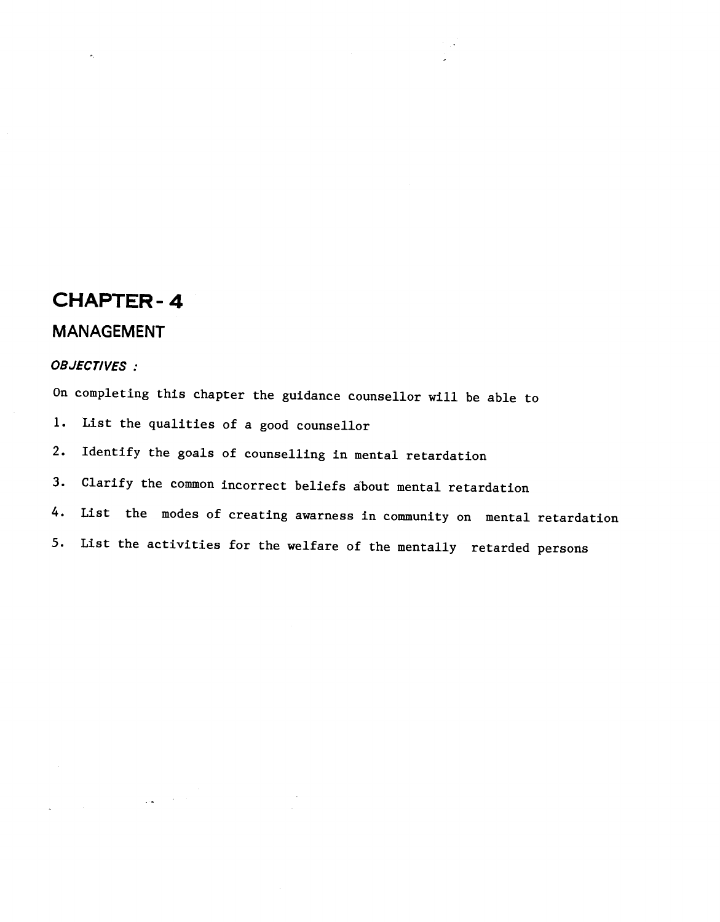# CHAPTER - 4

## MANAGEMENT

***OBJECTIVES :***

On completing this chapter the guidance counsellor will be able to

1. List the qualities of a good counsellor
2. Identify the goals of counselling in mental retardation
3. Clarify the common incorrect beliefs about mental retardation
4. List the modes of creating awarness in community on mental retardation
5. List the activities for the welfare of the mentally retarded persons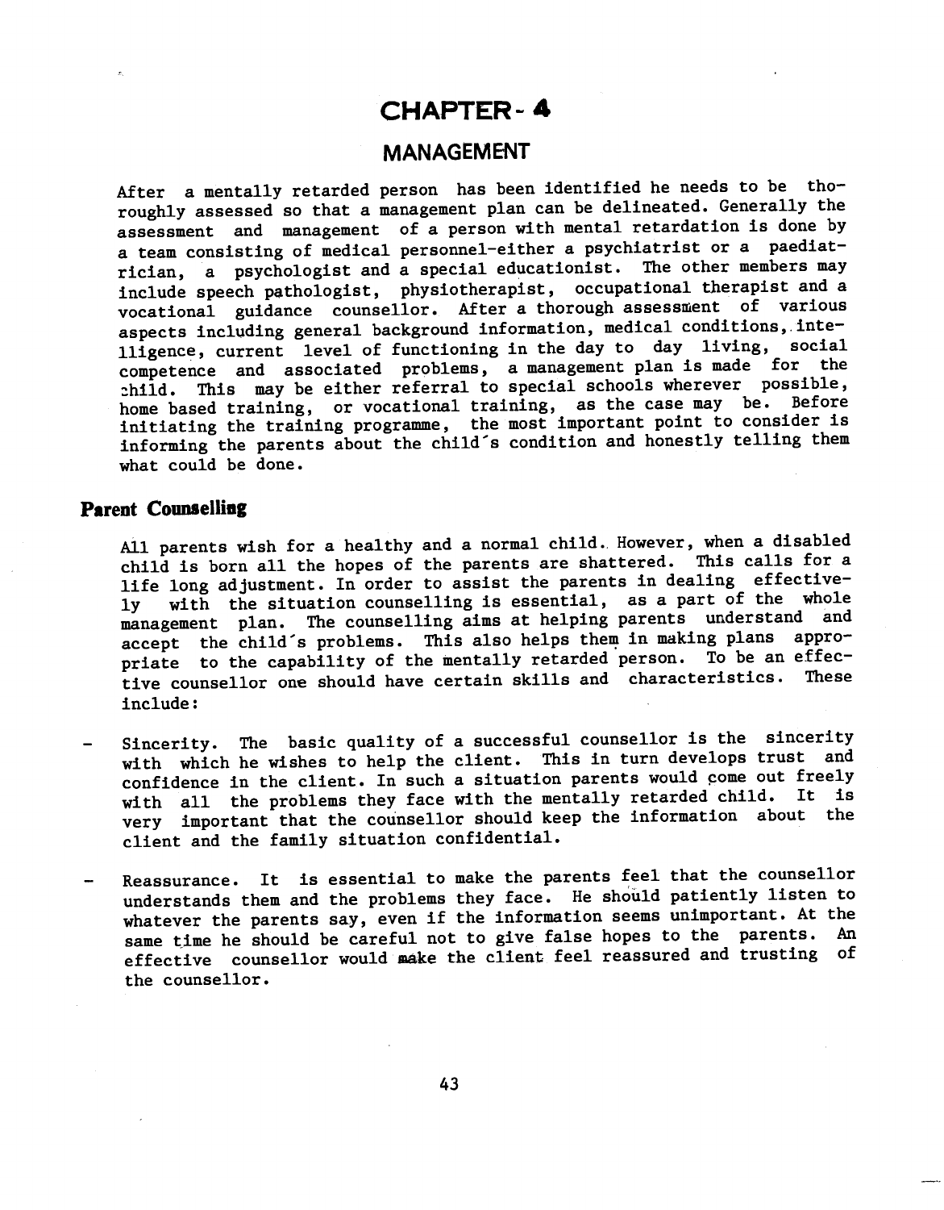# CHAPTER - 4

## MANAGEMENT

After a mentally retarded person has been identified he needs to be thoroughly assessed so that a management plan can be delineated. Generally the assessment and management of a person with mental retardation is done by a team consisting of medical personnel-either a psychiatrist or a paediatrician, a psychologist and a special educationist. The other members may include speech pathologist, physiotherapist, occupational therapist and a vocational guidance counsellor. After a thorough assessment of various aspects including general background information, medical conditions, intelligence, current level of functioning in the day to day living, social competence and associated problems, a management plan is made for the child. This may be either referral to special schools wherever possible, home based training, or vocational training, as the case may be. Before initiating the training programme, the most important point to consider is informing the parents about the child's condition and honestly telling them what could be done.

### Parent Counselling

All parents wish for a healthy and a normal child. However, when a disabled child is born all the hopes of the parents are shattered. This calls for a life long adjustment. In order to assist the parents in dealing effectively with the situation counselling is essential, as a part of the whole management plan. The counselling aims at helping parents understand and accept the child's problems. This also helps them in making plans appropriate to the capability of the mentally retarded person. To be an effective counsellor one should have certain skills and characteristics. These include:

- Sincerity. The basic quality of a successful counsellor is the sincerity with which he wishes to help the client. This in turn develops trust and confidence in the client. In such a situation parents would come out freely with all the problems they face with the mentally retarded child. It is very important that the counsellor should keep the information about the client and the family situation confidential.

- Reassurance. It is essential to make the parents feel that the counsellor understands them and the problems they face. He should patiently listen to whatever the parents say, even if the information seems unimportant. At the same time he should be careful not to give false hopes to the parents. An effective counsellor would make the client feel reassured and trusting of the counsellor.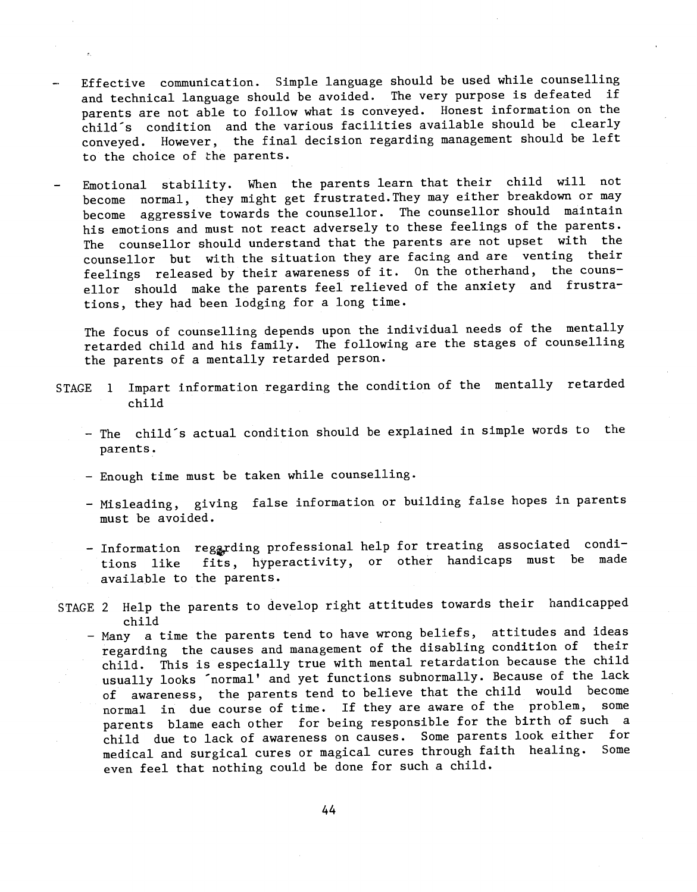- Effective communication. Simple language should be used while counselling and technical language should be avoided. The very purpose is defeated if parents are not able to follow what is conveyed. Honest information on the child's condition and the various facilities available should be clearly conveyed. However, the final decision regarding management should be left to the choice of the parents.

- Emotional stability. When the parents learn that their child will not become normal, they might get frustrated. They may either breakdown or may become aggressive towards the counsellor. The counsellor should maintain his emotions and must not react adversely to these feelings of the parents. The counsellor should understand that the parents are not upset with the counsellor but with the situation they are facing and are venting their feelings released by their awareness of it. On the otherhand, the counsellor should make the parents feel relieved of the anxiety and frustrations, they had been lodging for a long time.

The focus of counselling depends upon the individual needs of the mentally retarded child and his family. The following are the stages of counselling the parents of a mentally retarded person.

STAGE 1 Impart information regarding the condition of the mentally retarded child

- The child's actual condition should be explained in simple words to the parents.

- Enough time must be taken while counselling.

- Misleading, giving false information or building false hopes in parents must be avoided.

- Information regarding professional help for treating associated conditions like fits, hyperactivity, or other handicaps must be made available to the parents.

STAGE 2 Help the parents to develop right attitudes towards their handicapped child

- Many a time the parents tend to have wrong beliefs, attitudes and ideas regarding the causes and management of the disabling condition of their child. This is especially true with mental retardation because the child usually looks 'normal' and yet functions subnormally. Because of the lack of awareness, the parents tend to believe that the child would become normal in due course of time. If they are aware of the problem, some parents blame each other for being responsible for the birth of such a child due to lack of awareness on causes. Some parents look either for medical and surgical cures or magical cures through faith healing. Some even feel that nothing could be done for such a child.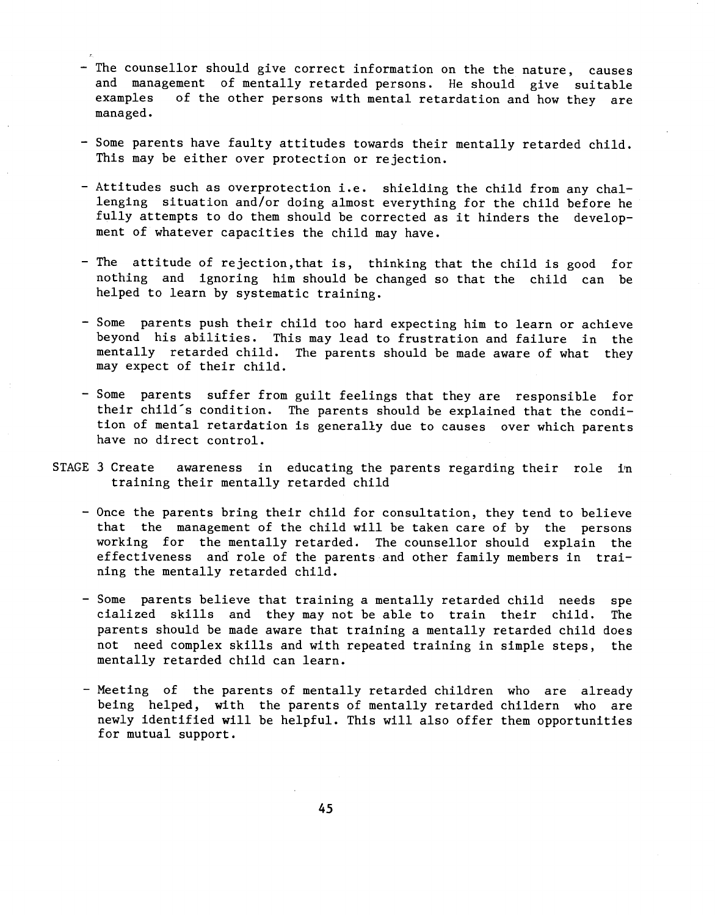- The counsellor should give correct information on the the nature, causes and management of mentally retarded persons. He should give suitable examples of the other persons with mental retardation and how they are managed.

- Some parents have faulty attitudes towards their mentally retarded child. This may be either over protection or rejection.

- Attitudes such as overprotection i.e. shielding the child from any challenging situation and/or doing almost everything for the child before he fully attempts to do them should be corrected as it hinders the development of whatever capacities the child may have.

- The attitude of rejection,that is, thinking that the child is good for nothing and ignoring him should be changed so that the child can be helped to learn by systematic training.

- Some parents push their child too hard expecting him to learn or achieve beyond his abilities. This may lead to frustration and failure in the mentally retarded child. The parents should be made aware of what they may expect of their child.

- Some parents suffer from guilt feelings that they are responsible for their child's condition. The parents should be explained that the condition of mental retardation is generally due to causes over which parents have no direct control.

STAGE 3 Create awareness in educating the parents regarding their role in training their mentally retarded child

- Once the parents bring their child for consultation, they tend to believe that the management of the child will be taken care of by the persons working for the mentally retarded. The counsellor should explain the effectiveness and role of the parents and other family members in training the mentally retarded child.

- Some parents believe that training a mentally retarded child needs specialized skills and they may not be able to train their child. The parents should be made aware that training a mentally retarded child does not need complex skills and with repeated training in simple steps, the mentally retarded child can learn.

- Meeting of the parents of mentally retarded children who are already being helped, with the parents of mentally retarded childern who are newly identified will be helpful. This will also offer them opportunities for mutual support.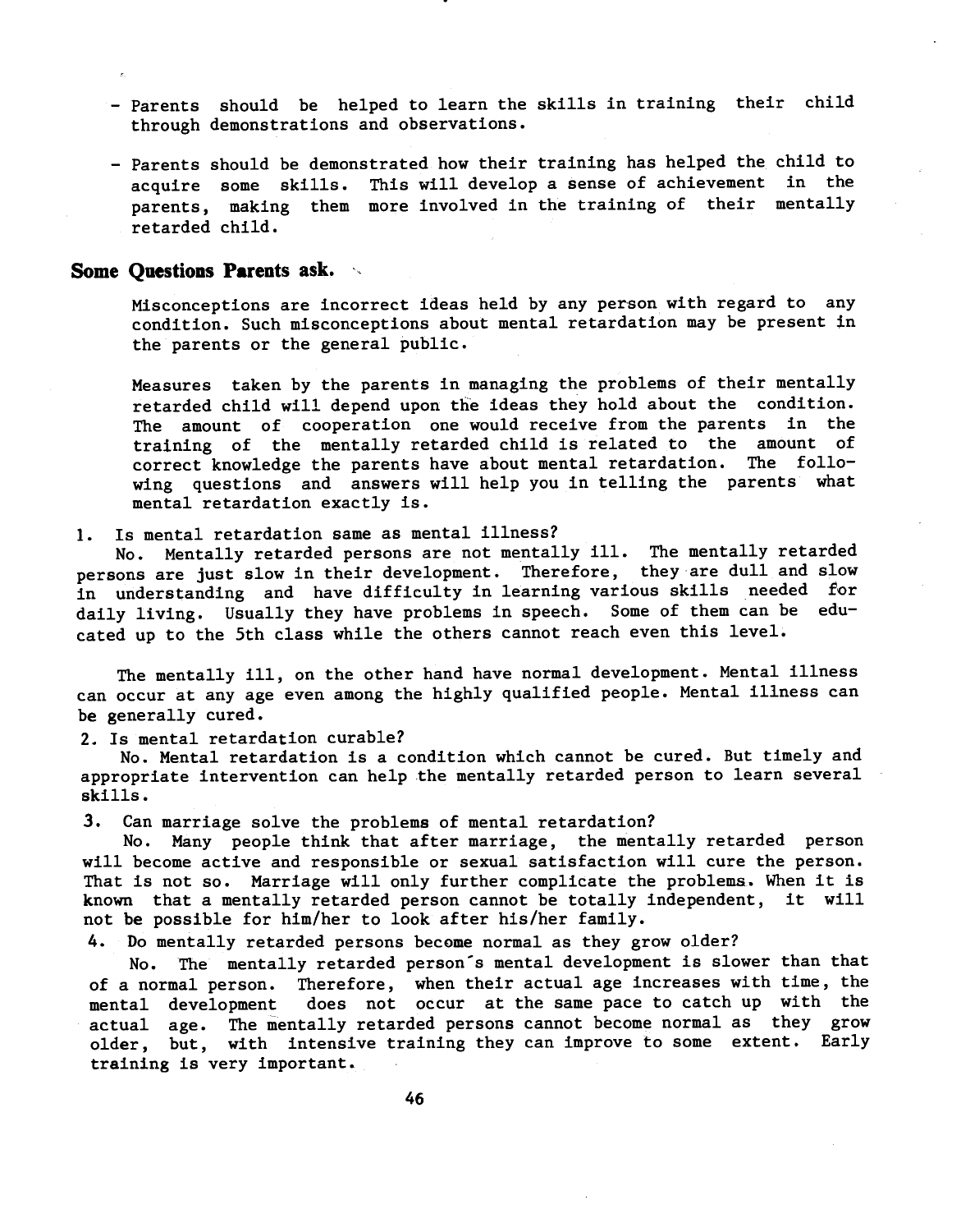- Parents should be helped to learn the skills in training their child through demonstrations and observations.

- Parents should be demonstrated how their training has helped the child to acquire some skills. This will develop a sense of achievement in the parents, making them more involved in the training of their mentally retarded child.

## Some Questions Parents ask.

Misconceptions are incorrect ideas held by any person with regard to any condition. Such misconceptions about mental retardation may be present in the parents or the general public.

Measures taken by the parents in managing the problems of their mentally retarded child will depend upon the ideas they hold about the condition. The amount of cooperation one would receive from the parents in the training of the mentally retarded child is related to the amount of correct knowledge the parents have about mental retardation. The following questions and answers will help you in telling the parents what mental retardation exactly is.

1. Is mental retardation same as mental illness?

No. Mentally retarded persons are not mentally ill. The mentally retarded persons are just slow in their development. Therefore, they are dull and slow in understanding and have difficulty in learning various skills needed for daily living. Usually they have problems in speech. Some of them can be educated up to the 5th class while the others cannot reach even this level.

The mentally ill, on the other hand have normal development. Mental illness can occur at any age even among the highly qualified people. Mental illness can be generally cured.

2. Is mental retardation curable?

No. Mental retardation is a condition which cannot be cured. But timely and appropriate intervention can help the mentally retarded person to learn several skills.

3. Can marriage solve the problems of mental retardation?

No. Many people think that after marriage, the mentally retarded person will become active and responsible or sexual satisfaction will cure the person. That is not so. Marriage will only further complicate the problems. When it is known that a mentally retarded person cannot be totally independent, it will not be possible for him/her to look after his/her family.

4. Do mentally retarded persons become normal as they grow older?

No. The mentally retarded person's mental development is slower than that of a normal person. Therefore, when their actual age increases with time, the mental development does not occur at the same pace to catch up with the actual age. The mentally retarded persons cannot become normal as they grow older, but, with intensive training they can improve to some extent. Early training is very important.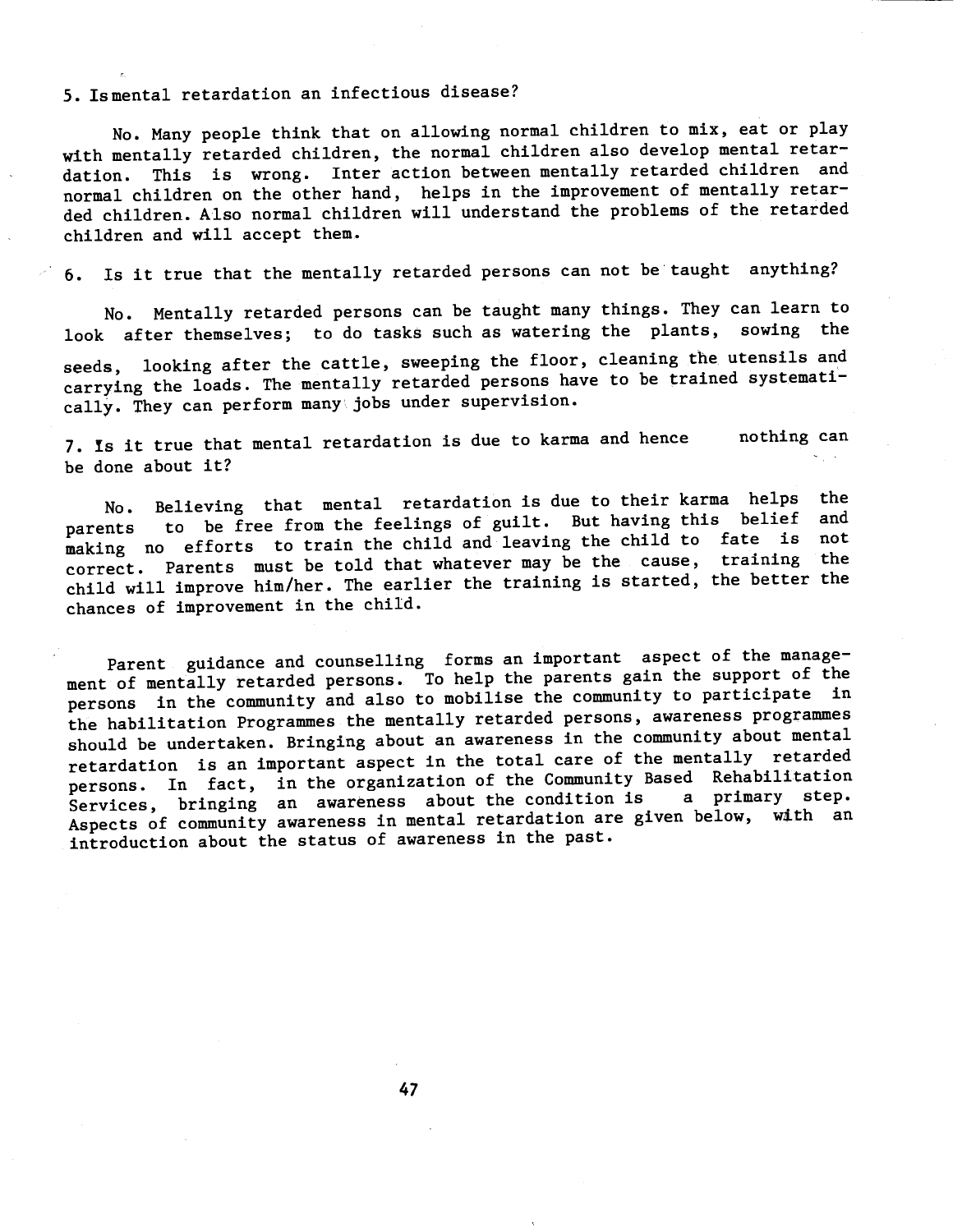5. Is mental retardation an infectious disease?

No. Many people think that on allowing normal children to mix, eat or play with mentally retarded children, the normal children also develop mental retardation. This is wrong. Inter action between mentally retarded children and normal children on the other hand, helps in the improvement of mentally retarded children. Also normal children will understand the problems of the retarded children and will accept them.

6. Is it true that the mentally retarded persons can not be taught anything?

No. Mentally retarded persons can be taught many things. They can learn to look after themselves; to do tasks such as watering the plants, sowing the seeds, looking after the cattle, sweeping the floor, cleaning the utensils and carrying the loads. The mentally retarded persons have to be trained systematically. They can perform many jobs under supervision.

7. Is it true that mental retardation is due to karma and hence nothing can be done about it?

No. Believing that mental retardation is due to their karma helps the parents to be free from the feelings of guilt. But having this belief and making no efforts to train the child and leaving the child to fate is not correct. Parents must be told that whatever may be the cause, training the child will improve him/her. The earlier the training is started, the better the chances of improvement in the child.

Parent guidance and counselling forms an important aspect of the management of mentally retarded persons. To help the parents gain the support of the persons in the community and also to mobilise the community to participate in the habilitation Programmes the mentally retarded persons, awareness programmes should be undertaken. Bringing about an awareness in the community about mental retardation is an important aspect in the total care of the mentally retarded persons. In fact, in the organization of the Community Based Rehabilitation Services, bringing an awareness about the condition is a primary step. Aspects of community awareness in mental retardation are given below, with an introduction about the status of awareness in the past.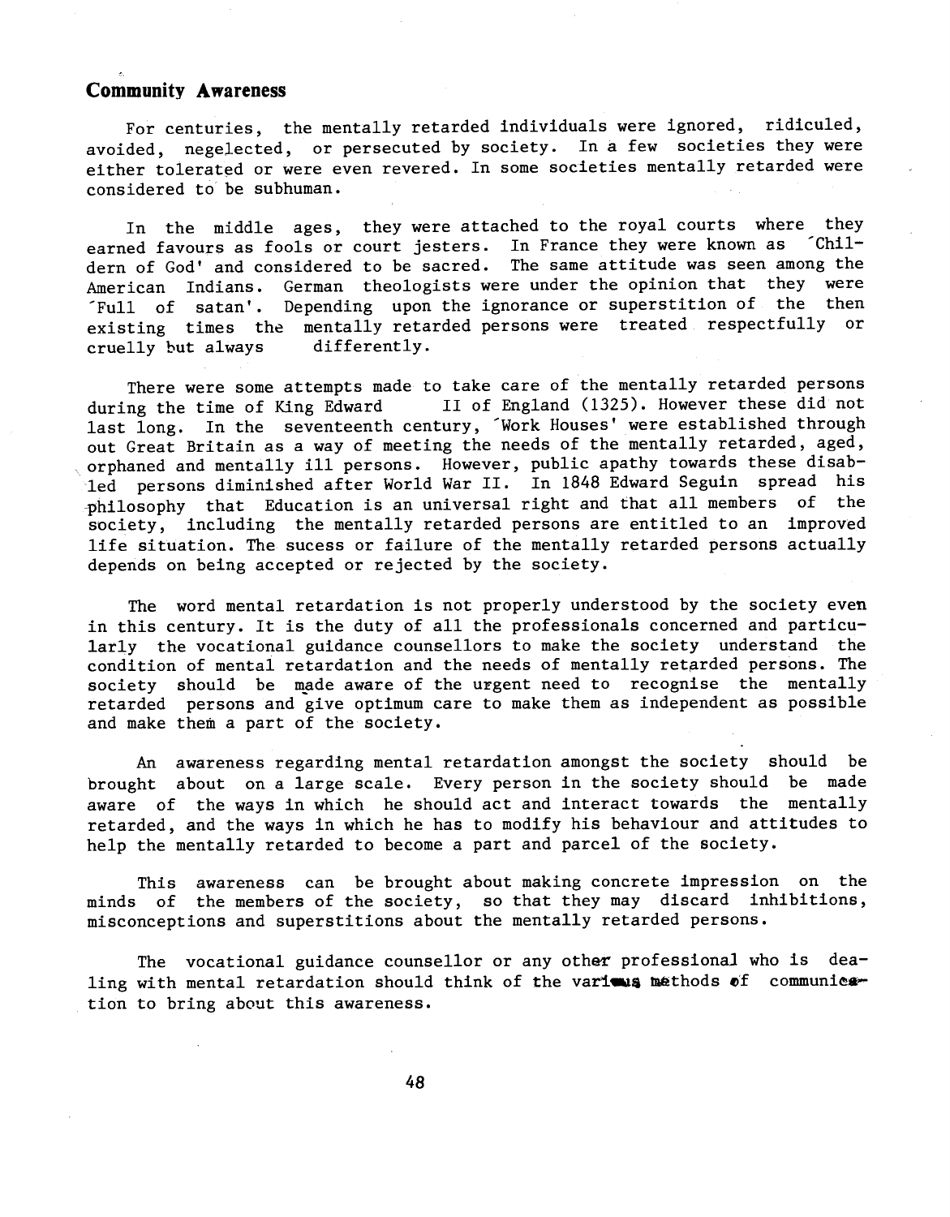## Community Awareness

For centuries, the mentally retarded individuals were ignored, ridiculed, avoided, negelected, or persecuted by society. In a few societies they were either tolerated or were even revered. In some societies mentally retarded were considered to be subhuman.

In the middle ages, they were attached to the royal courts where they earned favours as fools or court jesters. In France they were known as 'Childern of God' and considered to be sacred. The same attitude was seen among the American Indians. German theologists were under the opinion that they were 'Full of satan'. Depending upon the ignorance or superstition of the then existing times the mentally retarded persons were treated respectfully or cruelly but always differently.

There were some attempts made to take care of the mentally retarded persons during the time of King Edward II of England (1325). However these did not last long. In the seventeenth century, 'Work Houses' were established through out Great Britain as a way of meeting the needs of the mentally retarded, aged, orphaned and mentally ill persons. However, public apathy towards these disabled persons diminished after World War II. In 1848 Edward Seguin spread his philosophy that Education is an universal right and that all members of the society, including the mentally retarded persons are entitled to an improved life situation. The sucess or failure of the mentally retarded persons actually depends on being accepted or rejected by the society.

The word mental retardation is not properly understood by the society even in this century. It is the duty of all the professionals concerned and particularly the vocational guidance counsellors to make the society understand the condition of mental retardation and the needs of mentally retarded persons. The society should be made aware of the urgent need to recognise the mentally retarded persons and give optimum care to make them as independent as possible and make them a part of the society.

An awareness regarding mental retardation amongst the society should be brought about on a large scale. Every person in the society should be made aware of the ways in which he should act and interact towards the mentally retarded, and the ways in which he has to modify his behaviour and attitudes to help the mentally retarded to become a part and parcel of the society.

This awareness can be brought about making concrete impression on the minds of the members of the society, so that they may discard inhibitions, misconceptions and superstitions about the mentally retarded persons.

The vocational guidance counsellor or any other professional who is dealing with mental retardation should think of the various methods of communication to bring about this awareness.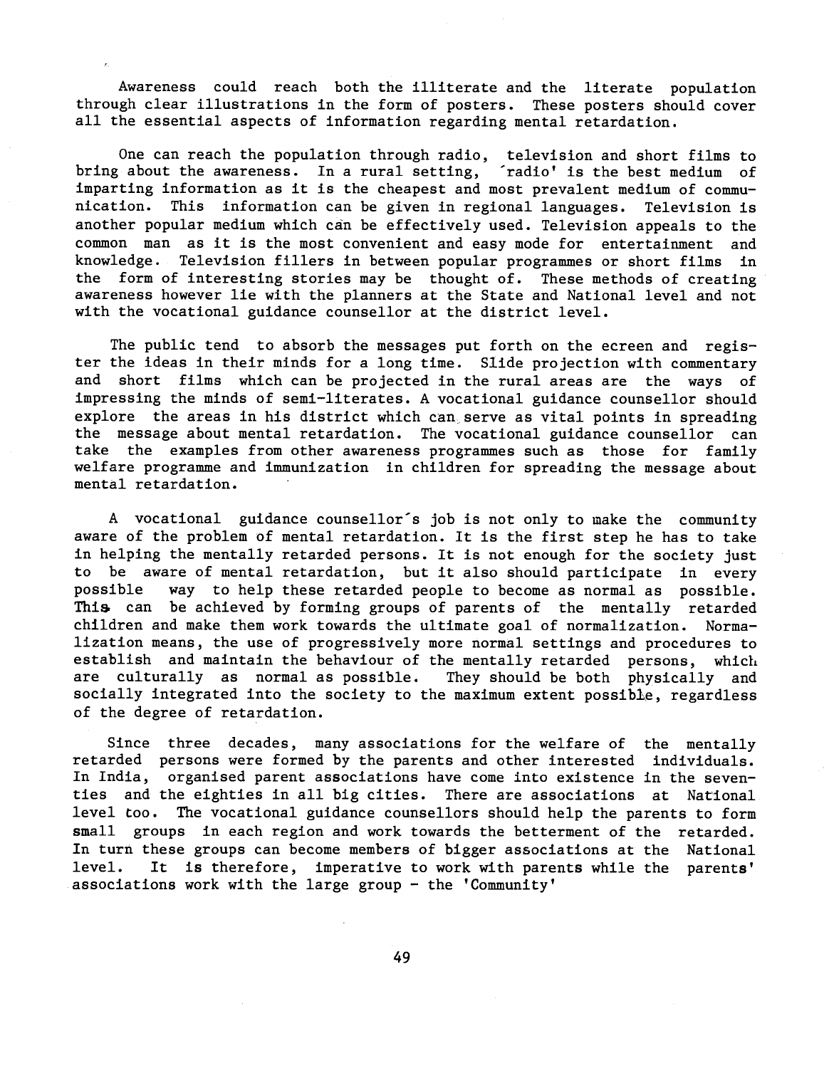Awareness could reach both the illiterate and the literate population through clear illustrations in the form of posters. These posters should cover all the essential aspects of information regarding mental retardation.

One can reach the population through radio, television and short films to bring about the awareness. In a rural setting, 'radio' is the best medium of imparting information as it is the cheapest and most prevalent medium of communication. This information can be given in regional languages. Television is another popular medium which can be effectively used. Television appeals to the common man as it is the most convenient and easy mode for entertainment and knowledge. Television fillers in between popular programmes or short films in the form of interesting stories may be thought of. These methods of creating awareness however lie with the planners at the State and National level and not with the vocational guidance counsellor at the district level.

The public tend to absorb the messages put forth on the ecreen and register the ideas in their minds for a long time. Slide projection with commentary and short films which can be projected in the rural areas are the ways of impressing the minds of semi-literates. A vocational guidance counsellor should explore the areas in his district which can serve as vital points in spreading the message about mental retardation. The vocational guidance counsellor can take the examples from other awareness programmes such as those for family welfare programme and immunization in children for spreading the message about mental retardation.

A vocational guidance counsellor's job is not only to make the community aware of the problem of mental retardation. It is the first step he has to take in helping the mentally retarded persons. It is not enough for the society just to be aware of mental retardation, but it also should participate in every possible way to help these retarded people to become as normal as possible. This can be achieved by forming groups of parents of the mentally retarded children and make them work towards the ultimate goal of normalization. Normalization means, the use of progressively more normal settings and procedures to establish and maintain the behaviour of the mentally retarded persons, which are culturally as normal as possible. They should be both physically and socially integrated into the society to the maximum extent possible, regardless of the degree of retardation.

Since three decades, many associations for the welfare of the mentally retarded persons were formed by the parents and other interested individuals. In India, organised parent associations have come into existence in the seventies and the eighties in all big cities. There are associations at National level too. The vocational guidance counsellors should help the parents to form small groups in each region and work towards the betterment of the retarded. In turn these groups can become members of bigger associations at the National level. It is therefore, imperative to work with parents while the parents' associations work with the large group - the 'Community'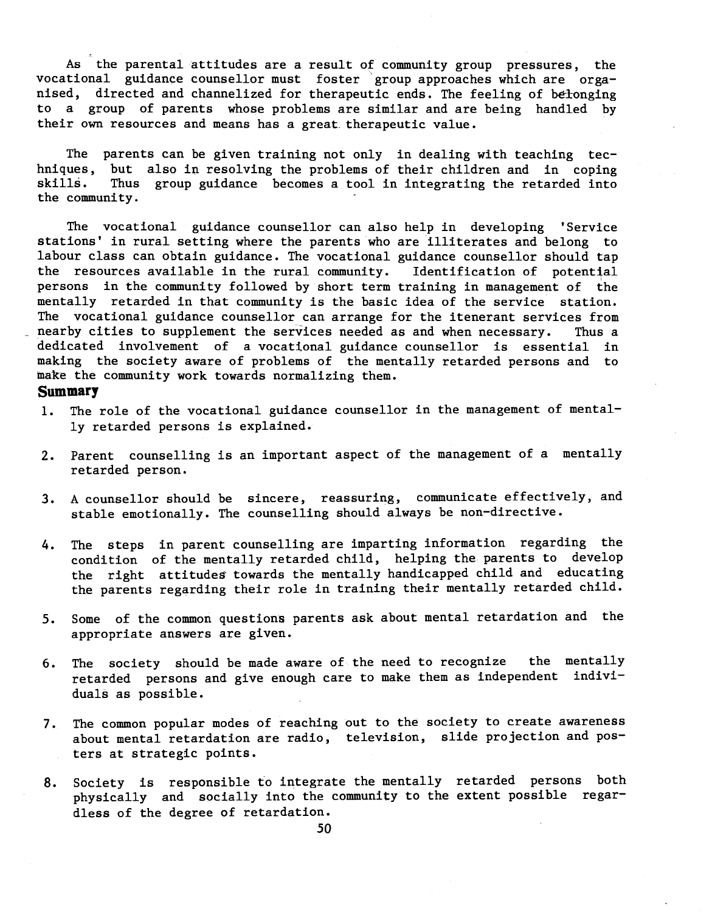As the parental attitudes are a result of community group pressures, the vocational guidance counsellor must foster group approaches which are organised, directed and channelized for therapeutic ends. The feeling of belonging to a group of parents whose problems are similar and are being handled by their own resources and means has a great therapeutic value.

The parents can be given training not only in dealing with teaching techniques, but also in resolving the problems of their children and in coping skills. Thus group guidance becomes a tool in integrating the retarded into the community.

The vocational guidance counsellor can also help in developing 'Service stations' in rural setting where the parents who are illiterates and belong to labour class can obtain guidance. The vocational guidance counsellor should tap the resources available in the rural community. Identification of potential persons in the community followed by short term training in management of the mentally retarded in that community is the basic idea of the service station. The vocational guidance counsellor can arrange for the itenerant services from nearby cities to supplement the services needed as and when necessary. Thus a dedicated involvement of a vocational guidance counsellor is essential in making the society aware of problems of the mentally retarded persons and to make the community work towards normalizing them.

## Summary

1. The role of the vocational guidance counsellor in the management of mentally retarded persons is explained.

2. Parent counselling is an important aspect of the management of a mentally retarded person.

3. A counsellor should be sincere, reassuring, communicate effectively, and stable emotionally. The counselling should always be non-directive.

4. The steps in parent counselling are imparting information regarding the condition of the mentally retarded child, helping the parents to develop the right attitudes towards the mentally handicapped child and educating the parents regarding their role in training their mentally retarded child.

5. Some of the common questions parents ask about mental retardation and the appropriate answers are given.

6. The society should be made aware of the need to recognize the mentally retarded persons and give enough care to make them as independent individuals as possible.

7. The common popular modes of reaching out to the society to create awareness about mental retardation are radio, television, slide projection and posters at strategic points.

8. Society is responsible to integrate the mentally retarded persons both physically and socially into the community to the extent possible regardless of the degree of retardation.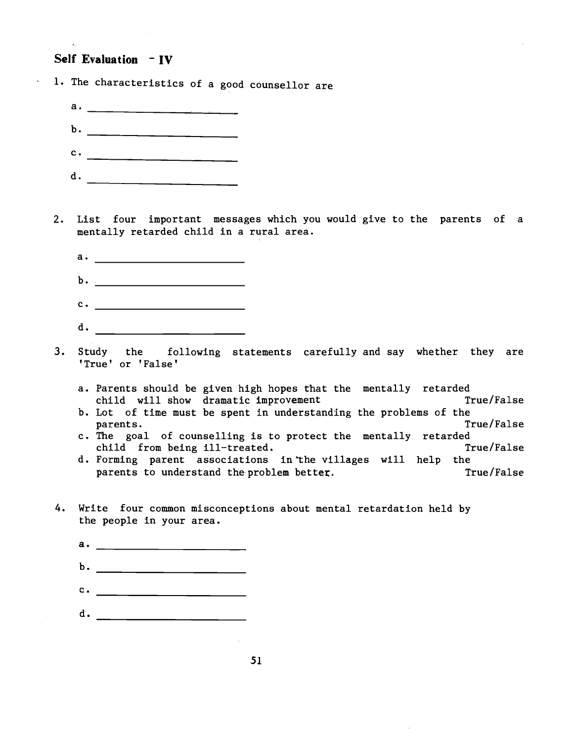## Self Evaluation - IV

1. The characteristics of a good counsellor are

   a. ______________________

   b. ______________________

   c. ______________________

   d. ______________________

2. List four important messages which you would give to the parents of a mentally retarded child in a rural area.

   a. ______________________

   b. ______________________

   c. ______________________

   d. ______________________

3. Study the following statements carefully and say whether they are 'True' or 'False'

   a. Parents should be given high hopes that the mentally retarded child will show dramatic improvement — True/False
   b. Lot of time must be spent in understanding the problems of the parents. — True/False
   c. The goal of counselling is to protect the mentally retarded child from being ill-treated. — True/False
   d. Forming parent associations in the villages will help the parents to understand the problem better. — True/False

4. Write four common misconceptions about mental retardation held by the people in your area.

   a. ______________________

   b. ______________________

   c. ______________________

   d. ______________________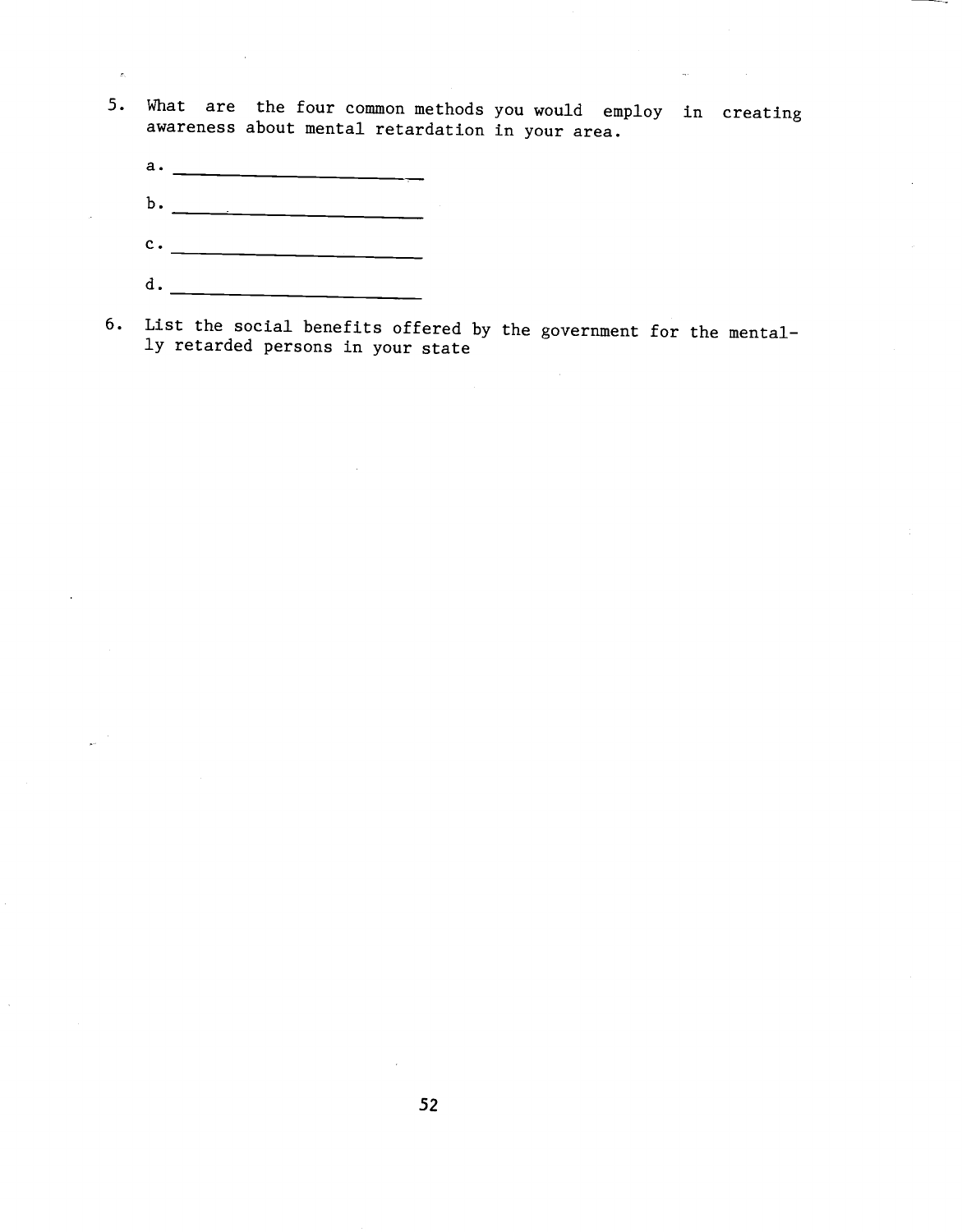5. What are the four common methods you would employ in creating awareness about mental retardation in your area.

   a. ____________________________

   b. ____________________________

   c. ____________________________

   d. ____________________________

6. List the social benefits offered by the government for the mentally retarded persons in your state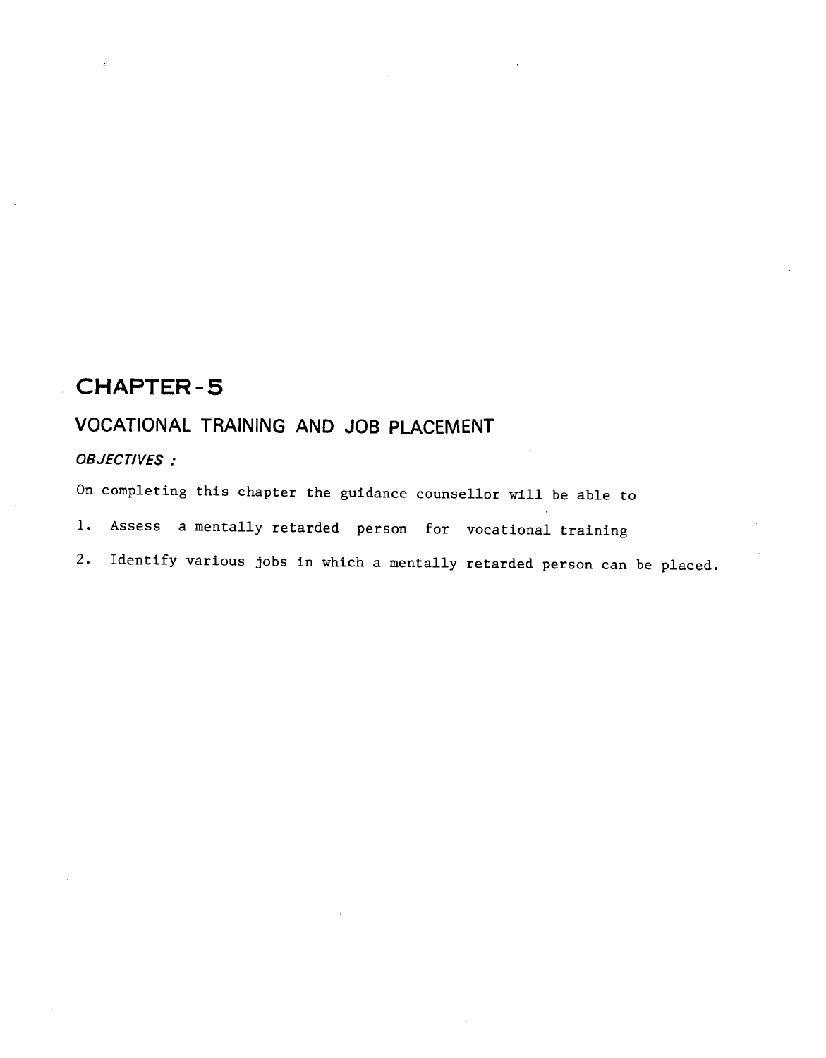# CHAPTER-5

## VOCATIONAL TRAINING AND JOB PLACEMENT

***OBJECTIVES :***

On completing this chapter the guidance counsellor will be able to

1. Assess a mentally retarded person for vocational training
2. Identify various jobs in which a mentally retarded person can be placed.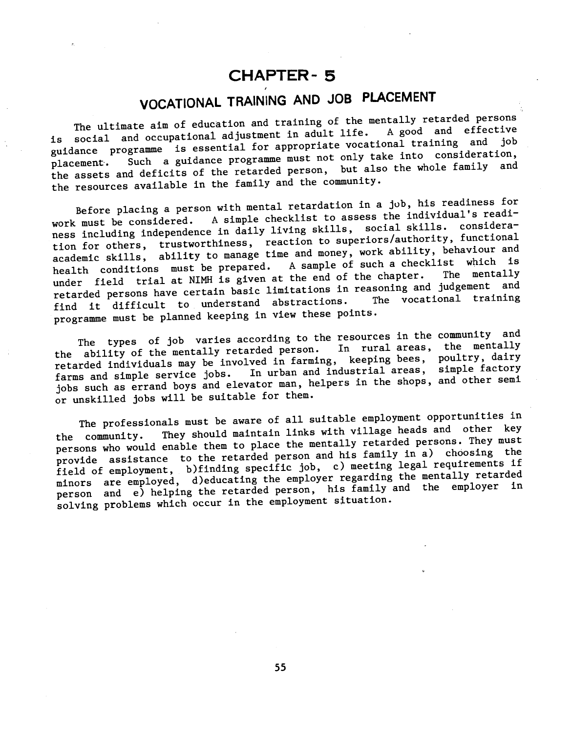# CHAPTER- 5

## VOCATIONAL TRAINING AND JOB PLACEMENT

The ultimate aim of education and training of the mentally retarded persons is social and occupational adjustment in adult life. A good and effective guidance programme is essential for appropriate vocational training and job placement. Such a guidance programme must not only take into consideration, the assets and deficits of the retarded person, but also the whole family and the resources available in the family and the community.

Before placing a person with mental retardation in a job, his readiness for work must be considered. A simple checklist to assess the individual's readiness including independence in daily living skills, social skills. consideration for others, trustworthiness, reaction to superiors/authority, functional academic skills, ability to manage time and money, work ability, behaviour and health conditions must be prepared. A sample of such a checklist which is under field trial at NIMH is given at the end of the chapter. The mentally retarded persons have certain basic limitations in reasoning and judgement and find it difficult to understand abstractions. The vocational training programme must be planned keeping in view these points.

The types of job varies according to the resources in the community and the ability of the mentally retarded person. In rural areas, the mentally retarded individuals may be involved in farming, keeping bees, poultry, dairy farms and simple service jobs. In urban and industrial areas, simple factory jobs such as errand boys and elevator man, helpers in the shops, and other semi or unskilled jobs will be suitable for them.

The professionals must be aware of all suitable employment opportunities in the community. They should maintain links with village heads and other key persons who would enable them to place the mentally retarded persons. They must provide assistance to the retarded person and his family in a) choosing the field of employment, b)finding specific job, c) meeting legal requirements if minors are employed, d)educating the employer regarding the mentally retarded person and e) helping the retarded person, his family and the employer in solving problems which occur in the employment situation.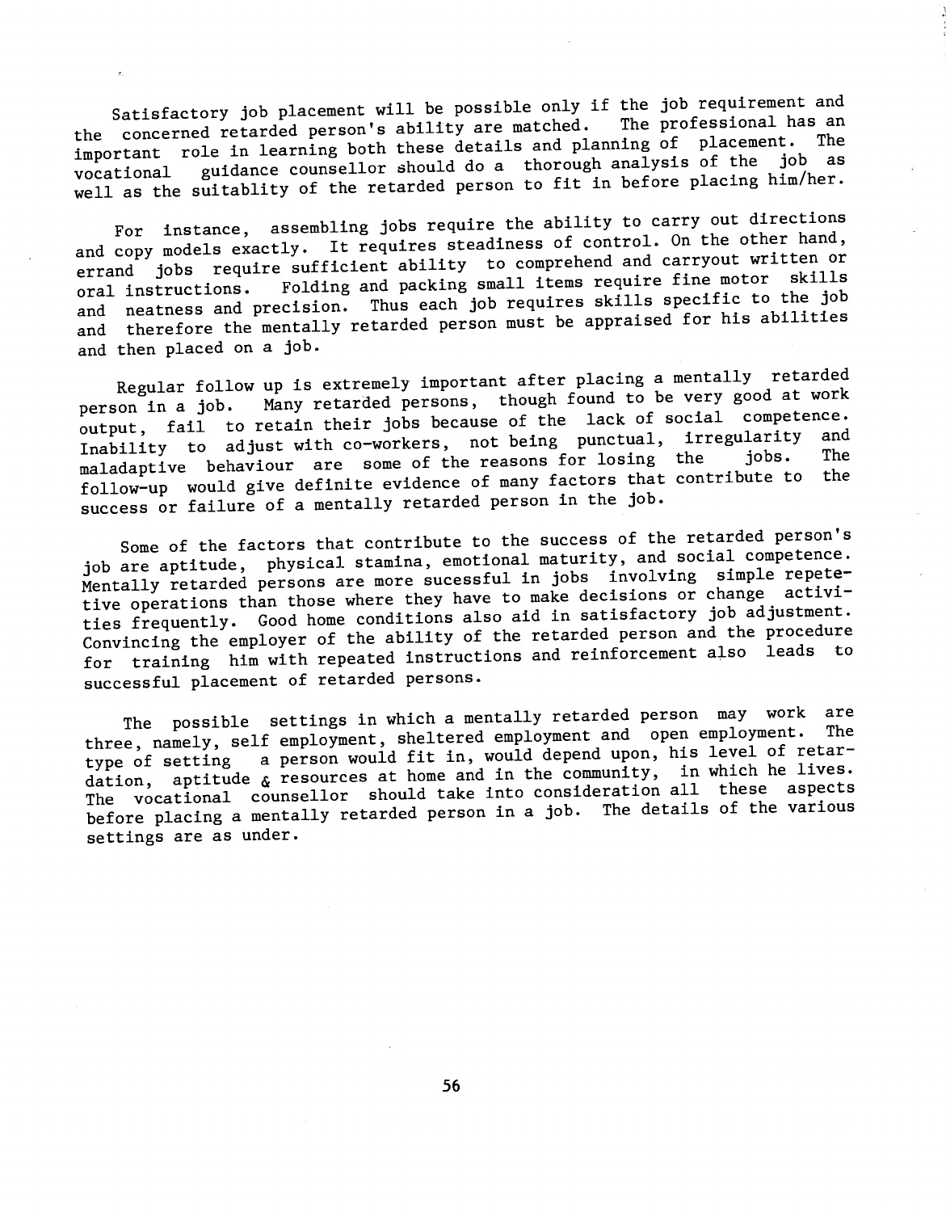Satisfactory job placement will be possible only if the job requirement and the concerned retarded person's ability are matched. The professional has an important role in learning both these details and planning of placement. The vocational guidance counsellor should do a thorough analysis of the job as well as the suitablity of the retarded person to fit in before placing him/her.

For instance, assembling jobs require the ability to carry out directions and copy models exactly. It requires steadiness of control. On the other hand, errand jobs require sufficient ability to comprehend and carryout written or oral instructions. Folding and packing small items require fine motor skills and neatness and precision. Thus each job requires skills specific to the job and therefore the mentally retarded person must be appraised for his abilities and then placed on a job.

Regular follow up is extremely important after placing a mentally retarded person in a job. Many retarded persons, though found to be very good at work output, fail to retain their jobs because of the lack of social competence. Inability to adjust with co-workers, not being punctual, irregularity and maladaptive behaviour are some of the reasons for losing the jobs. The follow-up would give definite evidence of many factors that contribute to the success or failure of a mentally retarded person in the job.

Some of the factors that contribute to the success of the retarded person's job are aptitude, physical stamina, emotional maturity, and social competence. Mentally retarded persons are more sucessful in jobs involving simple repetetive operations than those where they have to make decisions or change activities frequently. Good home conditions also aid in satisfactory job adjustment. Convincing the employer of the ability of the retarded person and the procedure for training him with repeated instructions and reinforcement also leads to successful placement of retarded persons.

The possible settings in which a mentally retarded person may work are three, namely, self employment, sheltered employment and open employment. The type of setting a person would fit in, would depend upon, his level of retardation, aptitude & resources at home and in the community, in which he lives. The vocational counsellor should take into consideration all these aspects before placing a mentally retarded person in a job. The details of the various settings are as under.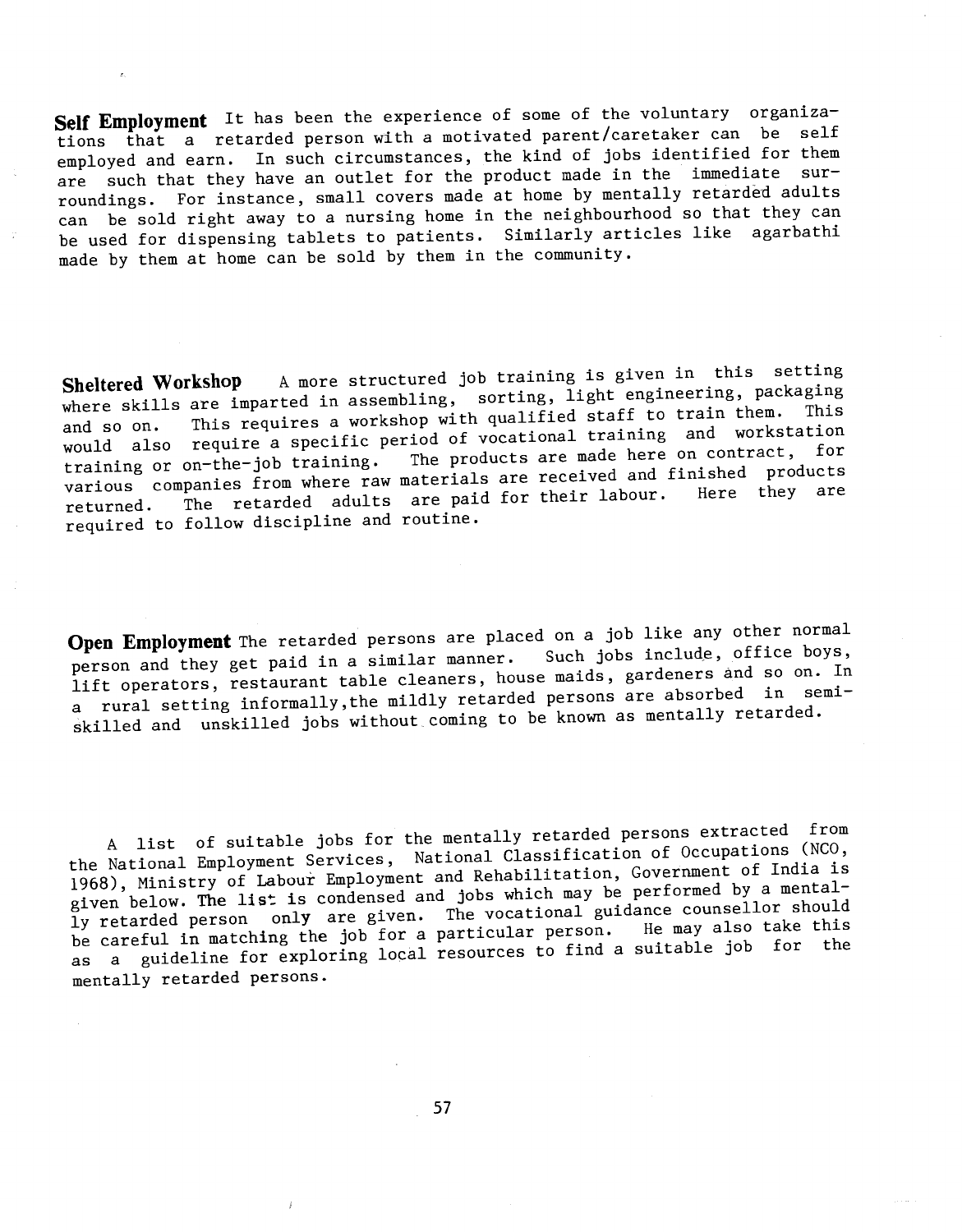**Self Employment** It has been the experience of some of the voluntary organizations that a retarded person with a motivated parent/caretaker can be self employed and earn. In such circumstances, the kind of jobs identified for them are such that they have an outlet for the product made in the immediate surroundings. For instance, small covers made at home by mentally retarded adults can be sold right away to a nursing home in the neighbourhood so that they can be used for dispensing tablets to patients. Similarly articles like agarbathi made by them at home can be sold by them in the community.

**Sheltered Workshop** A more structured job training is given in this setting where skills are imparted in assembling, sorting, light engineering, packaging and so on. This requires a workshop with qualified staff to train them. This would also require a specific period of vocational training and workstation training or on-the-job training. The products are made here on contract, for various companies from where raw materials are received and finished products returned. The retarded adults are paid for their labour. Here they are required to follow discipline and routine.

**Open Employment** The retarded persons are placed on a job like any other normal person and they get paid in a similar manner. Such jobs include, office boys, lift operators, restaurant table cleaners, house maids, gardeners and so on. In a rural setting informally, the mildly retarded persons are absorbed in semi-skilled and unskilled jobs without coming to be known as mentally retarded.

A list of suitable jobs for the mentally retarded persons extracted from the National Employment Services, National Classification of Occupations (NCO, 1968), Ministry of Labour Employment and Rehabilitation, Government of India is given below. The list is condensed and jobs which may be performed by a mentally retarded person only are given. The vocational guidance counsellor should be careful in matching the job for a particular person. He may also take this as a guideline for exploring local resources to find a suitable job for the mentally retarded persons.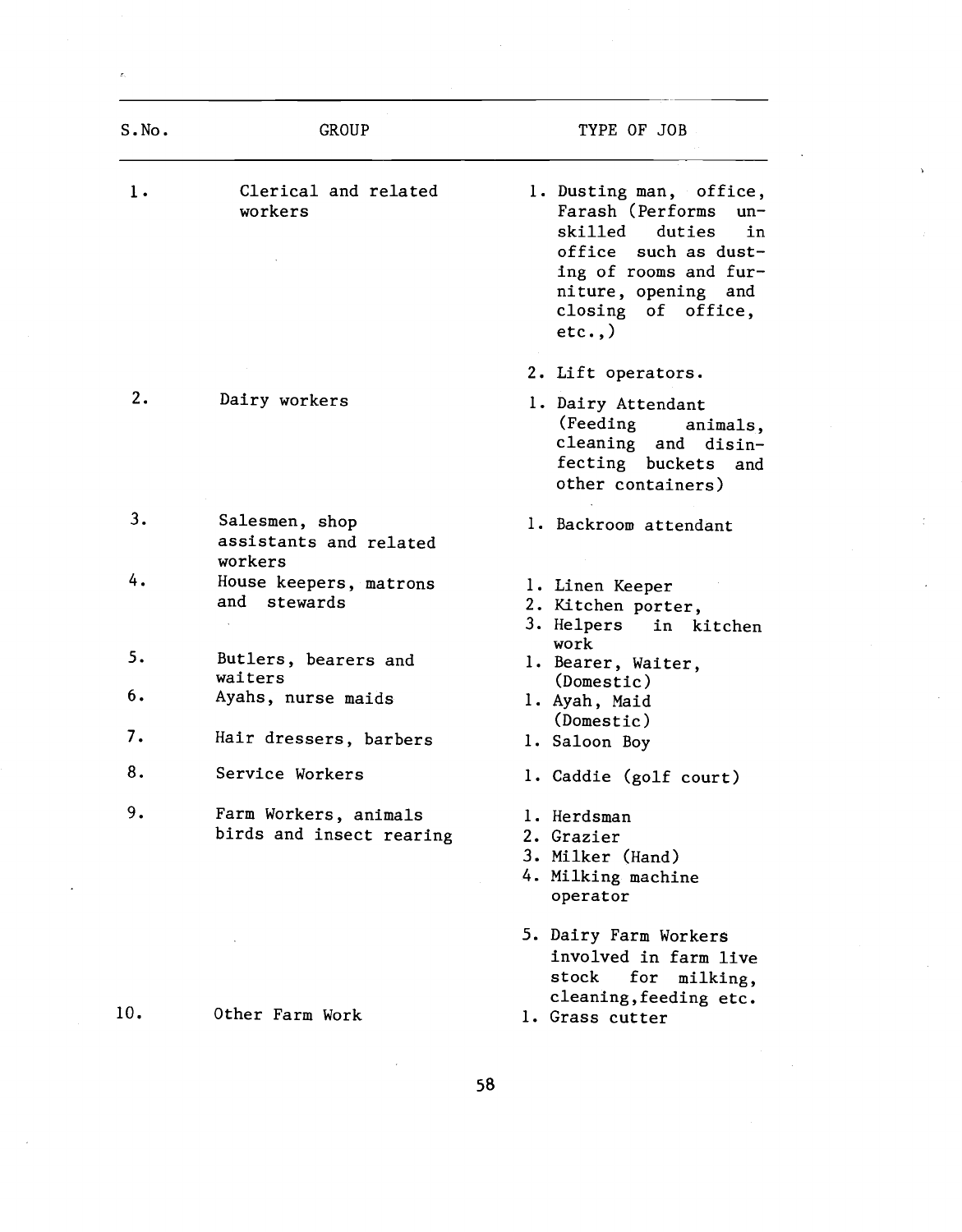| S.No. | GROUP | TYPE OF JOB |
|---|---|---|
| 1. | Clerical and related workers | 1. Dusting man, office, Farash (Performs unskilled duties in office such as dusting of rooms and furniture, opening and closing of office, etc.,)<br>2. Lift operators. |
| 2. | Dairy workers | 1. Dairy Attendant (Feeding animals, cleaning and disinfecting buckets and other containers) |
| 3. | Salesmen, shop assistants and related workers | 1. Backroom attendant |
| 4. | House keepers, matrons and stewards | 1. Linen Keeper<br>2. Kitchen porter,<br>3. Helpers in kitchen work |
| 5. | Butlers, bearers and waiters | 1. Bearer, Waiter, (Domestic) |
| 6. | Ayahs, nurse maids | 1. Ayah, Maid (Domestic) |
| 7. | Hair dressers, barbers | 1. Saloon Boy |
| 8. | Service Workers | 1. Caddie (golf court) |
| 9. | Farm Workers, animals birds and insect rearing | 1. Herdsman<br>2. Grazier<br>3. Milker (Hand)<br>4. Milking machine operator<br>5. Dairy Farm Workers involved in farm live stock for milking, cleaning,feeding etc. |
| 10. | Other Farm Work | 1. Grass cutter |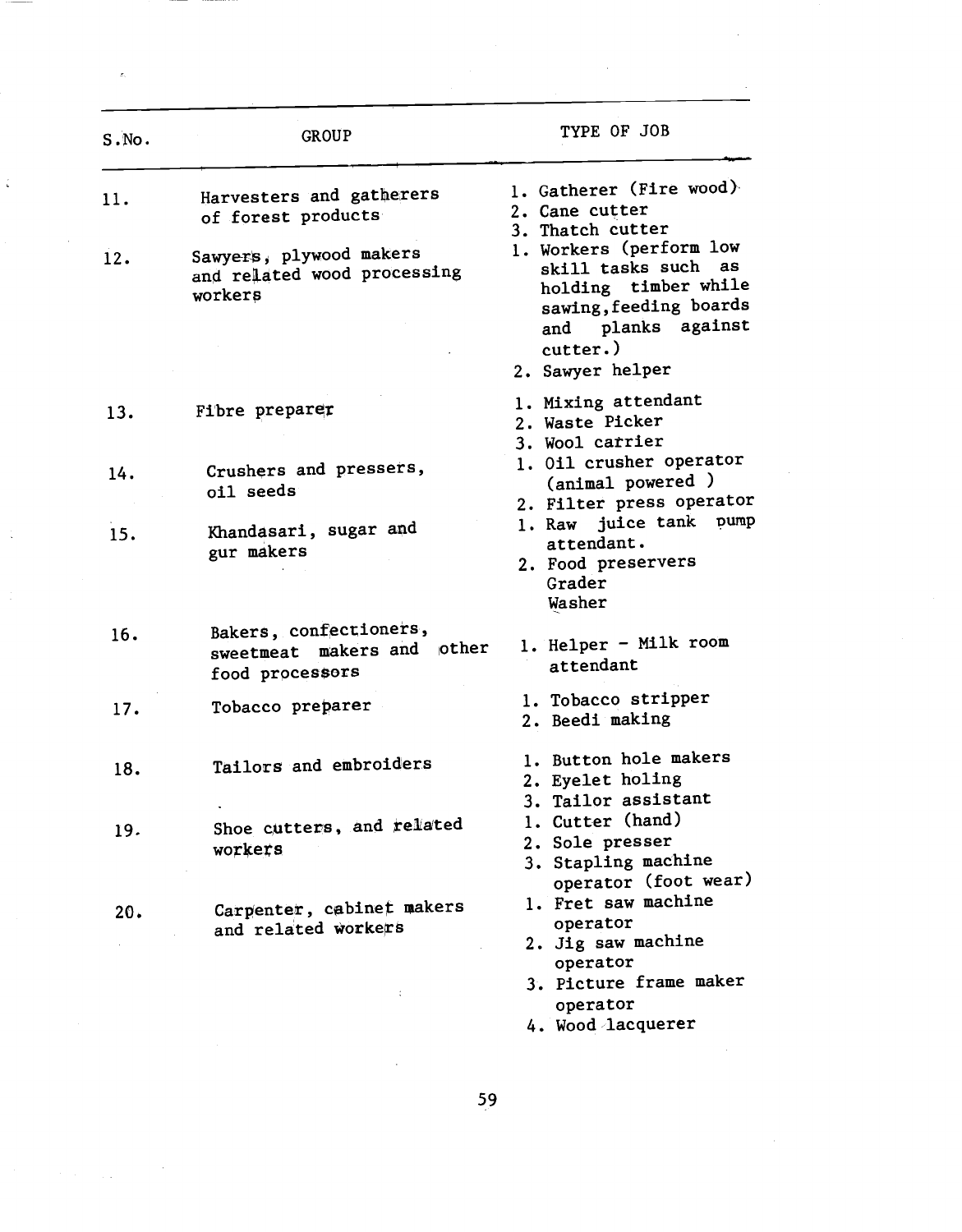| S.No. | GROUP | TYPE OF JOB |
|---|---|---|
| 11. | Harvesters and gatherers of forest products | 1. Gatherer (Fire wood)<br>2. Cane cutter<br>3. Thatch cutter |
| 12. | Sawyers, plywood makers and related wood processing workers | 1. Workers (perform low skill tasks such as holding timber while sawing, feeding boards and planks against cutter.)<br>2. Sawyer helper |
| 13. | Fibre preparer | 1. Mixing attendant<br>2. Waste Picker<br>3. Wool carrier |
| 14. | Crushers and pressers, oil seeds | 1. Oil crusher operator (animal powered )<br>2. Filter press operator |
| 15. | Khandasari, sugar and gur makers | 1. Raw juice tank pump attendant.<br>2. Food preservers Grader Washer |
| 16. | Bakers, confectioners, sweetmeat makers and other food processors | 1. Helper - Milk room attendant |
| 17. | Tobacco preparer | 1. Tobacco stripper<br>2. Beedi making |
| 18. | Tailors and embroiders | 1. Button hole makers<br>2. Eyelet holing<br>3. Tailor assistant |
| 19. | Shoe cutters, and related workers | 1. Cutter (hand)<br>2. Sole presser<br>3. Stapling machine operator (foot wear) |
| 20. | Carpenter, cabinet makers and related workers | 1. Fret saw machine operator<br>2. Jig saw machine operator<br>3. Picture frame maker operator<br>4. Wood lacquerer |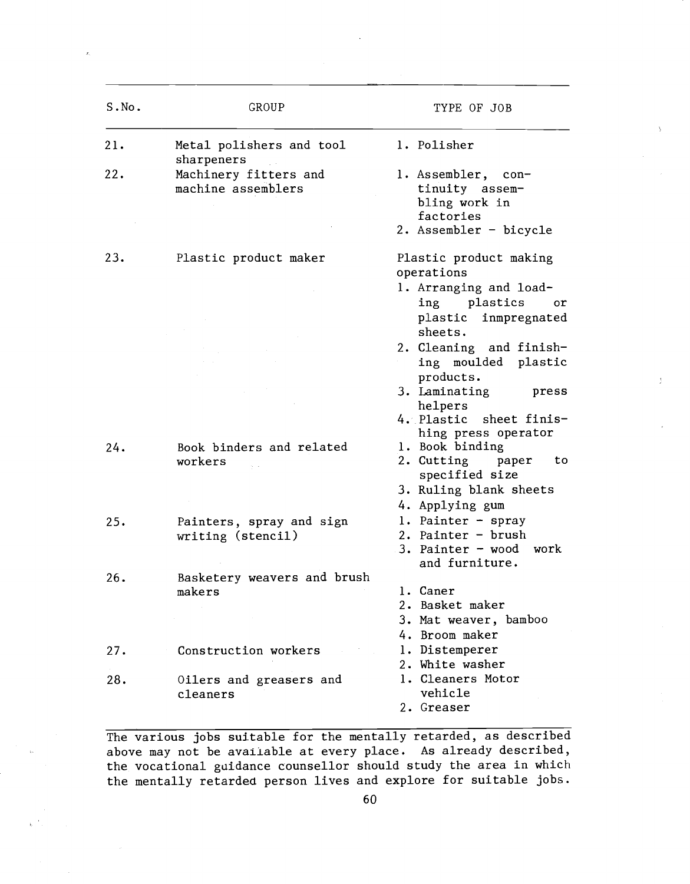| S.No. | GROUP | TYPE OF JOB |
| --- | --- | --- |
| 21. | Metal polishers and tool sharpeners | 1. Polisher |
| 22. | Machinery fitters and machine assemblers | 1. Assembler, continuity assembling work in factories<br>2. Assembler - bicycle |
| 23. | Plastic product maker | Plastic product making operations<br>1. Arranging and loading plastics or plastic inmpregnated sheets.<br>2. Cleaning and finishing moulded plastic products.<br>3. Laminating press helpers<br>4. Plastic sheet finishing press operator |
| 24. | Book binders and related workers | 1. Book binding<br>2. Cutting paper to specified size<br>3. Ruling blank sheets<br>4. Applying gum |
| 25. | Painters, spray and sign writing (stencil) | 1. Painter - spray<br>2. Painter - brush<br>3. Painter - wood work and furniture. |
| 26. | Basketery weavers and brush makers | 1. Caner<br>2. Basket maker<br>3. Mat weaver, bamboo<br>4. Broom maker |
| 27. | Construction workers | 1. Distemperer<br>2. White washer |
| 28. | Oilers and greasers and cleaners | 1. Cleaners Motor vehicle<br>2. Greaser |

The various jobs suitable for the mentally retarded, as described above may not be available at every place. As already described, the vocational guidance counsellor should study the area in which the mentally retarded person lives and explore for suitable jobs.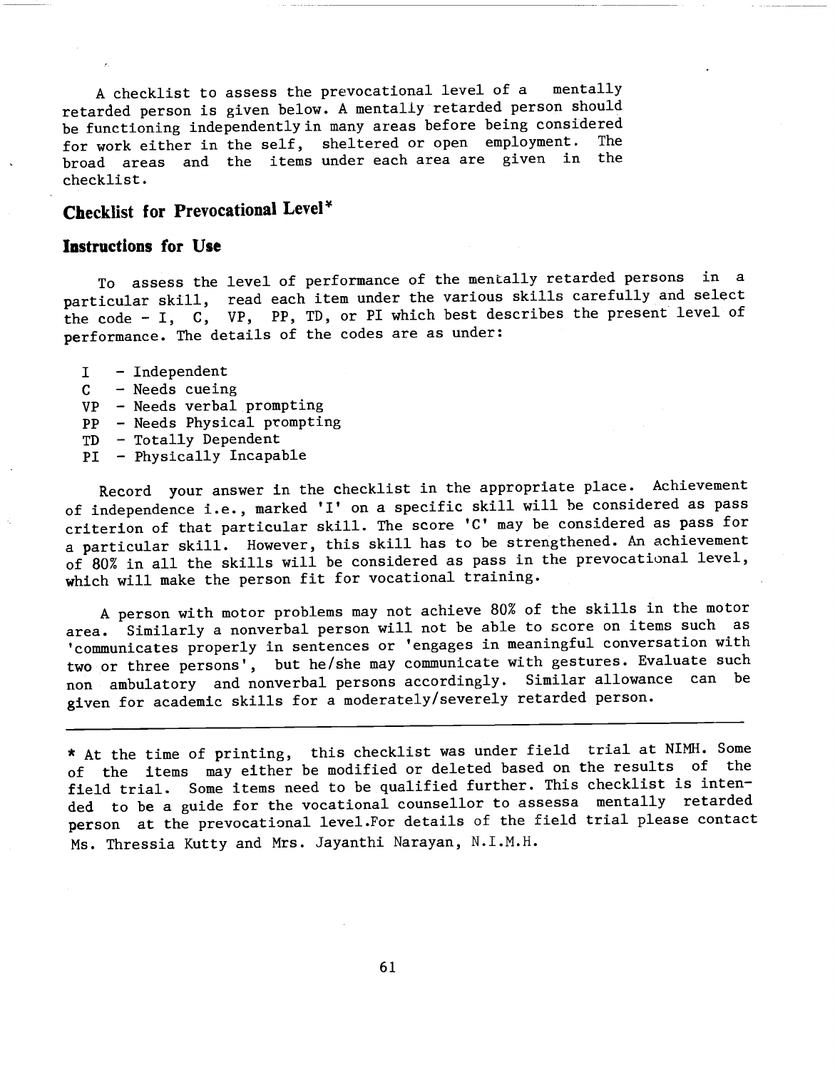A checklist to assess the prevocational level of a mentally retarded person is given below. A mentally retarded person should be functioning independently in many areas before being considered for work either in the self, sheltered or open employment. The broad areas and the items under each area are given in the checklist.

## Checklist for Prevocational Level*

### Instructions for Use

To assess the level of performance of the mentally retarded persons in a particular skill, read each item under the various skills carefully and select the code - I, C, VP, PP, TD, or PI which best describes the present level of performance. The details of the codes are as under:

- I - Independent
- C - Needs cueing
- VP - Needs verbal prompting
- PP - Needs Physical prompting
- TD - Totally Dependent
- PI - Physically Incapable

Record your answer in the checklist in the appropriate place. Achievement of independence i.e., marked 'I' on a specific skill will be considered as pass criterion of that particular skill. The score 'C' may be considered as pass for a particular skill. However, this skill has to be strengthened. An achievement of 80% in all the skills will be considered as pass in the prevocational level, which will make the person fit for vocational training.

A person with motor problems may not achieve 80% of the skills in the motor area. Similarly a nonverbal person will not be able to score on items such as 'communicates properly in sentences or 'engages in meaningful conversation with two or three persons', but he/she may communicate with gestures. Evaluate such non ambulatory and nonverbal persons accordingly. Similar allowance can be given for academic skills for a moderately/severely retarded person.

---

* At the time of printing, this checklist was under field trial at NIMH. Some of the items may either be modified or deleted based on the results of the field trial. Some items need to be qualified further. This checklist is intended to be a guide for the vocational counsellor to assessa mentally retarded person at the prevocational level.For details of the field trial please contact Ms. Thressia Kutty and Mrs. Jayanthi Narayan, N.I.M.H.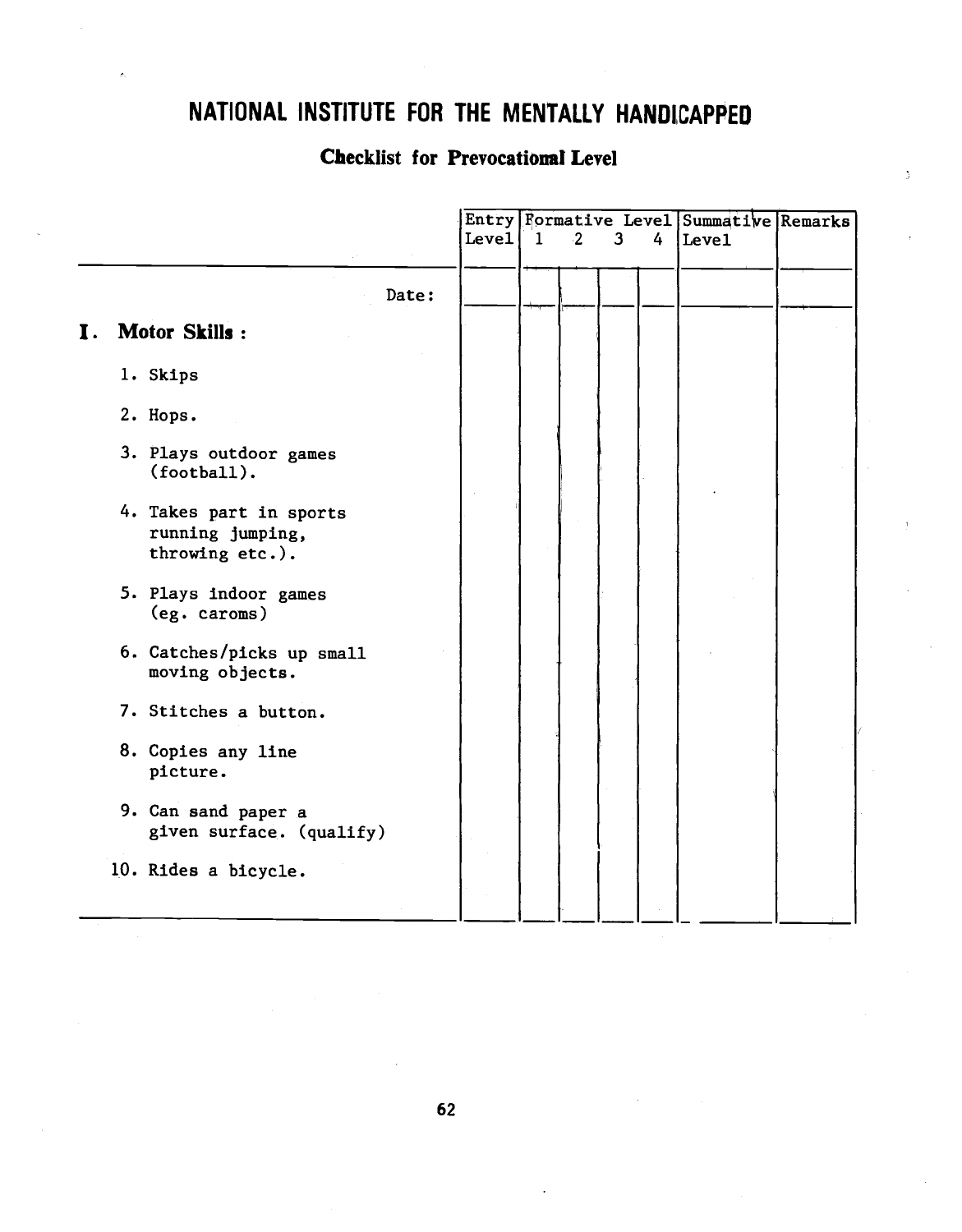# NATIONAL INSTITUTE FOR THE MENTALLY HANDICAPPED

## Checklist for Prevocational Level

| | Entry Level | Formative Level 1 | 2 | 3 | 4 | Summative Level | Remarks |
|---|---|---|---|---|---|---|---|
| Date: | | | | | | | |
| **I. Motor Skills :** | | | | | | | |
| 1. Skips | | | | | | | |
| 2. Hops. | | | | | | | |
| 3. Plays outdoor games (football). | | | | | | | |
| 4. Takes part in sports running jumping, throwing etc.). | | | | | | | |
| 5. Plays indoor games (eg. caroms) | | | | | | | |
| 6. Catches/picks up small moving objects. | | | | | | | |
| 7. Stitches a button. | | | | | | | |
| 8. Copies any line picture. | | | | | | | |
| 9. Can sand paper a given surface. (qualify) | | | | | | | |
| 10. Rides a bicycle. | | | | | | | |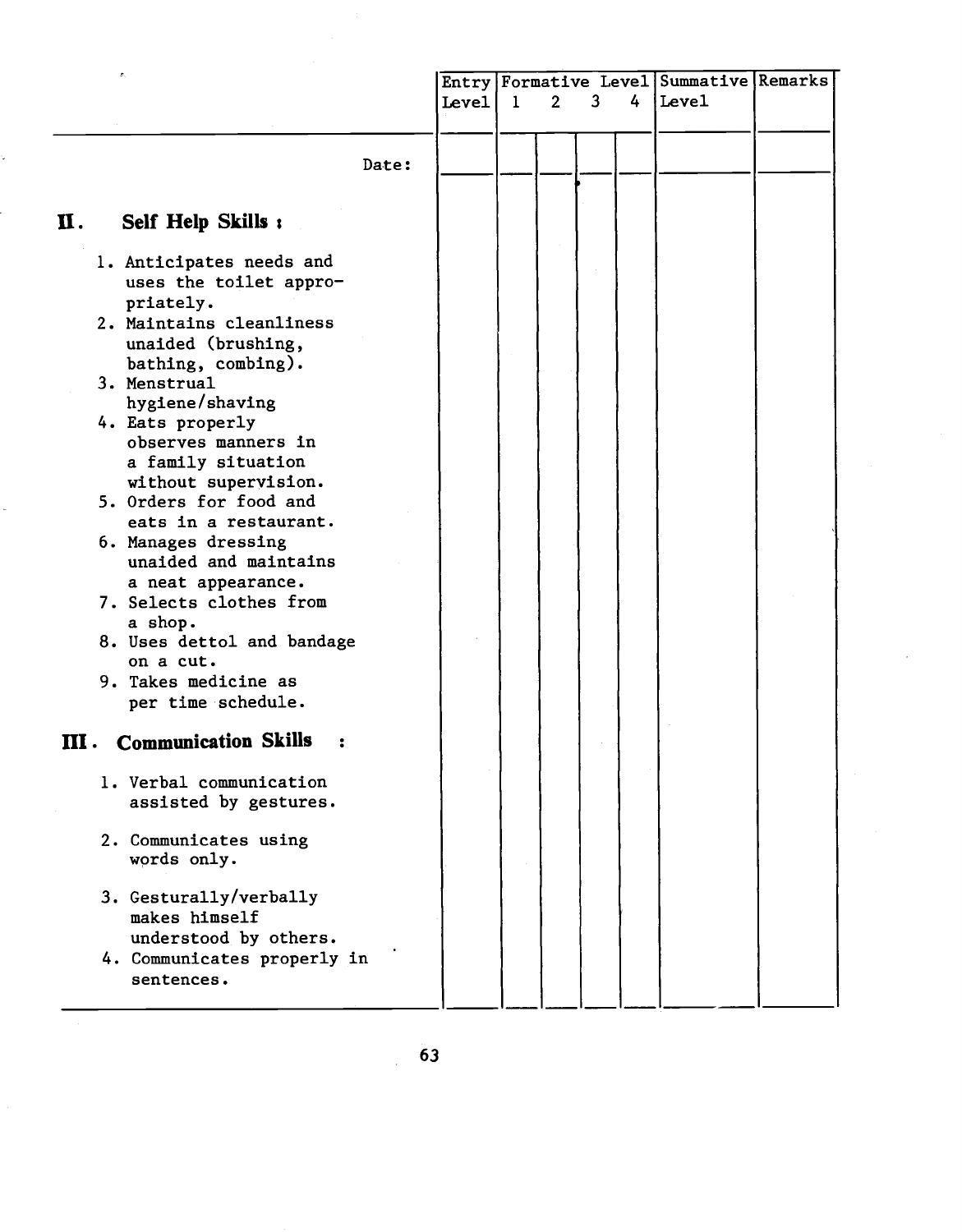| | Entry Level | Formative Level 1 | 2 | 3 | 4 | Summative Level | Remarks |
|---|---|---|---|---|---|---|---|
| Date: | | | | | | | |
| **II. Self Help Skills :** | | | | | | | |
| 1. Anticipates needs and uses the toilet appropriately. | | | | | | | |
| 2. Maintains cleanliness unaided (brushing, bathing, combing). | | | | | | | |
| 3. Menstrual hygiene/shaving | | | | | | | |
| 4. Eats properly observes manners in a family situation without supervision. | | | | | | | |
| 5. Orders for food and eats in a restaurant. | | | | | | | |
| 6. Manages dressing unaided and maintains a neat appearance. | | | | | | | |
| 7. Selects clothes from a shop. | | | | | | | |
| 8. Uses dettol and bandage on a cut. | | | | | | | |
| 9. Takes medicine as per time schedule. | | | | | | | |
| **III. Communication Skills :** | | | | | | | |
| 1. Verbal communication assisted by gestures. | | | | | | | |
| 2. Communicates using words only. | | | | | | | |
| 3. Gesturally/verbally makes himself understood by others. | | | | | | | |
| 4. Communicates properly in sentences. | | | | | | | |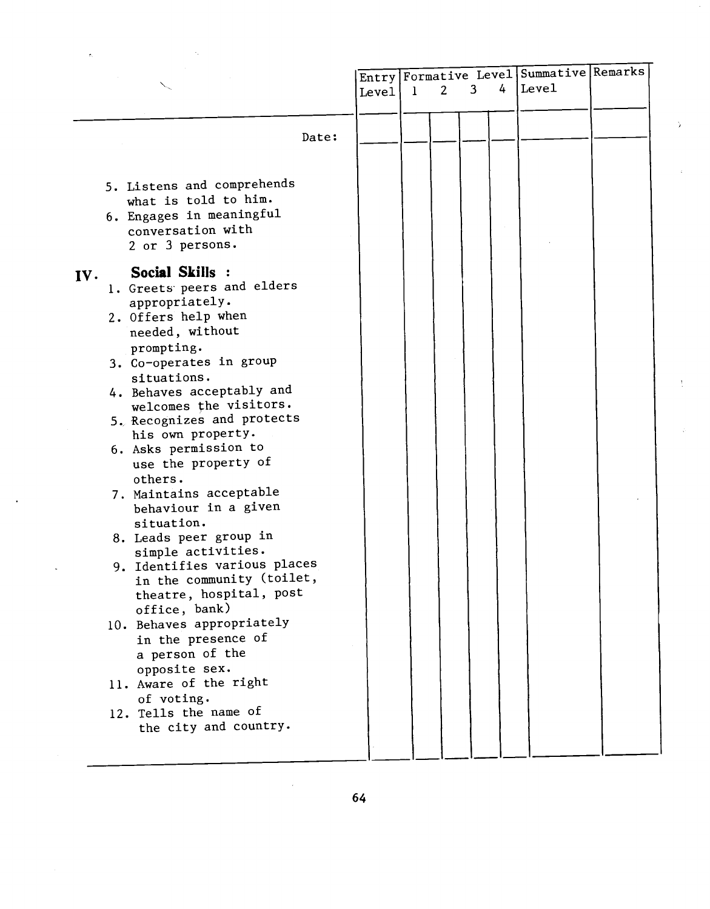| | Entry Level | Formative Level 1 | 2 | 3 | 4 | Summative Level | Remarks |
|---|---|---|---|---|---|---|---|
| Date: | | | | | | | |
| 5. Listens and comprehends what is told to him. | | | | | | | |
| 6. Engages in meaningful conversation with 2 or 3 persons. | | | | | | | |
| **IV. Social Skills :** | | | | | | | |
| 1. Greets peers and elders appropriately. | | | | | | | |
| 2. Offers help when needed, without prompting. | | | | | | | |
| 3. Co-operates in group situations. | | | | | | | |
| 4. Behaves acceptably and welcomes the visitors. | | | | | | | |
| 5. Recognizes and protects his own property. | | | | | | | |
| 6. Asks permission to use the property of others. | | | | | | | |
| 7. Maintains acceptable behaviour in a given situation. | | | | | | | |
| 8. Leads peer group in simple activities. | | | | | | | |
| 9. Identifies various places in the community (toilet, theatre, hospital, post office, bank) | | | | | | | |
| 10. Behaves appropriately in the presence of a person of the opposite sex. | | | | | | | |
| 11. Aware of the right of voting. | | | | | | | |
| 12. Tells the name of the city and country. | | | | | | | |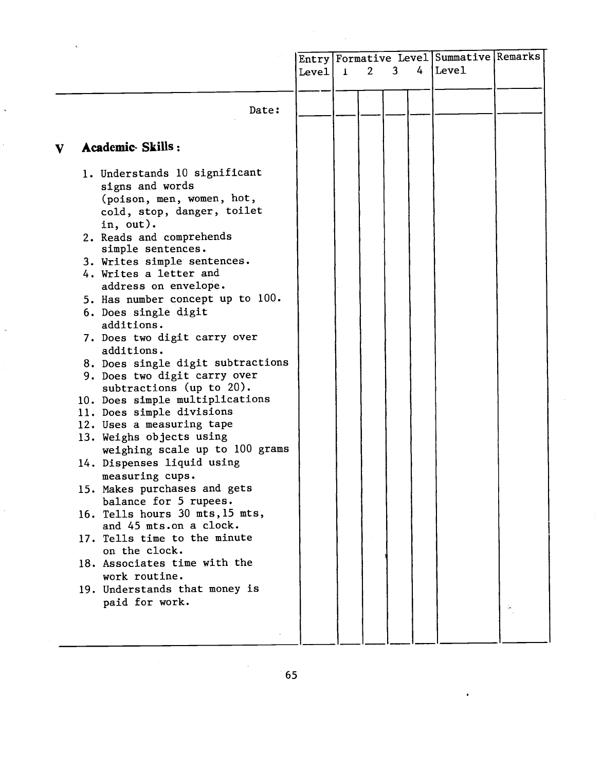| | Entry Level | Formative Level 1 | 2 | 3 | 4 | Summative Level | Remarks |
|---|---|---|---|---|---|---|---|
| Date: | | | | | | | |
| **V Academic Skills :** | | | | | | | |
| 1. Understands 10 significant signs and words (poison, men, women, hot, cold, stop, danger, toilet in, out). | | | | | | | |
| 2. Reads and comprehends simple sentences. | | | | | | | |
| 3. Writes simple sentences. | | | | | | | |
| 4. Writes a letter and address on envelope. | | | | | | | |
| 5. Has number concept up to 100. | | | | | | | |
| 6. Does single digit additions. | | | | | | | |
| 7. Does two digit carry over additions. | | | | | | | |
| 8. Does single digit subtractions | | | | | | | |
| 9. Does two digit carry over subtractions (up to 20). | | | | | | | |
| 10. Does simple multiplications | | | | | | | |
| 11. Does simple divisions | | | | | | | |
| 12. Uses a measuring tape | | | | | | | |
| 13. Weighs objects using weighing scale up to 100 grams | | | | | | | |
| 14. Dispenses liquid using measuring cups. | | | | | | | |
| 15. Makes purchases and gets balance for 5 rupees. | | | | | | | |
| 16. Tells hours 30 mts, 15 mts, and 45 mts. on a clock. | | | | | | | |
| 17. Tells time to the minute on the clock. | | | | | | | |
| 18. Associates time with the work routine. | | | | | | | |
| 19. Understands that money is paid for work. | | | | | | | |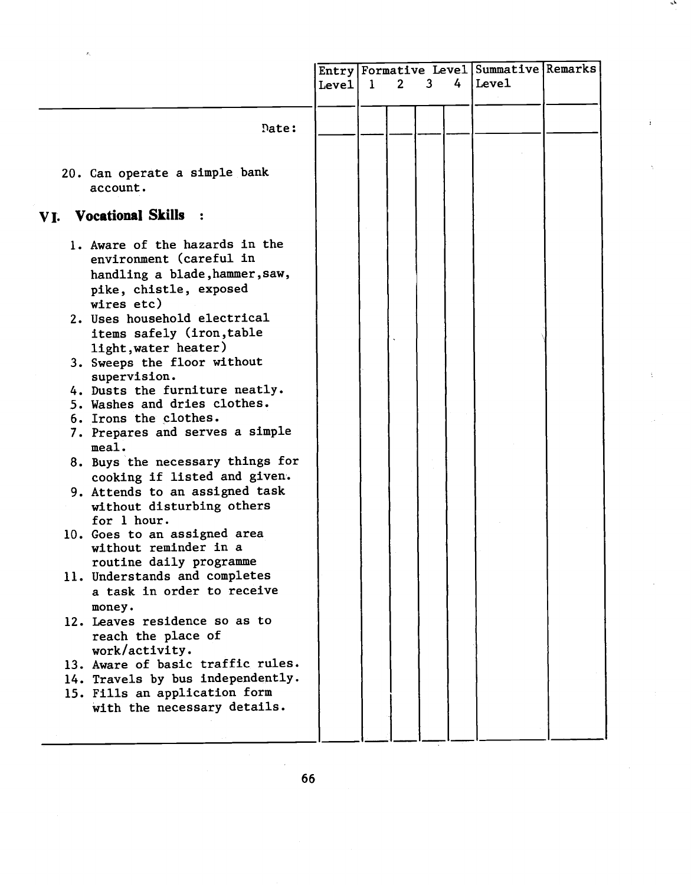| | Entry Level | Formative Level 1 | 2 | 3 | 4 | Summative Level | Remarks |
|---|---|---|---|---|---|---|---|
| Date: | | | | | | | |
| 20. Can operate a simple bank account. | | | | | | | |
| **VI. Vocational Skills :** | | | | | | | |
| 1. Aware of the hazards in the environment (careful in handling a blade,hammer,saw, pike, chistle, exposed wires etc) | | | | | | | |
| 2. Uses household electrical items safely (iron,table light,water heater) | | | | | | | |
| 3. Sweeps the floor without supervision. | | | | | | | |
| 4. Dusts the furniture neatly. | | | | | | | |
| 5. Washes and dries clothes. | | | | | | | |
| 6. Irons the clothes. | | | | | | | |
| 7. Prepares and serves a simple meal. | | | | | | | |
| 8. Buys the necessary things for cooking if listed and given. | | | | | | | |
| 9. Attends to an assigned task without disturbing others for 1 hour. | | | | | | | |
| 10. Goes to an assigned area without reminder in a routine daily programme | | | | | | | |
| 11. Understands and completes a task in order to receive money. | | | | | | | |
| 12. Leaves residence so as to reach the place of work/activity. | | | | | | | |
| 13. Aware of basic traffic rules. | | | | | | | |
| 14. Travels by bus independently. | | | | | | | |
| 15. Fills an application form with the necessary details. | | | | | | | |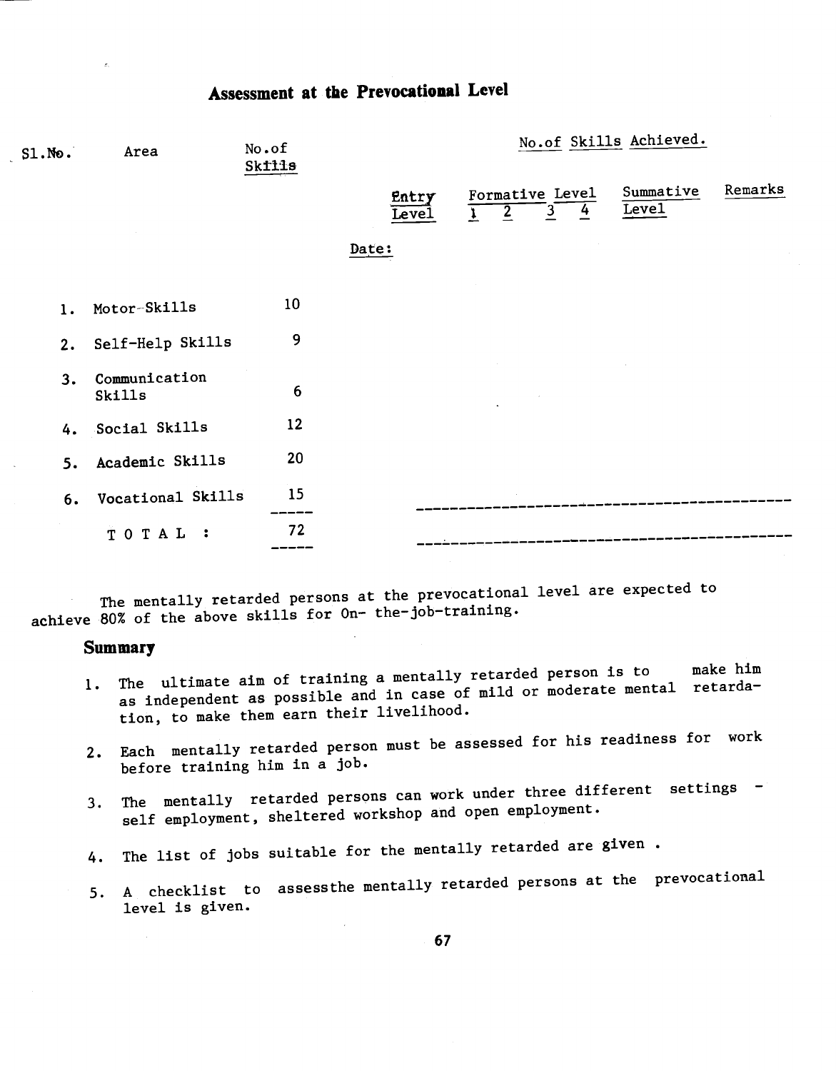## Assessment at the Prevocational Level

| Sl.No. | Area | No.of Skills | No.of Skills Achieved. | | | | | | |
|---|---|---|---|---|---|---|---|---|---|
| | | | Entry Level | Formative Level 1 | 2 | 3 | 4 | Summative Level | Remarks |
| | | Date: | | | | | | | |
| 1. | Motor-Skills | 10 | | | | | | | |
| 2. | Self-Help Skills | 9 | | | | | | | |
| 3. | Communication Skills | 6 | | | | | | | |
| 4. | Social Skills | 12 | | | | | | | |
| 5. | Academic Skills | 20 | | | | | | | |
| 6. | Vocational Skills | 15 | | | | | | | |
| | TOTAL : | 72 | | | | | | | |

The mentally retarded persons at the prevocational level are expected to achieve 80% of the above skills for On- the-job-training.

### Summary

1. The ultimate aim of training a mentally retarded person is to make him as independent as possible and in case of mild or moderate mental retardation, to make them earn their livelihood.

2. Each mentally retarded person must be assessed for his readiness for work before training him in a job.

3. The mentally retarded persons can work under three different settings - self employment, sheltered workshop and open employment.

4. The list of jobs suitable for the mentally retarded are given .

5. A checklist to assessthe mentally retarded persons at the prevocational level is given.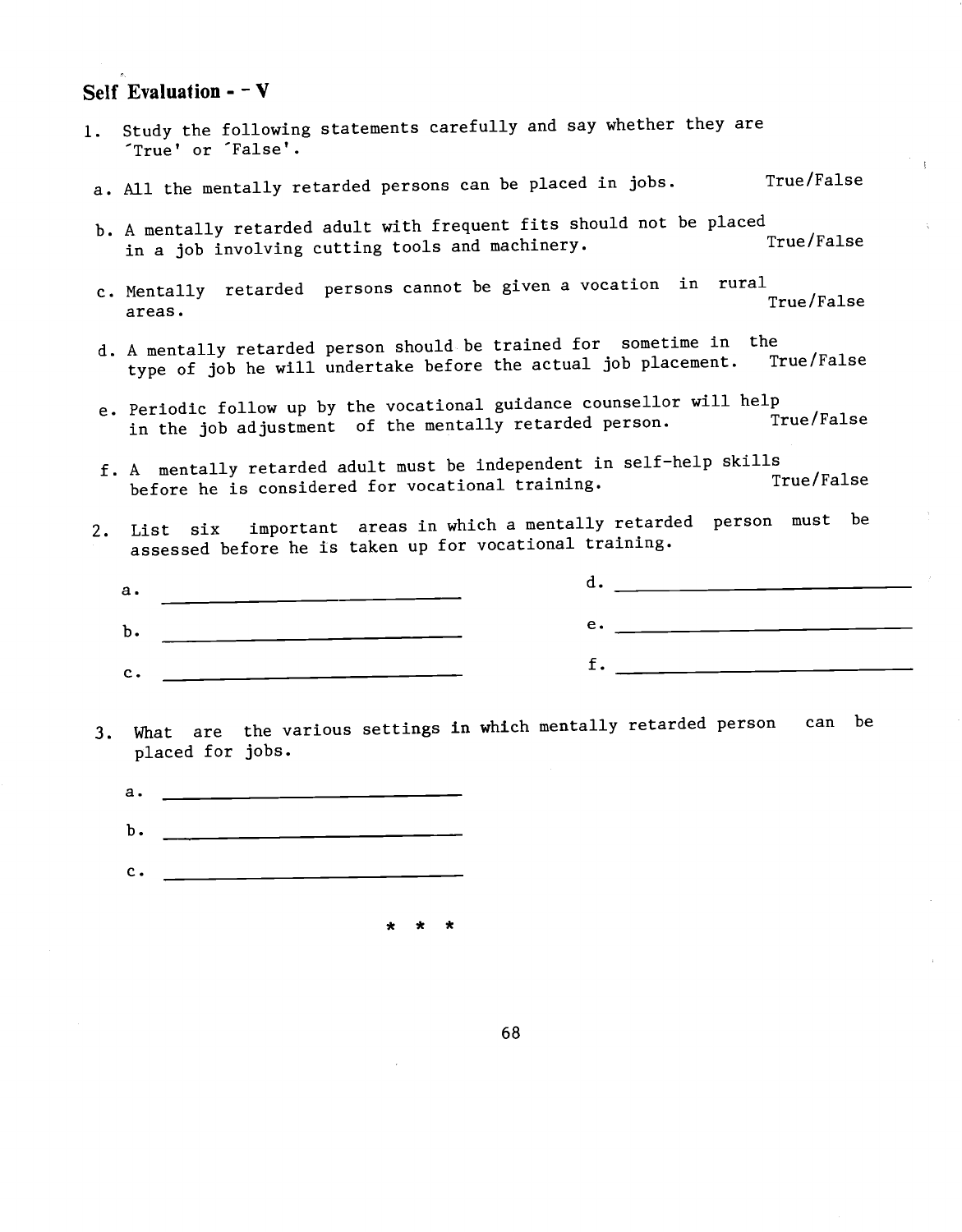## Self Evaluation - - V

1. Study the following statements carefully and say whether they are 'True' or 'False'.

   a. All the mentally retarded persons can be placed in jobs. True/False

   b. A mentally retarded adult with frequent fits should not be placed in a job involving cutting tools and machinery. True/False

   c. Mentally retarded persons cannot be given a vocation in rural areas. True/False

   d. A mentally retarded person should be trained for sometime in the type of job he will undertake before the actual job placement. True/False

   e. Periodic follow up by the vocational guidance counsellor will help in the job adjustment of the mentally retarded person. True/False

   f. A mentally retarded adult must be independent in self-help skills before he is considered for vocational training. True/False

2. List six important areas in which a mentally retarded person must be assessed before he is taken up for vocational training.

   a. ____________________ d. ____________________

   b. ____________________ e. ____________________

   c. ____________________ f. ____________________

3. What are the various settings in which mentally retarded person can be placed for jobs.

   a. ____________________

   b. ____________________

   c. ____________________

\* \* \*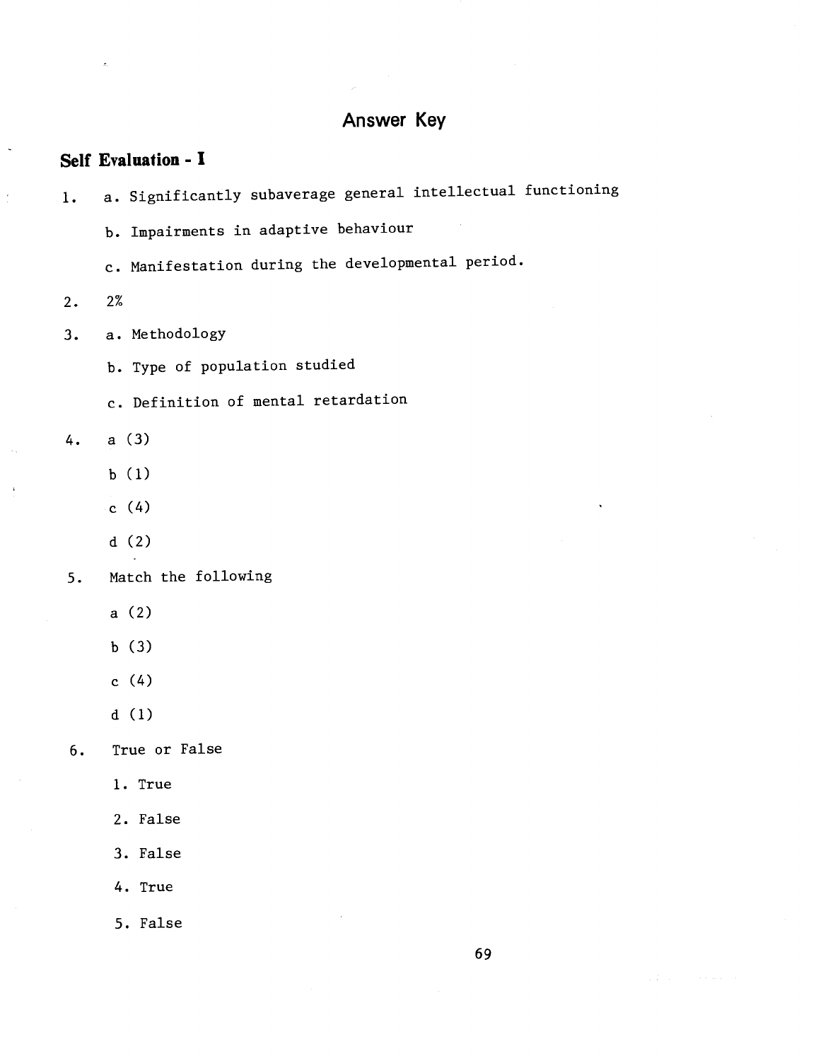# Answer Key

## Self Evaluation - I

1. a. Significantly subaverage general intellectual functioning

   b. Impairments in adaptive behaviour

   c. Manifestation during the developmental period.

2. 2%

3. a. Methodology

   b. Type of population studied

   c. Definition of mental retardation

4. a (3)

   b (1)

   c (4)

   d (2)

5. Match the following

   a (2)

   b (3)

   c (4)

   d (1)

6. True or False

   1. True

   2. False

   3. False

   4. True

   5. False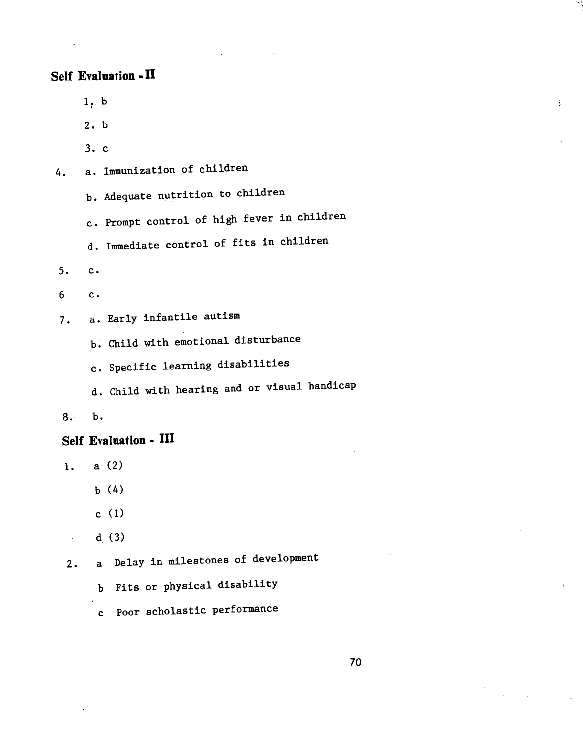## Self Evaluation - II

1. b
2. b
3. c
4. a. Immunization of children

   b. Adequate nutrition to children

   c. Prompt control of high fever in children

   d. Immediate control of fits in children
5. c.
6. c.
7. a. Early infantile autism

   b. Child with emotional disturbance

   c. Specific learning disabilities

   d. Child with hearing and or visual handicap
8. b.

## Self Evaluation - III

1. a (2)

   b (4)

   c (1)

   d (3)
2. a Delay in milestones of development

   b Fits or physical disability

   c Poor scholastic performance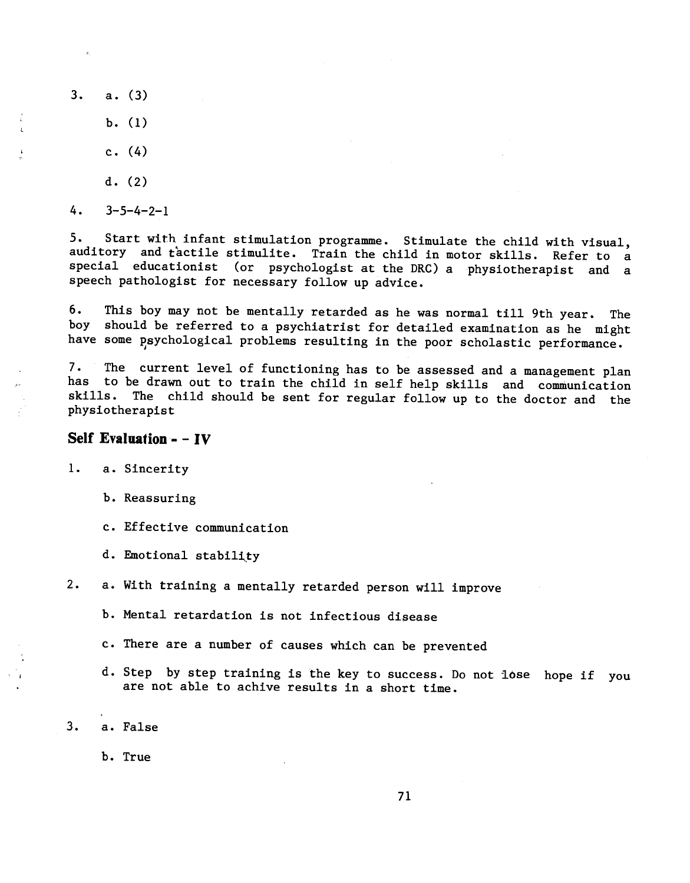3. a. (3)

   b. (1)

   c. (4)

   d. (2)

4. 3-5-4-2-1

5. Start with infant stimulation programme. Stimulate the child with visual, auditory and tactile stimulite. Train the child in motor skills. Refer to a special educationist (or psychologist at the DRC) a physiotherapist and a speech pathologist for necessary follow up advice.

6. This boy may not be mentally retarded as he was normal till 9th year. The boy should be referred to a psychiatrist for detailed examination as he might have some psychological problems resulting in the poor scholastic performance.

7. The current level of functioning has to be assessed and a management plan has to be drawn out to train the child in self help skills and communication skills. The child should be sent for regular follow up to the doctor and the physiotherapist

## Self Evaluation - - IV

1. a. Sincerity

   b. Reassuring

   c. Effective communication

   d. Emotional stability

2. a. With training a mentally retarded person will improve

   b. Mental retardation is not infectious disease

   c. There are a number of causes which can be prevented

   d. Step by step training is the key to success. Do not lose hope if you are not able to achive results in a short time.

3. a. False

   b. True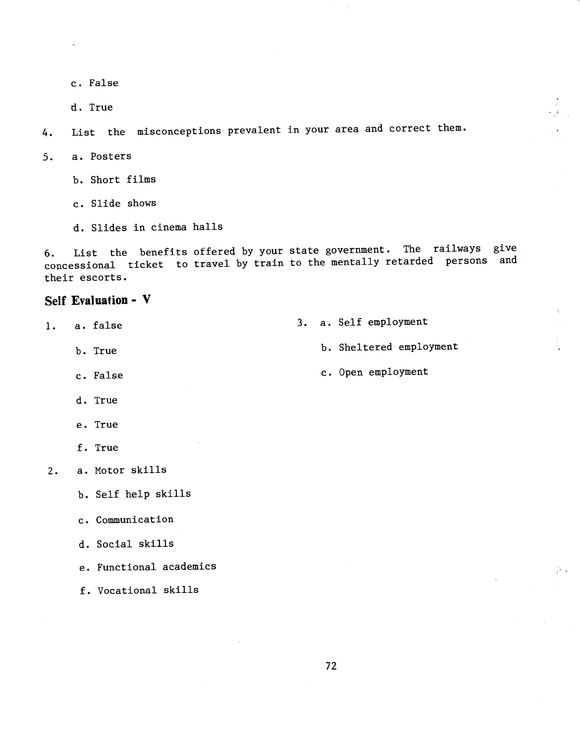c. False

d. True

4. List the misconceptions prevalent in your area and correct them.

5. a. Posters

   b. Short films

   c. Slide shows

   d. Slides in cinema halls

6. List the benefits offered by your state government. The railways give concessional ticket to travel by train to the mentally retarded persons and their escorts.

## Self Evaluation - V

1. a. false

   b. True

   c. False

   d. True

   e. True

   f. True

2. a. Motor skills

   b. Self help skills

   c. Communication

   d. Social skills

   e. Functional academics

   f. Vocational skills

3. a. Self employment

   b. Sheltered employment

   c. Open employment